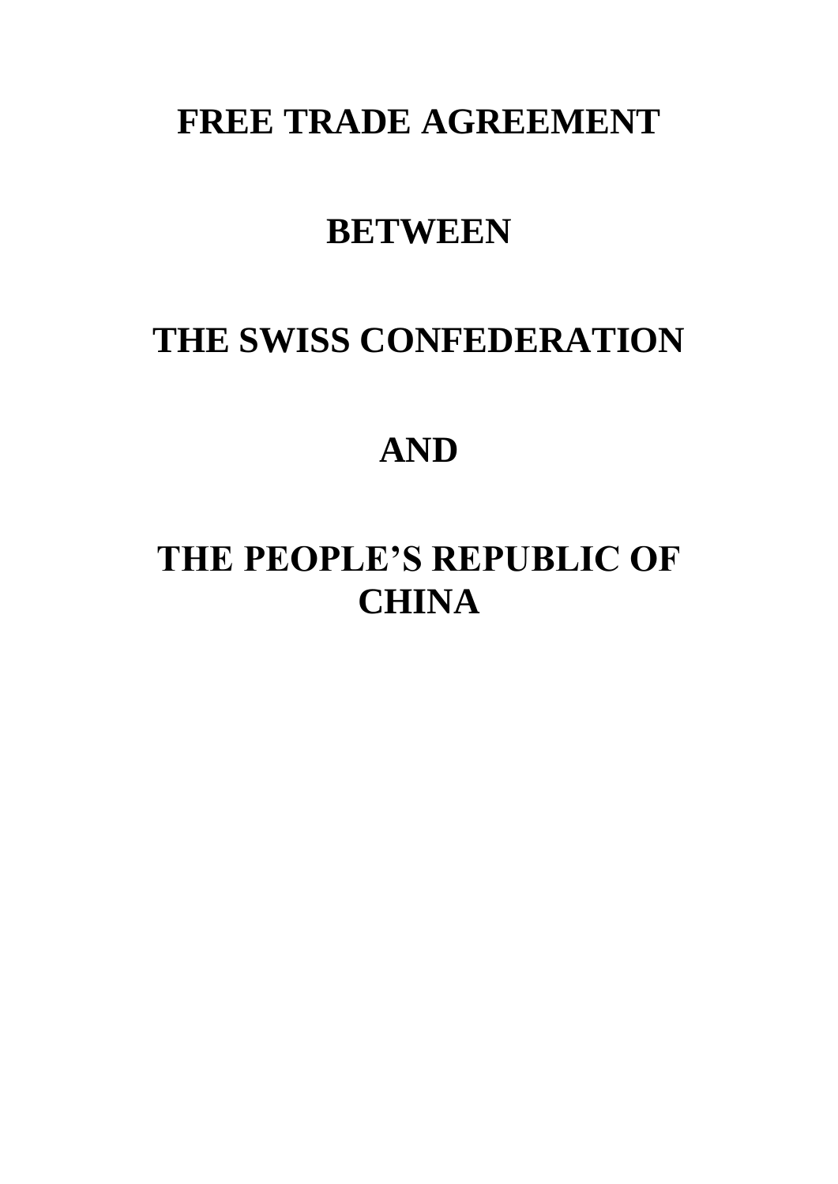# FREE TRADE AGREEMENT

# BETWEEN

# THE SWISS CONFEDERATION

# AND

# THE PEOPLE'S REPUBLIC OF CHINA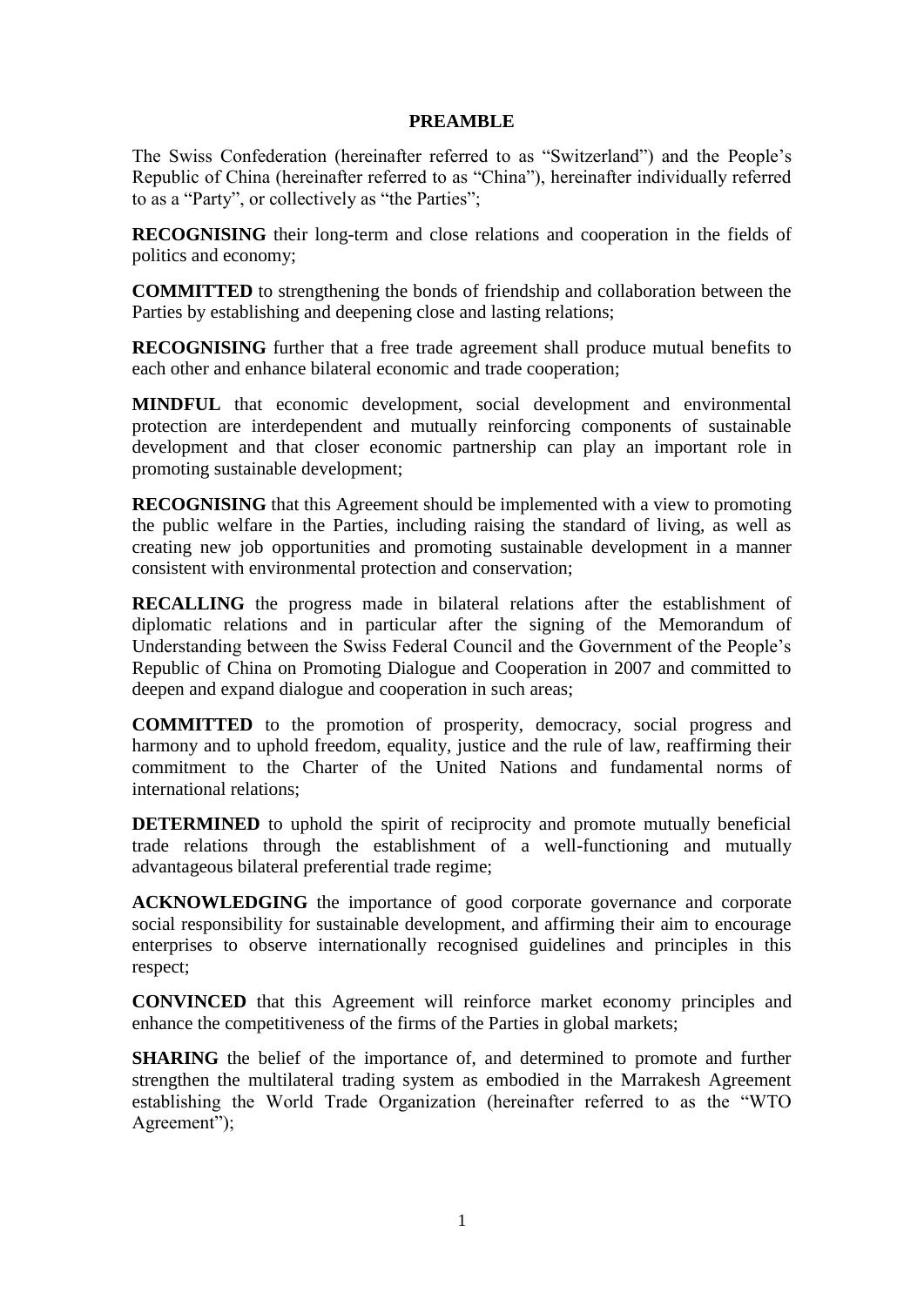# PREAMBLE

The Swiss Confederation (hereinafter referred to as "Switzerland") and the People's Republic of China (hereinafter referred to as "China"), hereinafter individually referred to as a "Party", or collectively as "the Parties";

**RECOGNISING** their long-term and close relations and cooperation in the fields of politics and economy;

**COMMITTED** to strengthening the bonds of friendship and collaboration between the Parties by establishing and deepening close and lasting relations;

**RECOGNISING** further that a free trade agreement shall produce mutual benefits to each other and enhance bilateral economic and trade cooperation;

**MINDFUL** that economic development, social development and environmental protection are interdependent and mutually reinforcing components of sustainable development and that closer economic partnership can play an important role in promoting sustainable development;

**RECOGNISING** that this Agreement should be implemented with a view to promoting the public welfare in the Parties, including raising the standard of living, as well as creating new job opportunities and promoting sustainable development in a manner consistent with environmental protection and conservation;

**RECALLING** the progress made in bilateral relations after the establishment of diplomatic relations and in particular after the signing of the Memorandum of Understanding between the Swiss Federal Council and the Government of the People's Republic of China on Promoting Dialogue and Cooperation in 2007 and committed to deepen and expand dialogue and cooperation in such areas;

**COMMITTED** to the promotion of prosperity, democracy, social progress and harmony and to uphold freedom, equality, justice and the rule of law, reaffirming their commitment to the Charter of the United Nations and fundamental norms of international relations;

**DETERMINED** to uphold the spirit of reciprocity and promote mutually beneficial trade relations through the establishment of a well-functioning and mutually advantageous bilateral preferential trade regime;

**ACKNOWLEDGING** the importance of good corporate governance and corporate social responsibility for sustainable development, and affirming their aim to encourage enterprises to observe internationally recognised guidelines and principles in this respect;

**CONVINCED** that this Agreement will reinforce market economy principles and enhance the competitiveness of the firms of the Parties in global markets;

**SHARING** the belief of the importance of, and determined to promote and further strengthen the multilateral trading system as embodied in the Marrakesh Agreement establishing the World Trade Organization (hereinafter referred to as the "WTO Agreement");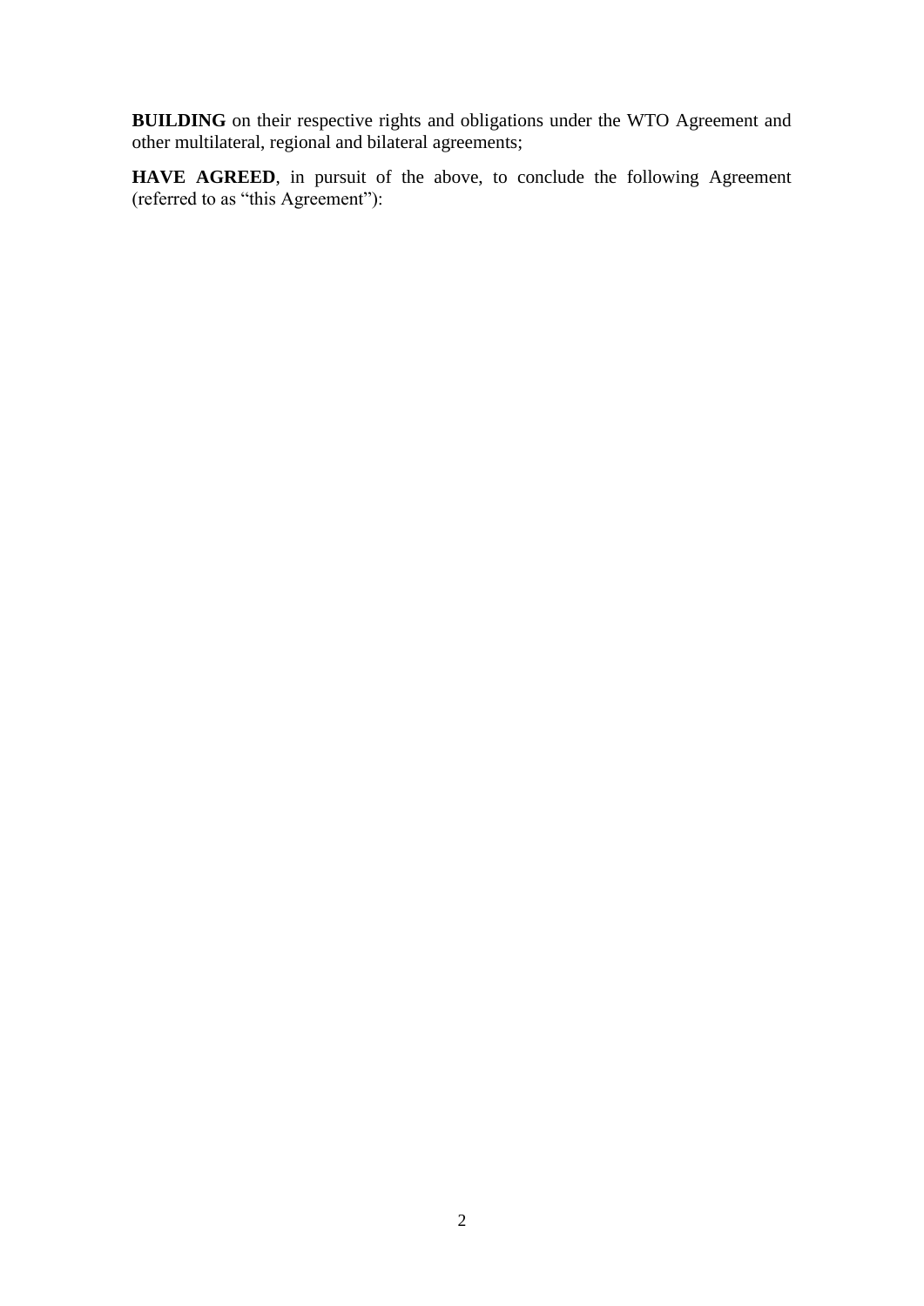**BUILDING** on their respective rights and obligations under the WTO Agreement and other multilateral, regional and bilateral agreements;

**HAVE AGREED**, in pursuit of the above, to conclude the following Agreement (referred to as "this Agreement"):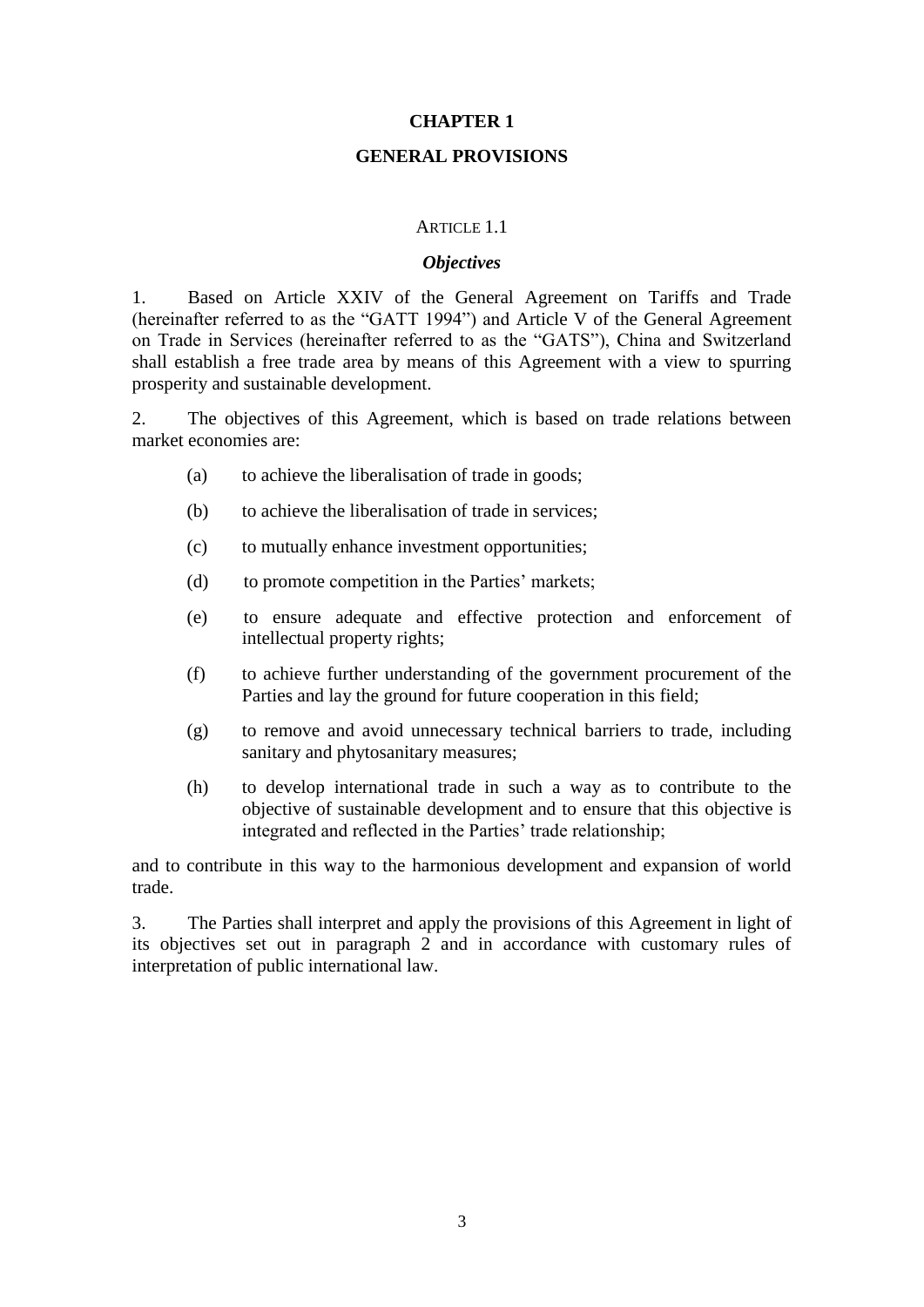# CHAPTER 1

# GENERAL PROVISIONS

## ARTICLE 1.1

### *Objectives*

1. Based on Article XXIV of the General Agreement on Tariffs and Trade (hereinafter referred to as the "GATT 1994") and Article V of the General Agreement on Trade in Services (hereinafter referred to as the "GATS"), China and Switzerland shall establish a free trade area by means of this Agreement with a view to spurring prosperity and sustainable development.

2. The objectives of this Agreement, which is based on trade relations between market economies are:

   (a) to achieve the liberalisation of trade in goods;

   (b) to achieve the liberalisation of trade in services;

   (c) to mutually enhance investment opportunities;

   (d) to promote competition in the Parties' markets;

   (e) to ensure adequate and effective protection and enforcement of intellectual property rights;

   (f) to achieve further understanding of the government procurement of the Parties and lay the ground for future cooperation in this field;

   (g) to remove and avoid unnecessary technical barriers to trade, including sanitary and phytosanitary measures;

   (h) to develop international trade in such a way as to contribute to the objective of sustainable development and to ensure that this objective is integrated and reflected in the Parties' trade relationship;

and to contribute in this way to the harmonious development and expansion of world trade.

3. The Parties shall interpret and apply the provisions of this Agreement in light of its objectives set out in paragraph 2 and in accordance with customary rules of interpretation of public international law.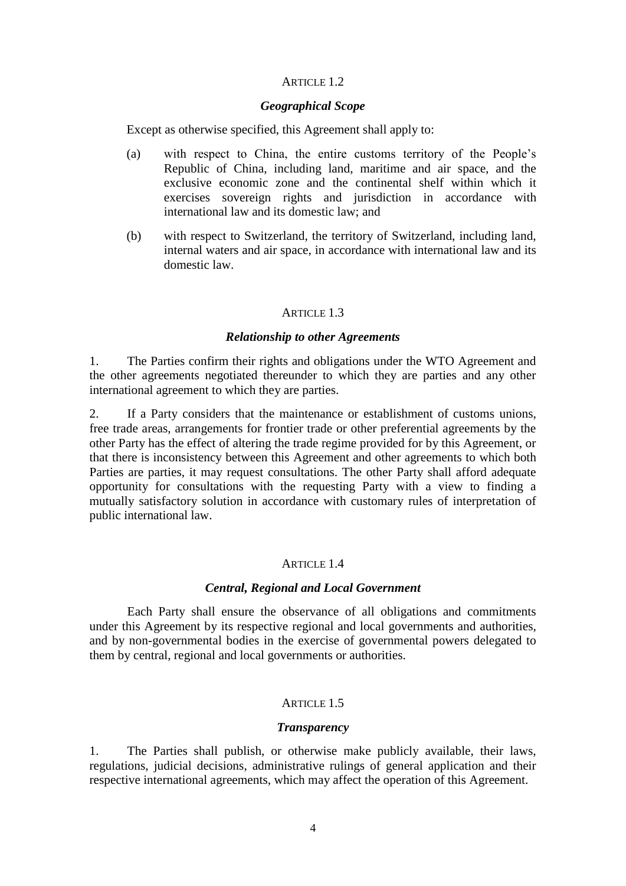## ARTICLE 1.2

### *Geographical Scope*

Except as otherwise specified, this Agreement shall apply to:

(a) with respect to China, the entire customs territory of the People's Republic of China, including land, maritime and air space, and the exclusive economic zone and the continental shelf within which it exercises sovereign rights and jurisdiction in accordance with international law and its domestic law; and

(b) with respect to Switzerland, the territory of Switzerland, including land, internal waters and air space, in accordance with international law and its domestic law.

## ARTICLE 1.3

### *Relationship to other Agreements*

1. The Parties confirm their rights and obligations under the WTO Agreement and the other agreements negotiated thereunder to which they are parties and any other international agreement to which they are parties.

2. If a Party considers that the maintenance or establishment of customs unions, free trade areas, arrangements for frontier trade or other preferential agreements by the other Party has the effect of altering the trade regime provided for by this Agreement, or that there is inconsistency between this Agreement and other agreements to which both Parties are parties, it may request consultations. The other Party shall afford adequate opportunity for consultations with the requesting Party with a view to finding a mutually satisfactory solution in accordance with customary rules of interpretation of public international law.

## ARTICLE 1.4

### *Central, Regional and Local Government*

Each Party shall ensure the observance of all obligations and commitments under this Agreement by its respective regional and local governments and authorities, and by non-governmental bodies in the exercise of governmental powers delegated to them by central, regional and local governments or authorities.

## ARTICLE 1.5

### *Transparency*

1. The Parties shall publish, or otherwise make publicly available, their laws, regulations, judicial decisions, administrative rulings of general application and their respective international agreements, which may affect the operation of this Agreement.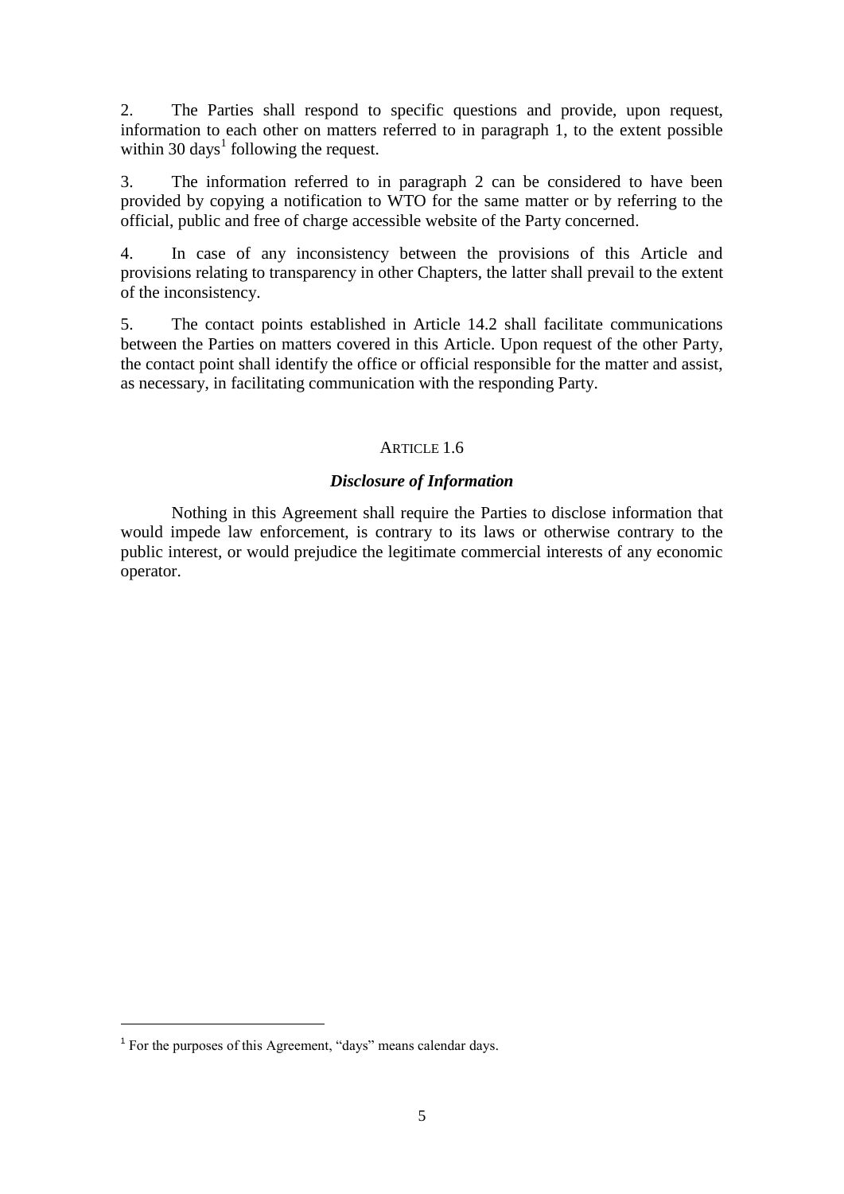2. The Parties shall respond to specific questions and provide, upon request, information to each other on matters referred to in paragraph 1, to the extent possible within 30 days[1] following the request.

3. The information referred to in paragraph 2 can be considered to have been provided by copying a notification to WTO for the same matter or by referring to the official, public and free of charge accessible website of the Party concerned.

4. In case of any inconsistency between the provisions of this Article and provisions relating to transparency in other Chapters, the latter shall prevail to the extent of the inconsistency.

5. The contact points established in Article 14.2 shall facilitate communications between the Parties on matters covered in this Article. Upon request of the other Party, the contact point shall identify the office or official responsible for the matter and assist, as necessary, in facilitating communication with the responding Party.

ARTICLE 1.6

***Disclosure of Information***

Nothing in this Agreement shall require the Parties to disclose information that would impede law enforcement, is contrary to its laws or otherwise contrary to the public interest, or would prejudice the legitimate commercial interests of any economic operator.

[1] For the purposes of this Agreement, "days" means calendar days.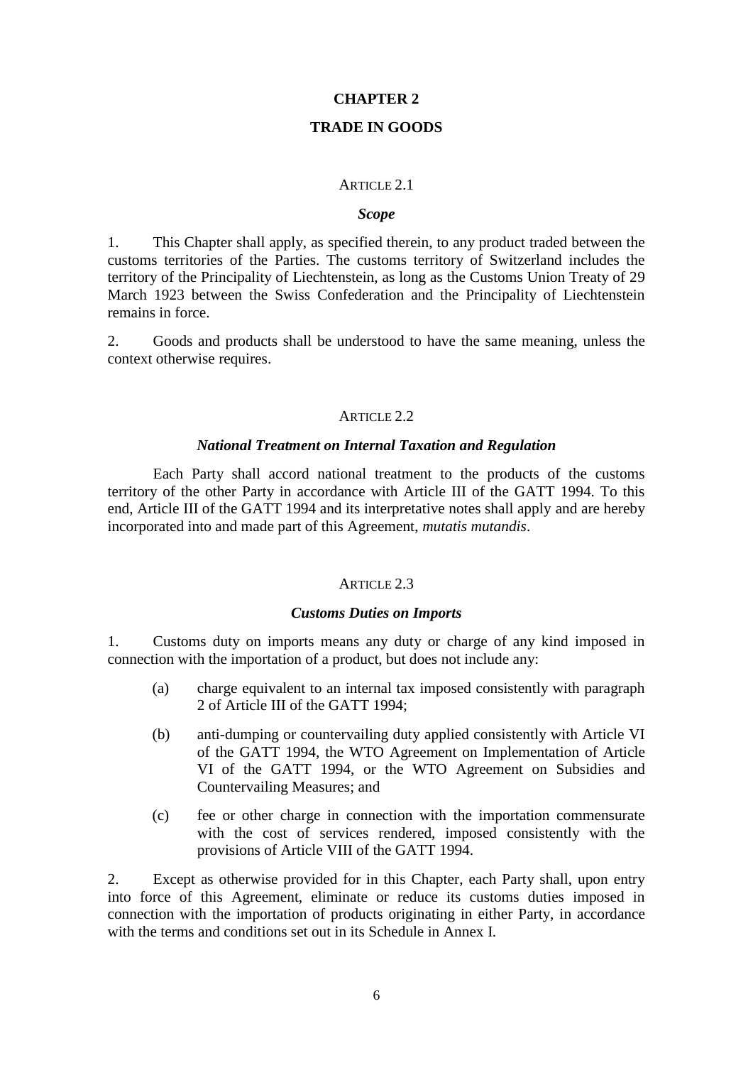# CHAPTER 2

# TRADE IN GOODS

## ARTICLE 2.1

### *Scope*

1. This Chapter shall apply, as specified therein, to any product traded between the customs territories of the Parties. The customs territory of Switzerland includes the territory of the Principality of Liechtenstein, as long as the Customs Union Treaty of 29 March 1923 between the Swiss Confederation and the Principality of Liechtenstein remains in force.

2. Goods and products shall be understood to have the same meaning, unless the context otherwise requires.

## ARTICLE 2.2

### *National Treatment on Internal Taxation and Regulation*

Each Party shall accord national treatment to the products of the customs territory of the other Party in accordance with Article III of the GATT 1994. To this end, Article III of the GATT 1994 and its interpretative notes shall apply and are hereby incorporated into and made part of this Agreement, *mutatis mutandis*.

## ARTICLE 2.3

### *Customs Duties on Imports*

1. Customs duty on imports means any duty or charge of any kind imposed in connection with the importation of a product, but does not include any:

   (a) charge equivalent to an internal tax imposed consistently with paragraph 2 of Article III of the GATT 1994;

   (b) anti-dumping or countervailing duty applied consistently with Article VI of the GATT 1994, the WTO Agreement on Implementation of Article VI of the GATT 1994, or the WTO Agreement on Subsidies and Countervailing Measures; and

   (c) fee or other charge in connection with the importation commensurate with the cost of services rendered, imposed consistently with the provisions of Article VIII of the GATT 1994.

2. Except as otherwise provided for in this Chapter, each Party shall, upon entry into force of this Agreement, eliminate or reduce its customs duties imposed in connection with the importation of products originating in either Party, in accordance with the terms and conditions set out in its Schedule in Annex I.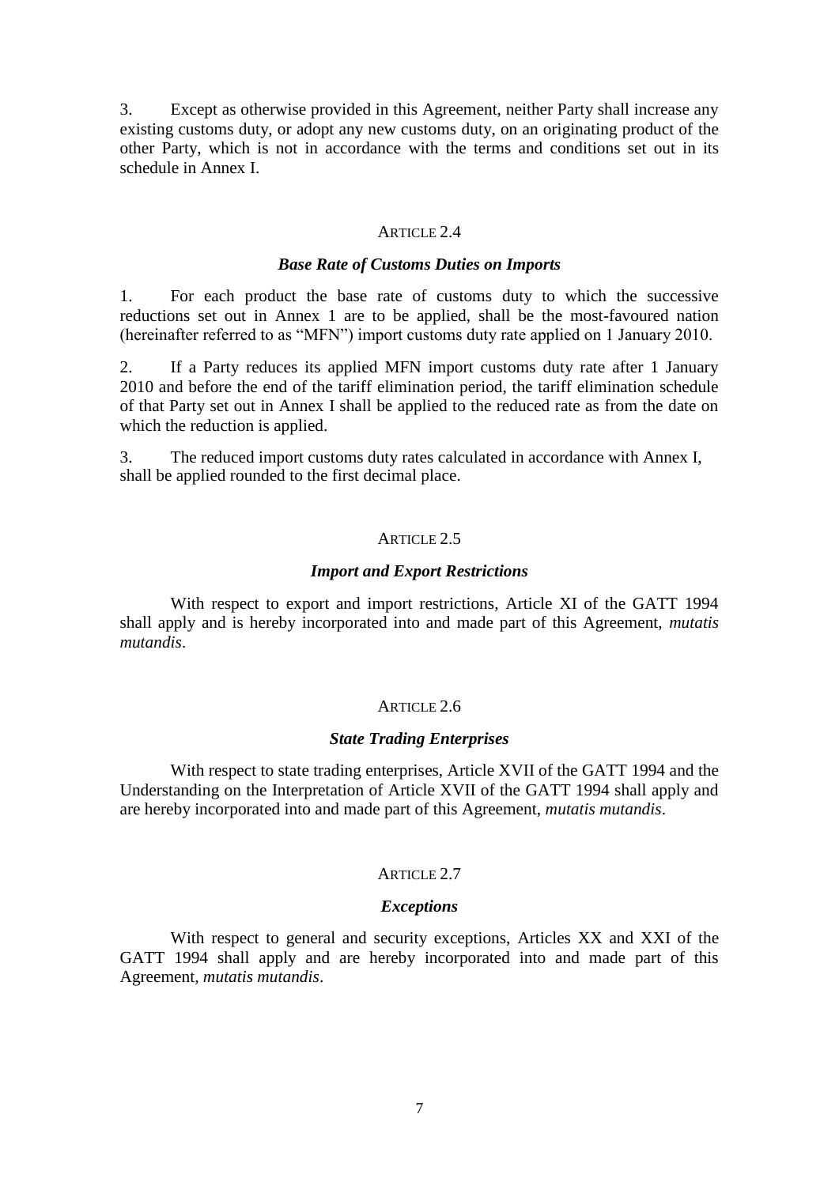3. Except as otherwise provided in this Agreement, neither Party shall increase any existing customs duty, or adopt any new customs duty, on an originating product of the other Party, which is not in accordance with the terms and conditions set out in its schedule in Annex I.

## ARTICLE 2.4

### *Base Rate of Customs Duties on Imports*

1. For each product the base rate of customs duty to which the successive reductions set out in Annex 1 are to be applied, shall be the most-favoured nation (hereinafter referred to as "MFN") import customs duty rate applied on 1 January 2010.

2. If a Party reduces its applied MFN import customs duty rate after 1 January 2010 and before the end of the tariff elimination period, the tariff elimination schedule of that Party set out in Annex I shall be applied to the reduced rate as from the date on which the reduction is applied.

3. The reduced import customs duty rates calculated in accordance with Annex I, shall be applied rounded to the first decimal place.

## ARTICLE 2.5

### *Import and Export Restrictions*

With respect to export and import restrictions, Article XI of the GATT 1994 shall apply and is hereby incorporated into and made part of this Agreement, *mutatis mutandis*.

## ARTICLE 2.6

### *State Trading Enterprises*

With respect to state trading enterprises, Article XVII of the GATT 1994 and the Understanding on the Interpretation of Article XVII of the GATT 1994 shall apply and are hereby incorporated into and made part of this Agreement, *mutatis mutandis*.

## ARTICLE 2.7

### *Exceptions*

With respect to general and security exceptions, Articles XX and XXI of the GATT 1994 shall apply and are hereby incorporated into and made part of this Agreement, *mutatis mutandis*.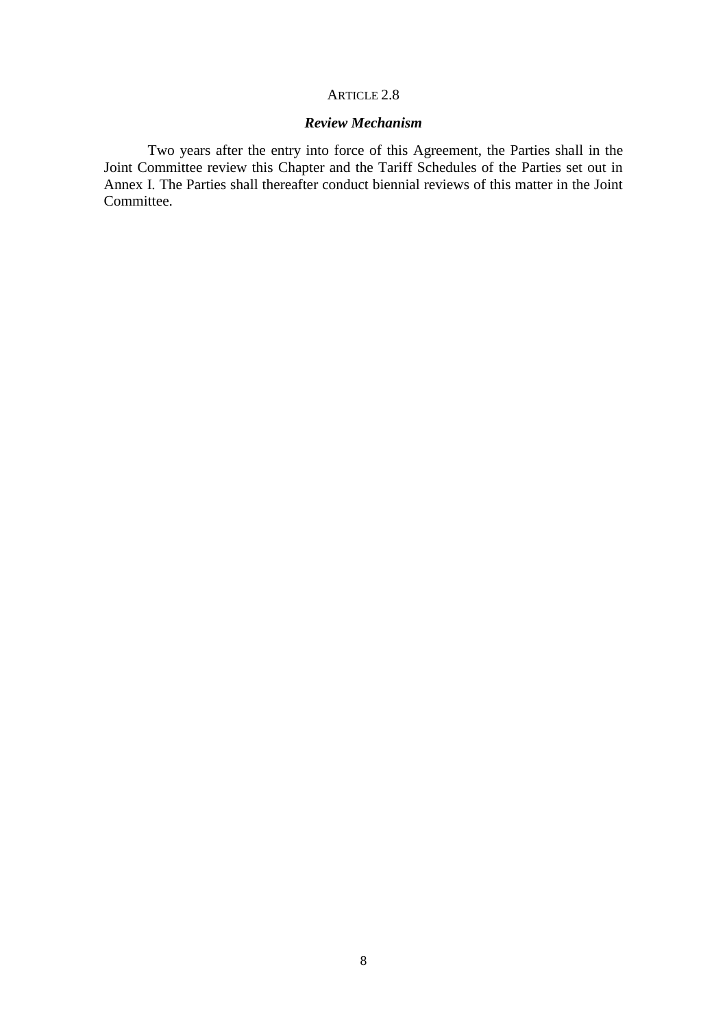## ARTICLE 2.8

### *Review Mechanism*

Two years after the entry into force of this Agreement, the Parties shall in the Joint Committee review this Chapter and the Tariff Schedules of the Parties set out in Annex I. The Parties shall thereafter conduct biennial reviews of this matter in the Joint Committee.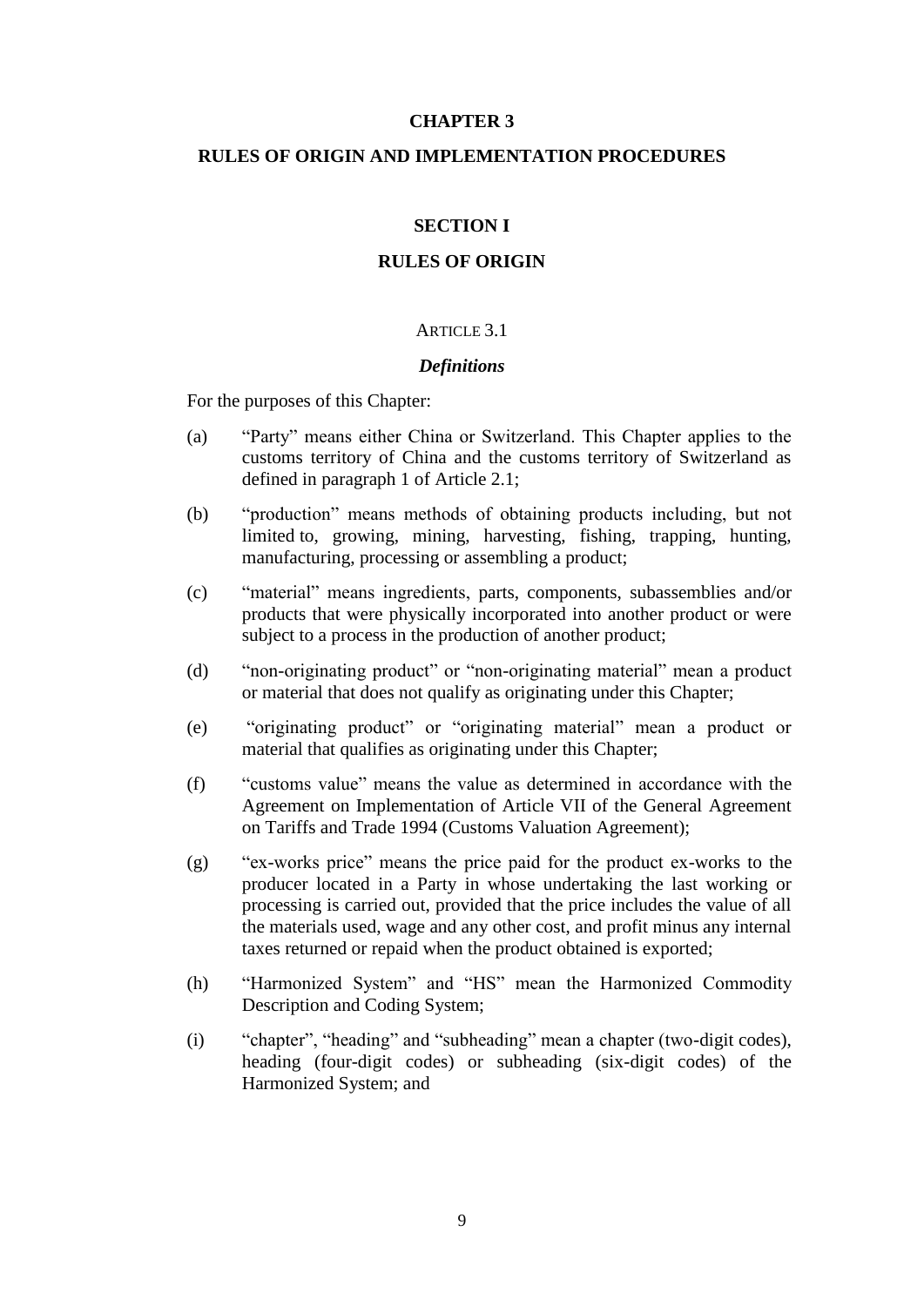# CHAPTER 3

# RULES OF ORIGIN AND IMPLEMENTATION PROCEDURES

## SECTION I

## RULES OF ORIGIN

### ARTICLE 3.1

### *Definitions*

For the purposes of this Chapter:

(a) "Party" means either China or Switzerland. This Chapter applies to the customs territory of China and the customs territory of Switzerland as defined in paragraph 1 of Article 2.1;

(b) "production" means methods of obtaining products including, but not limited to, growing, mining, harvesting, fishing, trapping, hunting, manufacturing, processing or assembling a product;

(c) "material" means ingredients, parts, components, subassemblies and/or products that were physically incorporated into another product or were subject to a process in the production of another product;

(d) "non-originating product" or "non-originating material" mean a product or material that does not qualify as originating under this Chapter;

(e) "originating product" or "originating material" mean a product or material that qualifies as originating under this Chapter;

(f) "customs value" means the value as determined in accordance with the Agreement on Implementation of Article VII of the General Agreement on Tariffs and Trade 1994 (Customs Valuation Agreement);

(g) "ex-works price" means the price paid for the product ex-works to the producer located in a Party in whose undertaking the last working or processing is carried out, provided that the price includes the value of all the materials used, wage and any other cost, and profit minus any internal taxes returned or repaid when the product obtained is exported;

(h) "Harmonized System" and "HS" mean the Harmonized Commodity Description and Coding System;

(i) "chapter", "heading" and "subheading" mean a chapter (two-digit codes), heading (four-digit codes) or subheading (six-digit codes) of the Harmonized System; and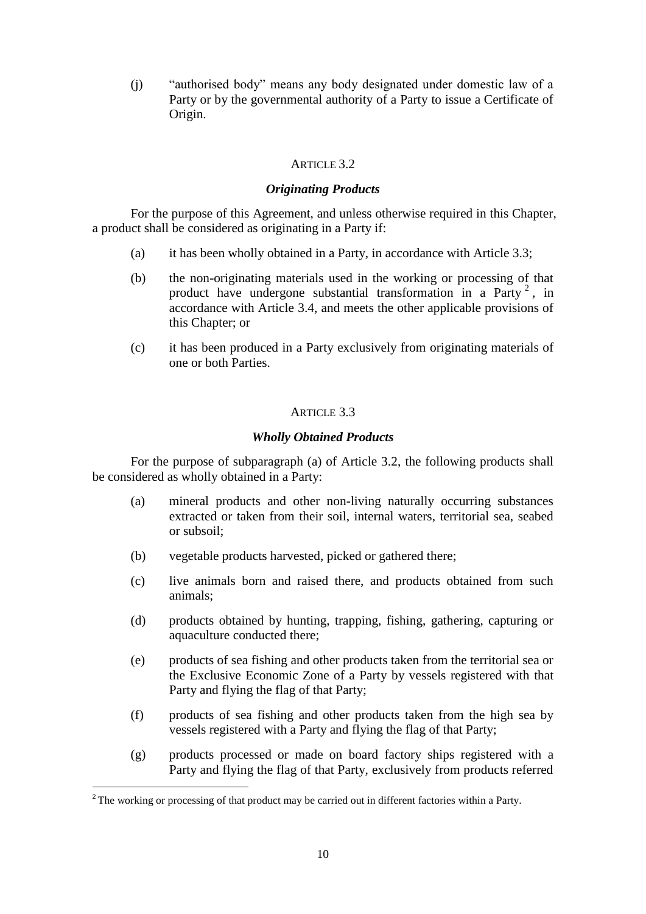(j) "authorised body" means any body designated under domestic law of a Party or by the governmental authority of a Party to issue a Certificate of Origin.

ARTICLE 3.2

***Originating Products***

For the purpose of this Agreement, and unless otherwise required in this Chapter, a product shall be considered as originating in a Party if:

(a) it has been wholly obtained in a Party, in accordance with Article 3.3;

(b) the non-originating materials used in the working or processing of that product have undergone substantial transformation in a Party [2], in accordance with Article 3.4, and meets the other applicable provisions of this Chapter; or

(c) it has been produced in a Party exclusively from originating materials of one or both Parties.

ARTICLE 3.3

***Wholly Obtained Products***

For the purpose of subparagraph (a) of Article 3.2, the following products shall be considered as wholly obtained in a Party:

(a) mineral products and other non-living naturally occurring substances extracted or taken from their soil, internal waters, territorial sea, seabed or subsoil;

(b) vegetable products harvested, picked or gathered there;

(c) live animals born and raised there, and products obtained from such animals;

(d) products obtained by hunting, trapping, fishing, gathering, capturing or aquaculture conducted there;

(e) products of sea fishing and other products taken from the territorial sea or the Exclusive Economic Zone of a Party by vessels registered with that Party and flying the flag of that Party;

(f) products of sea fishing and other products taken from the high sea by vessels registered with a Party and flying the flag of that Party;

(g) products processed or made on board factory ships registered with a Party and flying the flag of that Party, exclusively from products referred

---

[2] The working or processing of that product may be carried out in different factories within a Party.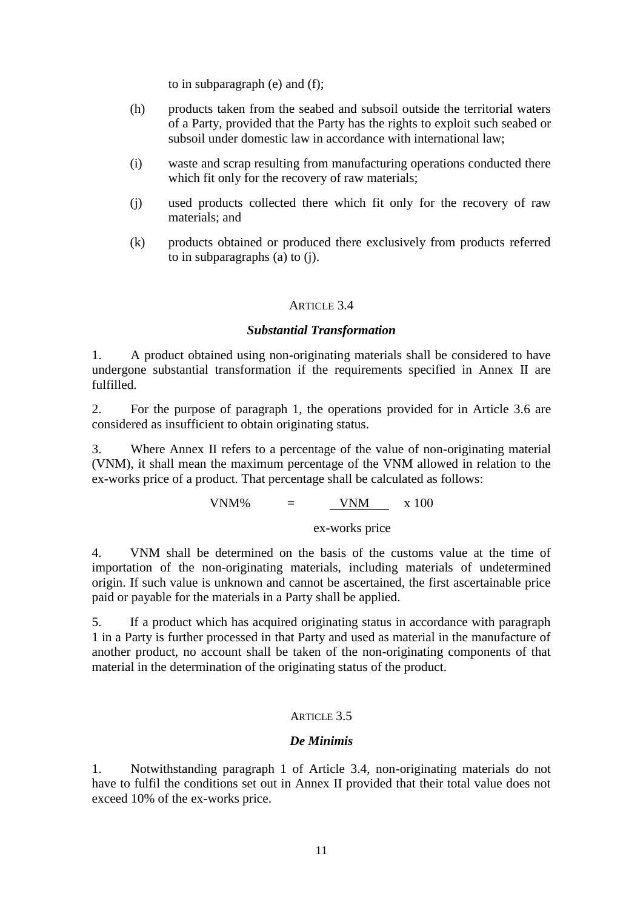to in subparagraph (e) and (f);

(h) products taken from the seabed and subsoil outside the territorial waters of a Party, provided that the Party has the rights to exploit such seabed or subsoil under domestic law in accordance with international law;

(i) waste and scrap resulting from manufacturing operations conducted there which fit only for the recovery of raw materials;

(j) used products collected there which fit only for the recovery of raw materials; and

(k) products obtained or produced there exclusively from products referred to in subparagraphs (a) to (j).

### ARTICLE 3.4

### *Substantial Transformation*

1. A product obtained using non-originating materials shall be considered to have undergone substantial transformation if the requirements specified in Annex II are fulfilled.

2. For the purpose of paragraph 1, the operations provided for in Article 3.6 are considered as insufficient to obtain originating status.

3. Where Annex II refers to a percentage of the value of non-originating material (VNM), it shall mean the maximum percentage of the VNM allowed in relation to the ex-works price of a product. That percentage shall be calculated as follows:

$$\text{VNM\%} = \frac{\text{VNM}}{\text{ex-works price}} \times 100$$

4. VNM shall be determined on the basis of the customs value at the time of importation of the non-originating materials, including materials of undetermined origin. If such value is unknown and cannot be ascertained, the first ascertainable price paid or payable for the materials in a Party shall be applied.

5. If a product which has acquired originating status in accordance with paragraph 1 in a Party is further processed in that Party and used as material in the manufacture of another product, no account shall be taken of the non-originating components of that material in the determination of the originating status of the product.

### ARTICLE 3.5

### *De Minimis*

1. Notwithstanding paragraph 1 of Article 3.4, non-originating materials do not have to fulfil the conditions set out in Annex II provided that their total value does not exceed 10% of the ex-works price.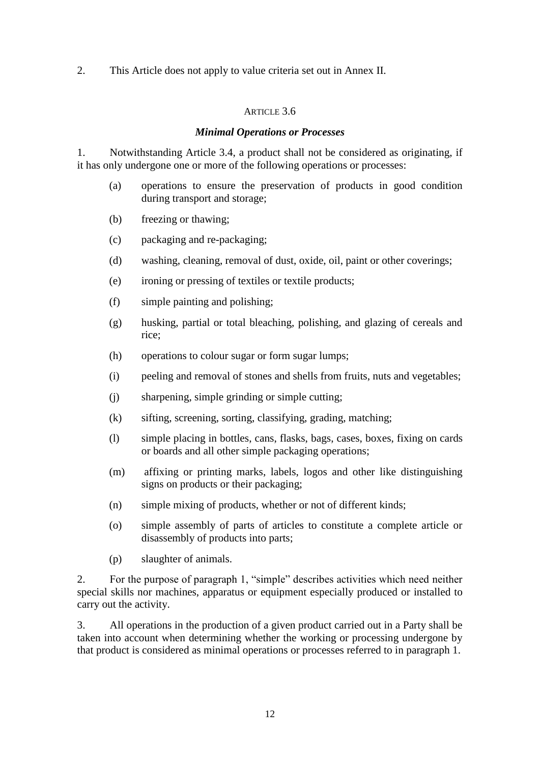2. This Article does not apply to value criteria set out in Annex II.

### ARTICLE 3.6

### *Minimal Operations or Processes*

1. Notwithstanding Article 3.4, a product shall not be considered as originating, if it has only undergone one or more of the following operations or processes:

   (a) operations to ensure the preservation of products in good condition during transport and storage;

   (b) freezing or thawing;

   (c) packaging and re-packaging;

   (d) washing, cleaning, removal of dust, oxide, oil, paint or other coverings;

   (e) ironing or pressing of textiles or textile products;

   (f) simple painting and polishing;

   (g) husking, partial or total bleaching, polishing, and glazing of cereals and rice;

   (h) operations to colour sugar or form sugar lumps;

   (i) peeling and removal of stones and shells from fruits, nuts and vegetables;

   (j) sharpening, simple grinding or simple cutting;

   (k) sifting, screening, sorting, classifying, grading, matching;

   (l) simple placing in bottles, cans, flasks, bags, cases, boxes, fixing on cards or boards and all other simple packaging operations;

   (m) affixing or printing marks, labels, logos and other like distinguishing signs on products or their packaging;

   (n) simple mixing of products, whether or not of different kinds;

   (o) simple assembly of parts of articles to constitute a complete article or disassembly of products into parts;

   (p) slaughter of animals.

2. For the purpose of paragraph 1, "simple" describes activities which need neither special skills nor machines, apparatus or equipment especially produced or installed to carry out the activity.

3. All operations in the production of a given product carried out in a Party shall be taken into account when determining whether the working or processing undergone by that product is considered as minimal operations or processes referred to in paragraph 1.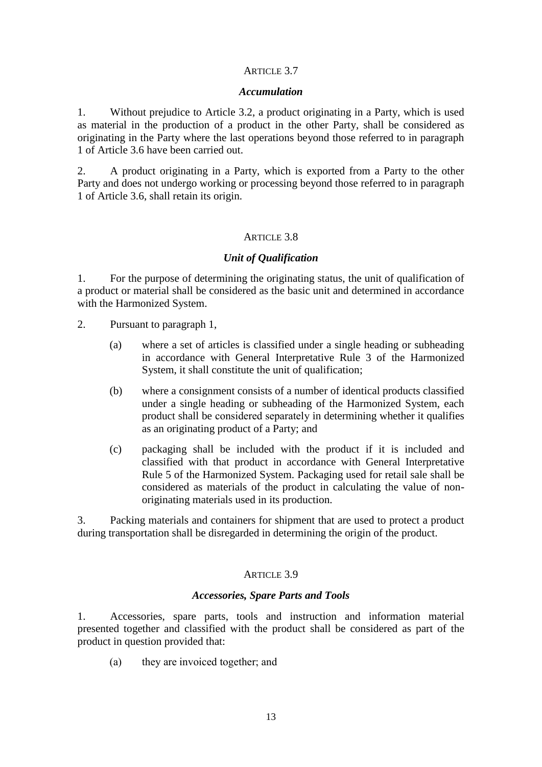## Article 3.7

### *Accumulation*

1. Without prejudice to Article 3.2, a product originating in a Party, which is used as material in the production of a product in the other Party, shall be considered as originating in the Party where the last operations beyond those referred to in paragraph 1 of Article 3.6 have been carried out.

2. A product originating in a Party, which is exported from a Party to the other Party and does not undergo working or processing beyond those referred to in paragraph 1 of Article 3.6, shall retain its origin.

## Article 3.8

### *Unit of Qualification*

1. For the purpose of determining the originating status, the unit of qualification of a product or material shall be considered as the basic unit and determined in accordance with the Harmonized System.

2. Pursuant to paragraph 1,

   (a) where a set of articles is classified under a single heading or subheading in accordance with General Interpretative Rule 3 of the Harmonized System, it shall constitute the unit of qualification;

   (b) where a consignment consists of a number of identical products classified under a single heading or subheading of the Harmonized System, each product shall be considered separately in determining whether it qualifies as an originating product of a Party; and

   (c) packaging shall be included with the product if it is included and classified with that product in accordance with General Interpretative Rule 5 of the Harmonized System. Packaging used for retail sale shall be considered as materials of the product in calculating the value of non-originating materials used in its production.

3. Packing materials and containers for shipment that are used to protect a product during transportation shall be disregarded in determining the origin of the product.

## Article 3.9

### *Accessories, Spare Parts and Tools*

1. Accessories, spare parts, tools and instruction and information material presented together and classified with the product shall be considered as part of the product in question provided that:

   (a) they are invoiced together; and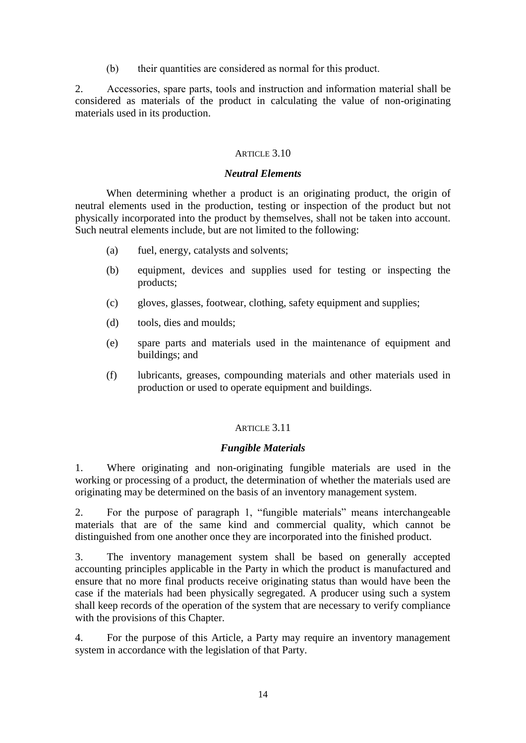(b) their quantities are considered as normal for this product.

2. Accessories, spare parts, tools and instruction and information material shall be considered as materials of the product in calculating the value of non-originating materials used in its production.

ARTICLE 3.10

***Neutral Elements***

When determining whether a product is an originating product, the origin of neutral elements used in the production, testing or inspection of the product but not physically incorporated into the product by themselves, shall not be taken into account. Such neutral elements include, but are not limited to the following:

(a) fuel, energy, catalysts and solvents;

(b) equipment, devices and supplies used for testing or inspecting the products;

(c) gloves, glasses, footwear, clothing, safety equipment and supplies;

(d) tools, dies and moulds;

(e) spare parts and materials used in the maintenance of equipment and buildings; and

(f) lubricants, greases, compounding materials and other materials used in production or used to operate equipment and buildings.

ARTICLE 3.11

***Fungible Materials***

1. Where originating and non-originating fungible materials are used in the working or processing of a product, the determination of whether the materials used are originating may be determined on the basis of an inventory management system.

2. For the purpose of paragraph 1, "fungible materials" means interchangeable materials that are of the same kind and commercial quality, which cannot be distinguished from one another once they are incorporated into the finished product.

3. The inventory management system shall be based on generally accepted accounting principles applicable in the Party in which the product is manufactured and ensure that no more final products receive originating status than would have been the case if the materials had been physically segregated. A producer using such a system shall keep records of the operation of the system that are necessary to verify compliance with the provisions of this Chapter.

4. For the purpose of this Article, a Party may require an inventory management system in accordance with the legislation of that Party.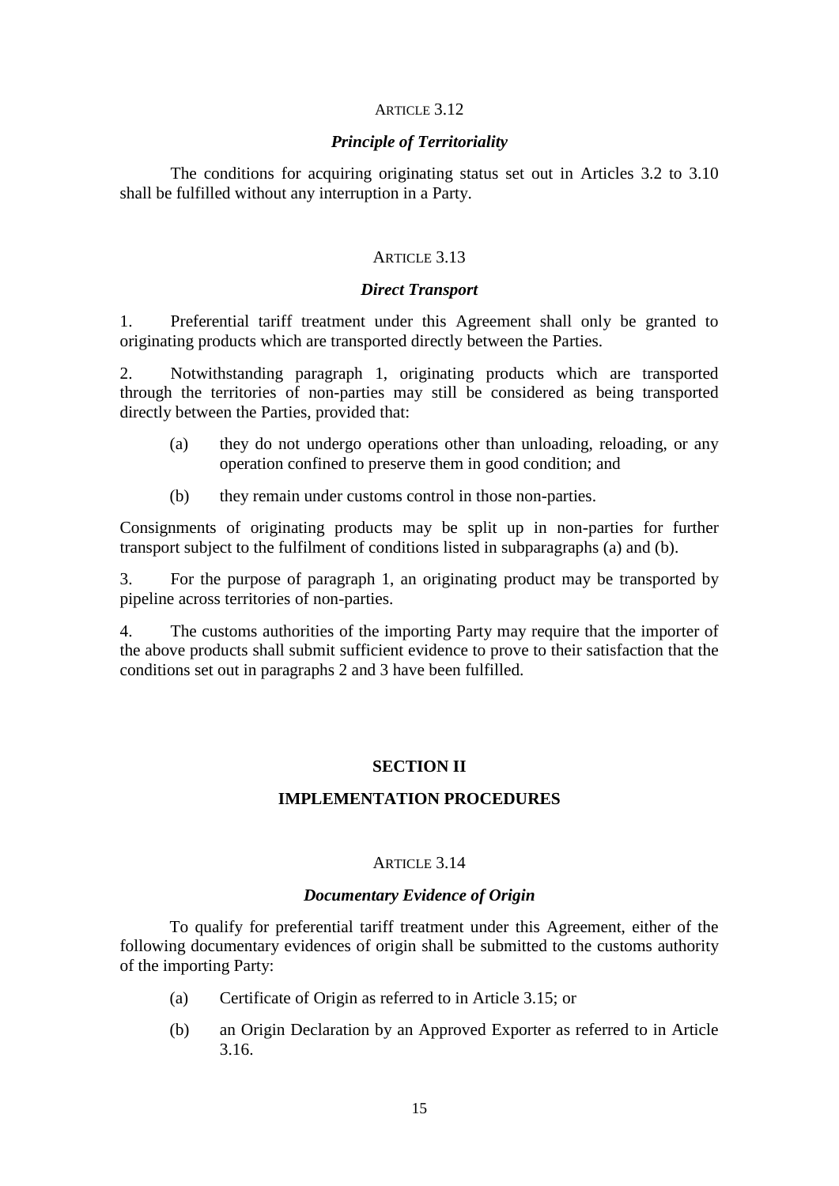### ARTICLE 3.12

#### *Principle of Territoriality*

The conditions for acquiring originating status set out in Articles 3.2 to 3.10 shall be fulfilled without any interruption in a Party.

### ARTICLE 3.13

#### *Direct Transport*

1. Preferential tariff treatment under this Agreement shall only be granted to originating products which are transported directly between the Parties.

2. Notwithstanding paragraph 1, originating products which are transported through the territories of non-parties may still be considered as being transported directly between the Parties, provided that:

   (a) they do not undergo operations other than unloading, reloading, or any operation confined to preserve them in good condition; and

   (b) they remain under customs control in those non-parties.

Consignments of originating products may be split up in non-parties for further transport subject to the fulfilment of conditions listed in subparagraphs (a) and (b).

3. For the purpose of paragraph 1, an originating product may be transported by pipeline across territories of non-parties.

4. The customs authorities of the importing Party may require that the importer of the above products shall submit sufficient evidence to prove to their satisfaction that the conditions set out in paragraphs 2 and 3 have been fulfilled.

## SECTION II

## IMPLEMENTATION PROCEDURES

### ARTICLE 3.14

#### *Documentary Evidence of Origin*

To qualify for preferential tariff treatment under this Agreement, either of the following documentary evidences of origin shall be submitted to the customs authority of the importing Party:

   (a) Certificate of Origin as referred to in Article 3.15; or

   (b) an Origin Declaration by an Approved Exporter as referred to in Article 3.16.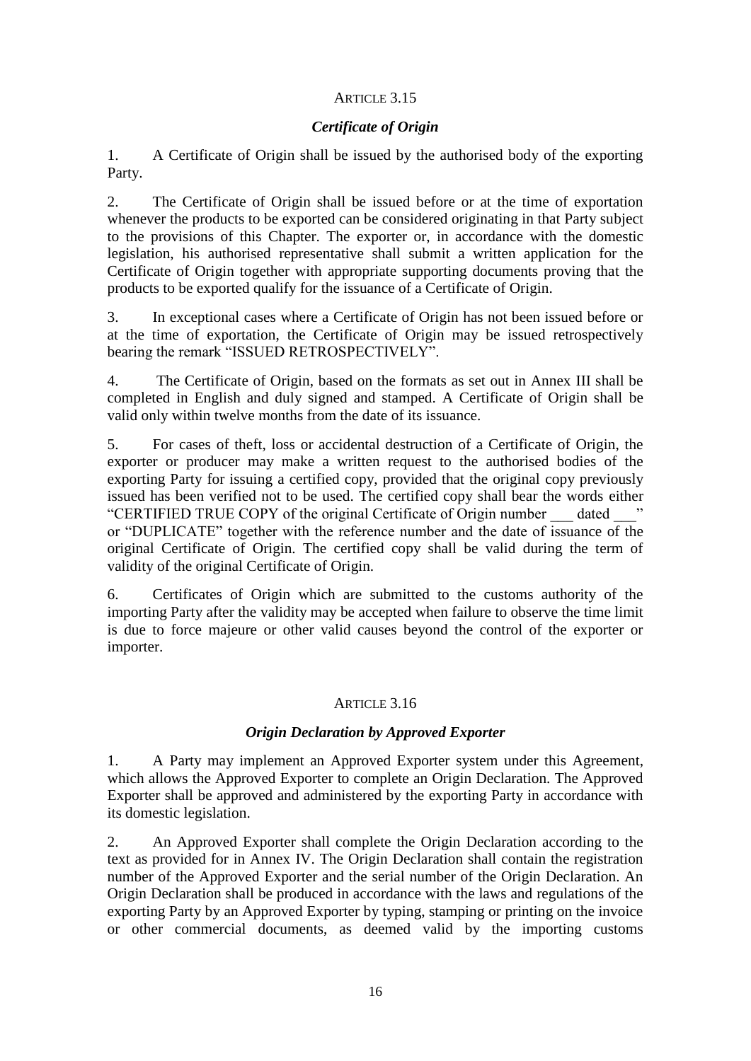ARTICLE 3.15

***Certificate of Origin***

1. A Certificate of Origin shall be issued by the authorised body of the exporting Party.

2. The Certificate of Origin shall be issued before or at the time of exportation whenever the products to be exported can be considered originating in that Party subject to the provisions of this Chapter. The exporter or, in accordance with the domestic legislation, his authorised representative shall submit a written application for the Certificate of Origin together with appropriate supporting documents proving that the products to be exported qualify for the issuance of a Certificate of Origin.

3. In exceptional cases where a Certificate of Origin has not been issued before or at the time of exportation, the Certificate of Origin may be issued retrospectively bearing the remark "ISSUED RETROSPECTIVELY".

4. The Certificate of Origin, based on the formats as set out in Annex III shall be completed in English and duly signed and stamped. A Certificate of Origin shall be valid only within twelve months from the date of its issuance.

5. For cases of theft, loss or accidental destruction of a Certificate of Origin, the exporter or producer may make a written request to the authorised bodies of the exporting Party for issuing a certified copy, provided that the original copy previously issued has been verified not to be used. The certified copy shall bear the words either "CERTIFIED TRUE COPY of the original Certificate of Origin number ___ dated ___" or "DUPLICATE" together with the reference number and the date of issuance of the original Certificate of Origin. The certified copy shall be valid during the term of validity of the original Certificate of Origin.

6. Certificates of Origin which are submitted to the customs authority of the importing Party after the validity may be accepted when failure to observe the time limit is due to force majeure or other valid causes beyond the control of the exporter or importer.

ARTICLE 3.16

***Origin Declaration by Approved Exporter***

1. A Party may implement an Approved Exporter system under this Agreement, which allows the Approved Exporter to complete an Origin Declaration. The Approved Exporter shall be approved and administered by the exporting Party in accordance with its domestic legislation.

2. An Approved Exporter shall complete the Origin Declaration according to the text as provided for in Annex IV. The Origin Declaration shall contain the registration number of the Approved Exporter and the serial number of the Origin Declaration. An Origin Declaration shall be produced in accordance with the laws and regulations of the exporting Party by an Approved Exporter by typing, stamping or printing on the invoice or other commercial documents, as deemed valid by the importing customs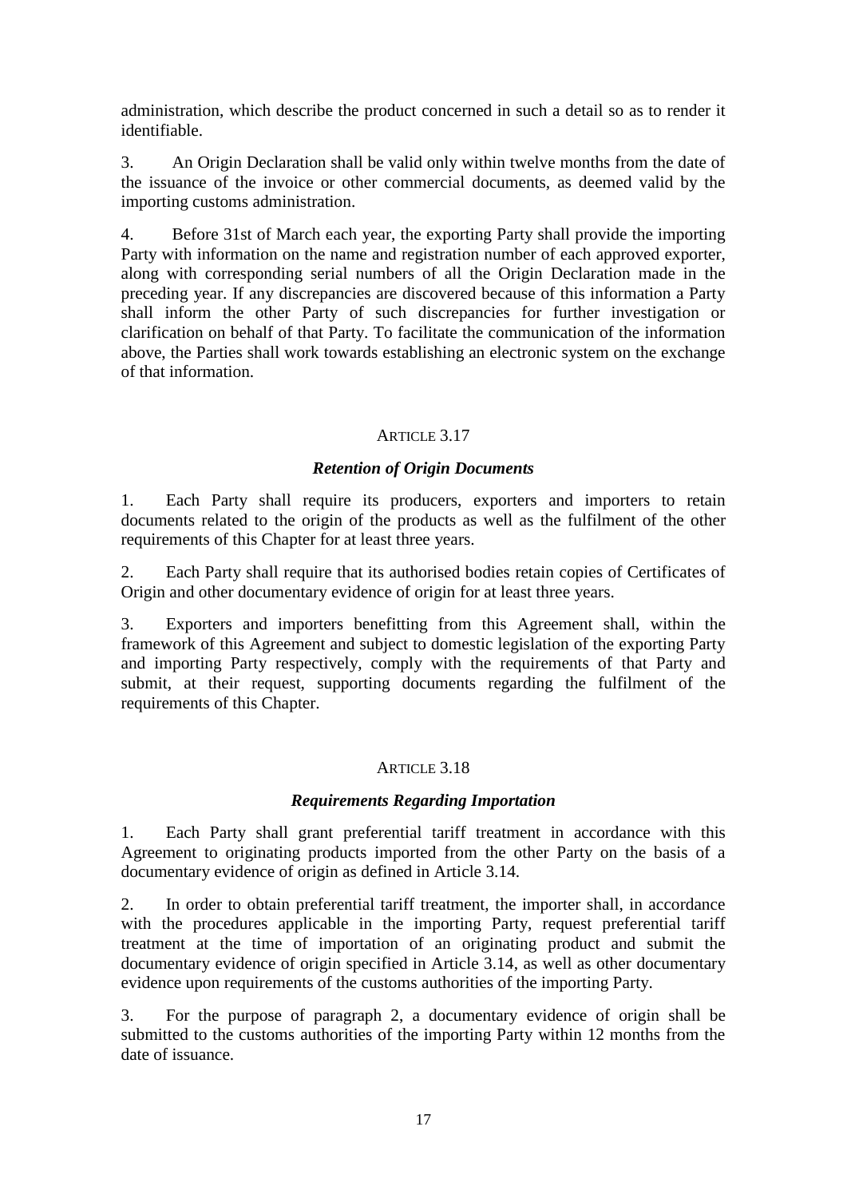administration, which describe the product concerned in such a detail so as to render it identifiable.

3. An Origin Declaration shall be valid only within twelve months from the date of the issuance of the invoice or other commercial documents, as deemed valid by the importing customs administration.

4. Before 31st of March each year, the exporting Party shall provide the importing Party with information on the name and registration number of each approved exporter, along with corresponding serial numbers of all the Origin Declaration made in the preceding year. If any discrepancies are discovered because of this information a Party shall inform the other Party of such discrepancies for further investigation or clarification on behalf of that Party. To facilitate the communication of the information above, the Parties shall work towards establishing an electronic system on the exchange of that information.

## ARTICLE 3.17

### *Retention of Origin Documents*

1. Each Party shall require its producers, exporters and importers to retain documents related to the origin of the products as well as the fulfilment of the other requirements of this Chapter for at least three years.

2. Each Party shall require that its authorised bodies retain copies of Certificates of Origin and other documentary evidence of origin for at least three years.

3. Exporters and importers benefitting from this Agreement shall, within the framework of this Agreement and subject to domestic legislation of the exporting Party and importing Party respectively, comply with the requirements of that Party and submit, at their request, supporting documents regarding the fulfilment of the requirements of this Chapter.

## ARTICLE 3.18

### *Requirements Regarding Importation*

1. Each Party shall grant preferential tariff treatment in accordance with this Agreement to originating products imported from the other Party on the basis of a documentary evidence of origin as defined in Article 3.14.

2. In order to obtain preferential tariff treatment, the importer shall, in accordance with the procedures applicable in the importing Party, request preferential tariff treatment at the time of importation of an originating product and submit the documentary evidence of origin specified in Article 3.14, as well as other documentary evidence upon requirements of the customs authorities of the importing Party.

3. For the purpose of paragraph 2, a documentary evidence of origin shall be submitted to the customs authorities of the importing Party within 12 months from the date of issuance.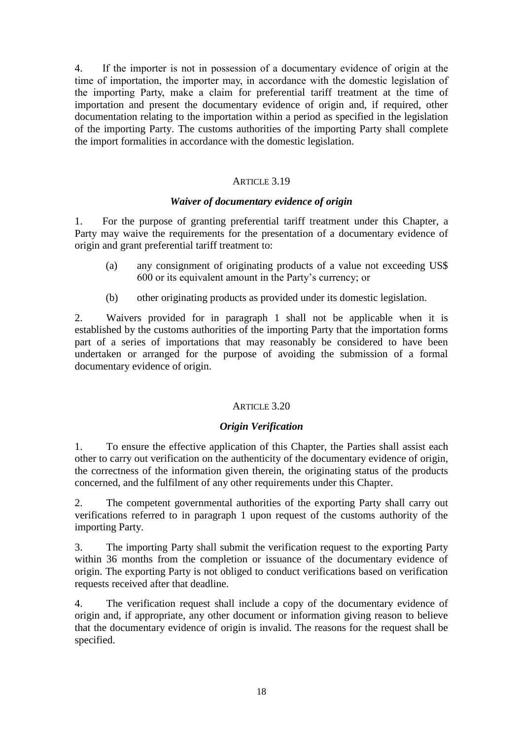4. If the importer is not in possession of a documentary evidence of origin at the time of importation, the importer may, in accordance with the domestic legislation of the importing Party, make a claim for preferential tariff treatment at the time of importation and present the documentary evidence of origin and, if required, other documentation relating to the importation within a period as specified in the legislation of the importing Party. The customs authorities of the importing Party shall complete the import formalities in accordance with the domestic legislation.

### ARTICLE 3.19

***Waiver of documentary evidence of origin***

1. For the purpose of granting preferential tariff treatment under this Chapter, a Party may waive the requirements for the presentation of a documentary evidence of origin and grant preferential tariff treatment to:

   (a) any consignment of originating products of a value not exceeding US$ 600 or its equivalent amount in the Party's currency; or

   (b) other originating products as provided under its domestic legislation.

2. Waivers provided for in paragraph 1 shall not be applicable when it is established by the customs authorities of the importing Party that the importation forms part of a series of importations that may reasonably be considered to have been undertaken or arranged for the purpose of avoiding the submission of a formal documentary evidence of origin.

### ARTICLE 3.20

***Origin Verification***

1. To ensure the effective application of this Chapter, the Parties shall assist each other to carry out verification on the authenticity of the documentary evidence of origin, the correctness of the information given therein, the originating status of the products concerned, and the fulfilment of any other requirements under this Chapter.

2. The competent governmental authorities of the exporting Party shall carry out verifications referred to in paragraph 1 upon request of the customs authority of the importing Party.

3. The importing Party shall submit the verification request to the exporting Party within 36 months from the completion or issuance of the documentary evidence of origin. The exporting Party is not obliged to conduct verifications based on verification requests received after that deadline.

4. The verification request shall include a copy of the documentary evidence of origin and, if appropriate, any other document or information giving reason to believe that the documentary evidence of origin is invalid. The reasons for the request shall be specified.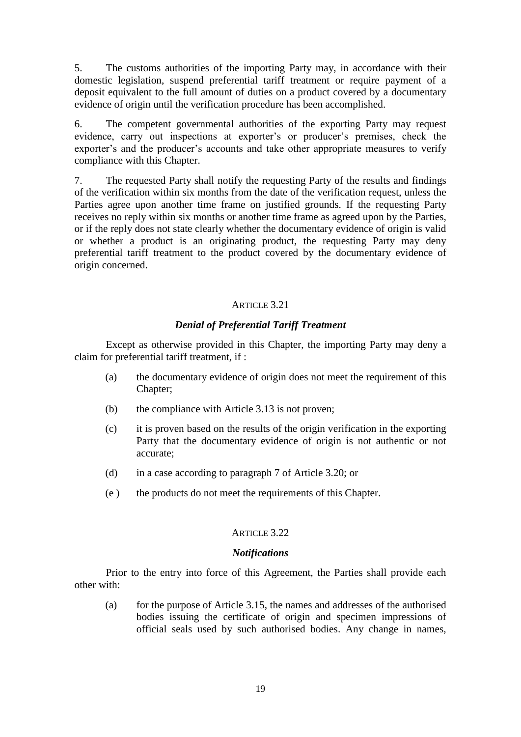5. The customs authorities of the importing Party may, in accordance with their domestic legislation, suspend preferential tariff treatment or require payment of a deposit equivalent to the full amount of duties on a product covered by a documentary evidence of origin until the verification procedure has been accomplished.

6. The competent governmental authorities of the exporting Party may request evidence, carry out inspections at exporter's or producer's premises, check the exporter's and the producer's accounts and take other appropriate measures to verify compliance with this Chapter.

7. The requested Party shall notify the requesting Party of the results and findings of the verification within six months from the date of the verification request, unless the Parties agree upon another time frame on justified grounds. If the requesting Party receives no reply within six months or another time frame as agreed upon by the Parties, or if the reply does not state clearly whether the documentary evidence of origin is valid or whether a product is an originating product, the requesting Party may deny preferential tariff treatment to the product covered by the documentary evidence of origin concerned.

## ARTICLE 3.21

### *Denial of Preferential Tariff Treatment*

Except as otherwise provided in this Chapter, the importing Party may deny a claim for preferential tariff treatment, if :

(a) the documentary evidence of origin does not meet the requirement of this Chapter;

(b) the compliance with Article 3.13 is not proven;

(c) it is proven based on the results of the origin verification in the exporting Party that the documentary evidence of origin is not authentic or not accurate;

(d) in a case according to paragraph 7 of Article 3.20; or

(e ) the products do not meet the requirements of this Chapter.

## ARTICLE 3.22

### *Notifications*

Prior to the entry into force of this Agreement, the Parties shall provide each other with:

(a) for the purpose of Article 3.15, the names and addresses of the authorised bodies issuing the certificate of origin and specimen impressions of official seals used by such authorised bodies. Any change in names,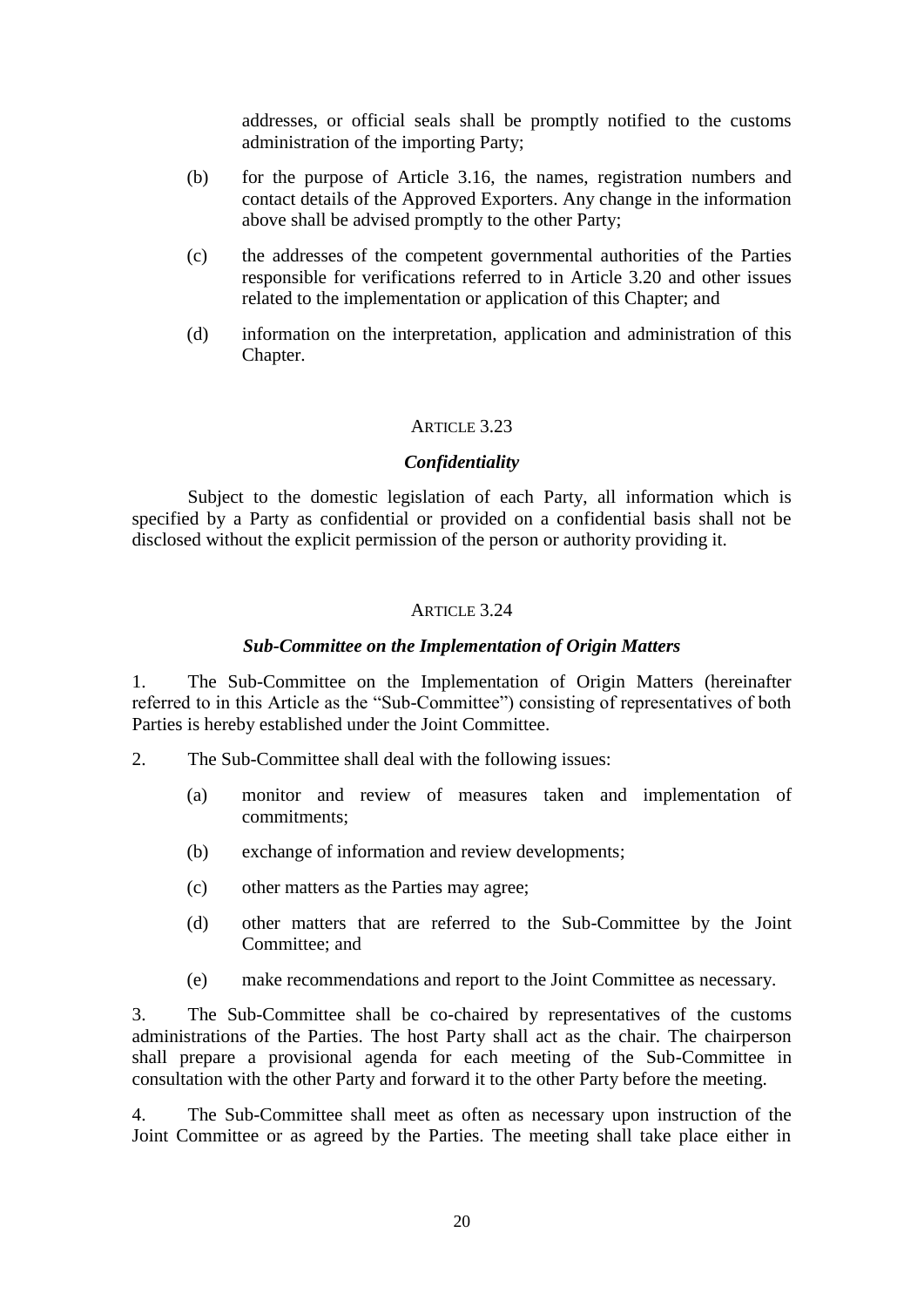addresses, or official seals shall be promptly notified to the customs administration of the importing Party;

(b) for the purpose of Article 3.16, the names, registration numbers and contact details of the Approved Exporters. Any change in the information above shall be advised promptly to the other Party;

(c) the addresses of the competent governmental authorities of the Parties responsible for verifications referred to in Article 3.20 and other issues related to the implementation or application of this Chapter; and

(d) information on the interpretation, application and administration of this Chapter.

## ARTICLE 3.23

### *Confidentiality*

Subject to the domestic legislation of each Party, all information which is specified by a Party as confidential or provided on a confidential basis shall not be disclosed without the explicit permission of the person or authority providing it.

## ARTICLE 3.24

### *Sub-Committee on the Implementation of Origin Matters*

1. The Sub-Committee on the Implementation of Origin Matters (hereinafter referred to in this Article as the "Sub-Committee") consisting of representatives of both Parties is hereby established under the Joint Committee.

2. The Sub-Committee shall deal with the following issues:

   (a) monitor and review of measures taken and implementation of commitments;

   (b) exchange of information and review developments;

   (c) other matters as the Parties may agree;

   (d) other matters that are referred to the Sub-Committee by the Joint Committee; and

   (e) make recommendations and report to the Joint Committee as necessary.

3. The Sub-Committee shall be co-chaired by representatives of the customs administrations of the Parties. The host Party shall act as the chair. The chairperson shall prepare a provisional agenda for each meeting of the Sub-Committee in consultation with the other Party and forward it to the other Party before the meeting.

4. The Sub-Committee shall meet as often as necessary upon instruction of the Joint Committee or as agreed by the Parties. The meeting shall take place either in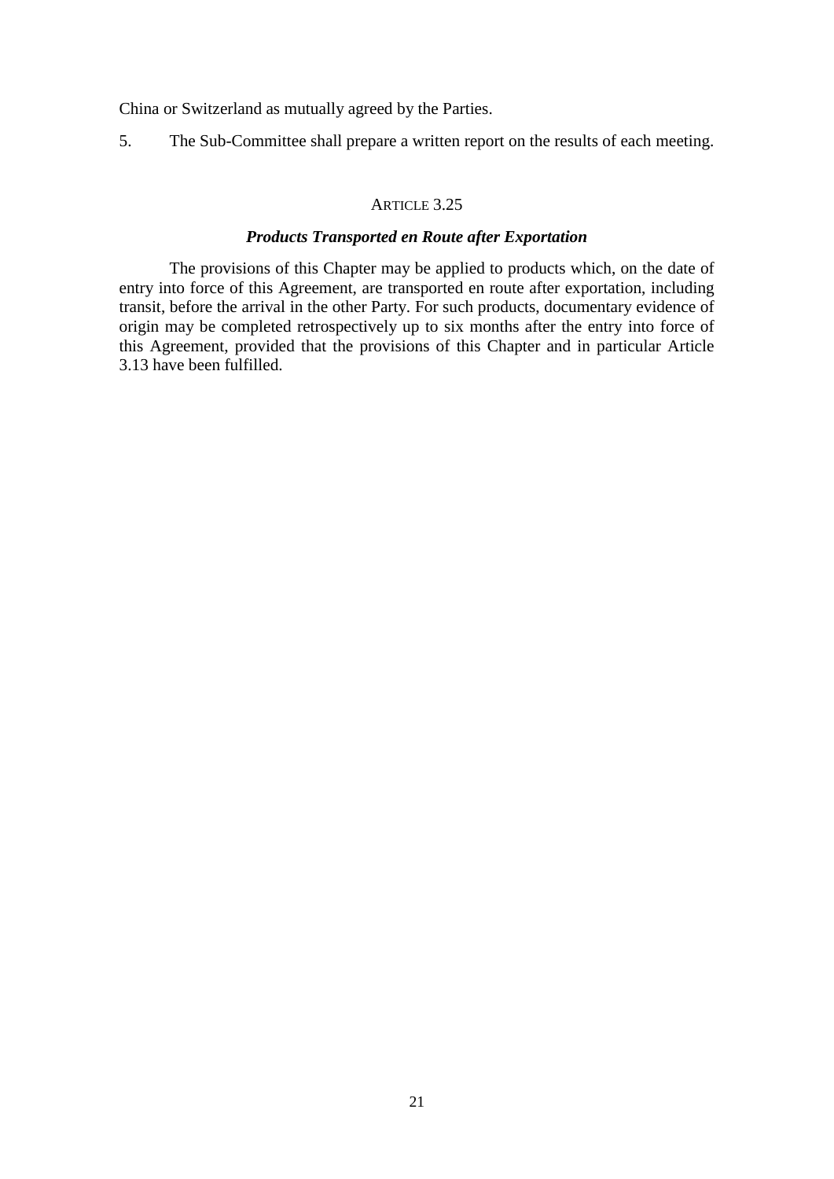China or Switzerland as mutually agreed by the Parties.

5. The Sub-Committee shall prepare a written report on the results of each meeting.

ARTICLE 3.25

***Products Transported en Route after Exportation***

The provisions of this Chapter may be applied to products which, on the date of entry into force of this Agreement, are transported en route after exportation, including transit, before the arrival in the other Party. For such products, documentary evidence of origin may be completed retrospectively up to six months after the entry into force of this Agreement, provided that the provisions of this Chapter and in particular Article 3.13 have been fulfilled.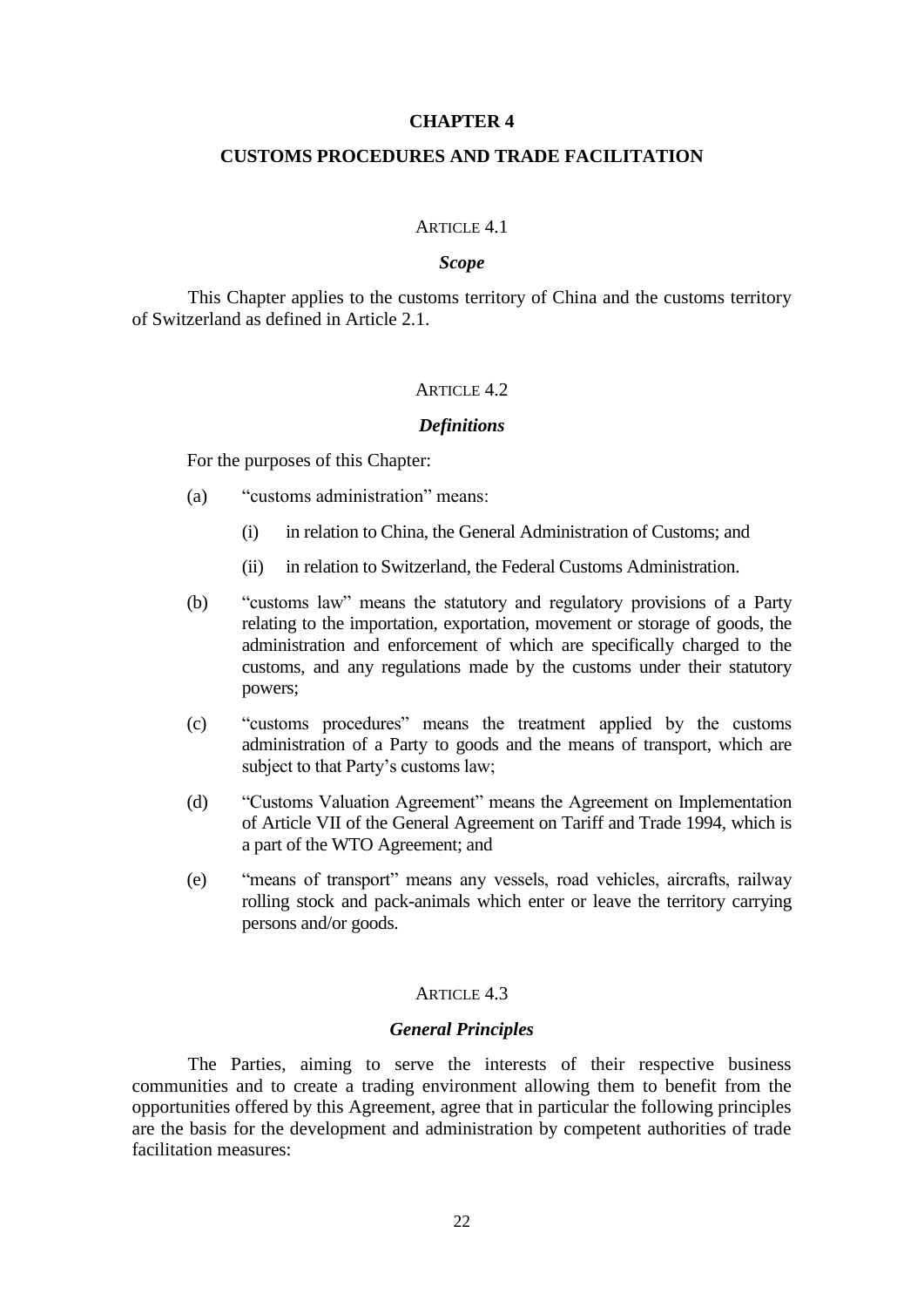# CHAPTER 4

# CUSTOMS PROCEDURES AND TRADE FACILITATION

## ARTICLE 4.1

### *Scope*

This Chapter applies to the customs territory of China and the customs territory of Switzerland as defined in Article 2.1.

## ARTICLE 4.2

### *Definitions*

For the purposes of this Chapter:

(a) "customs administration" means:

   (i) in relation to China, the General Administration of Customs; and

   (ii) in relation to Switzerland, the Federal Customs Administration.

(b) "customs law" means the statutory and regulatory provisions of a Party relating to the importation, exportation, movement or storage of goods, the administration and enforcement of which are specifically charged to the customs, and any regulations made by the customs under their statutory powers;

(c) "customs procedures" means the treatment applied by the customs administration of a Party to goods and the means of transport, which are subject to that Party's customs law;

(d) "Customs Valuation Agreement" means the Agreement on Implementation of Article VII of the General Agreement on Tariff and Trade 1994, which is a part of the WTO Agreement; and

(e) "means of transport" means any vessels, road vehicles, aircrafts, railway rolling stock and pack-animals which enter or leave the territory carrying persons and/or goods.

## ARTICLE 4.3

### *General Principles*

The Parties, aiming to serve the interests of their respective business communities and to create a trading environment allowing them to benefit from the opportunities offered by this Agreement, agree that in particular the following principles are the basis for the development and administration by competent authorities of trade facilitation measures: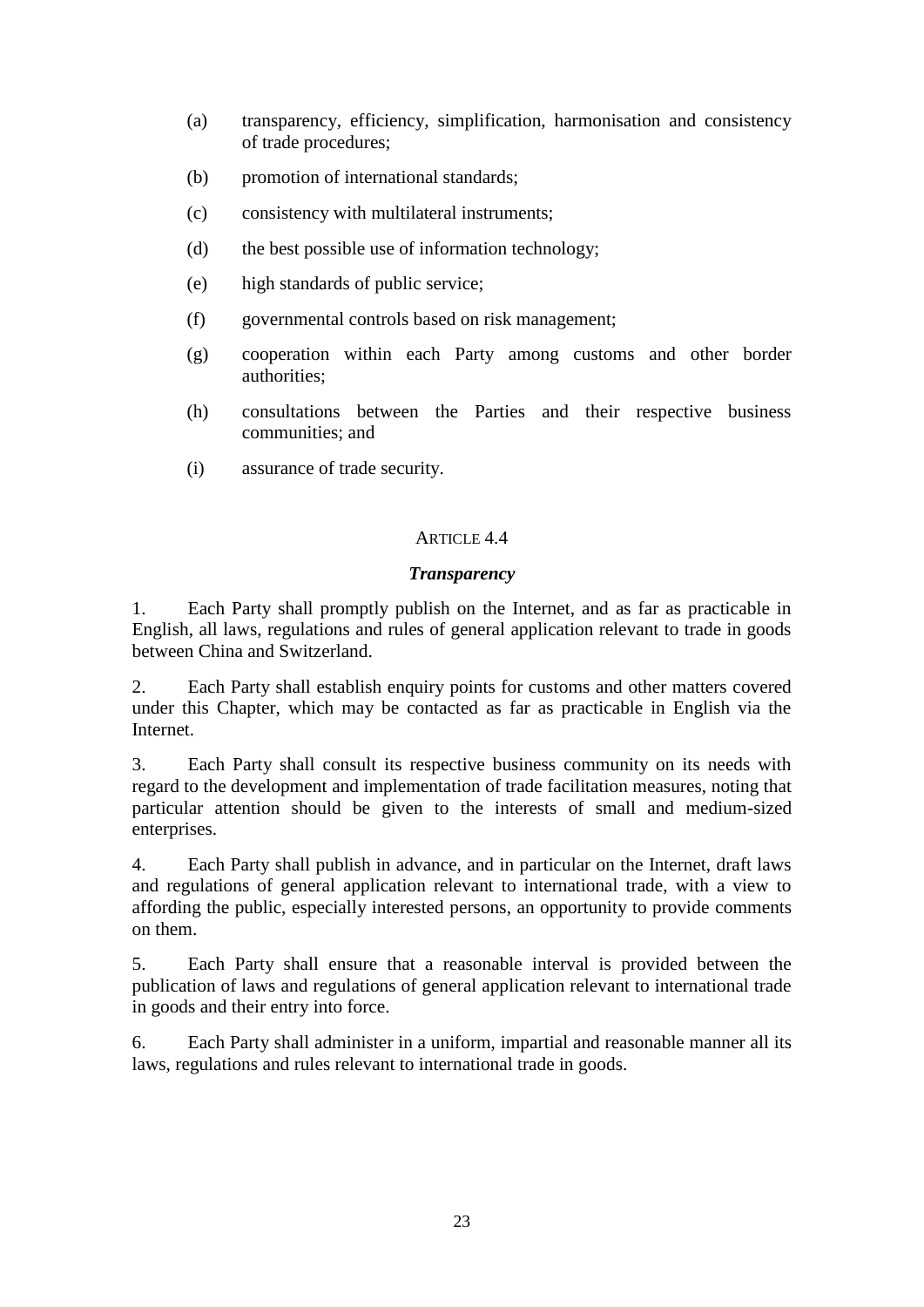(a) transparency, efficiency, simplification, harmonisation and consistency of trade procedures;

(b) promotion of international standards;

(c) consistency with multilateral instruments;

(d) the best possible use of information technology;

(e) high standards of public service;

(f) governmental controls based on risk management;

(g) cooperation within each Party among customs and other border authorities;

(h) consultations between the Parties and their respective business communities; and

(i) assurance of trade security.

### ARTICLE 4.4

### *Transparency*

1. Each Party shall promptly publish on the Internet, and as far as practicable in English, all laws, regulations and rules of general application relevant to trade in goods between China and Switzerland.

2. Each Party shall establish enquiry points for customs and other matters covered under this Chapter, which may be contacted as far as practicable in English via the Internet.

3. Each Party shall consult its respective business community on its needs with regard to the development and implementation of trade facilitation measures, noting that particular attention should be given to the interests of small and medium-sized enterprises.

4. Each Party shall publish in advance, and in particular on the Internet, draft laws and regulations of general application relevant to international trade, with a view to affording the public, especially interested persons, an opportunity to provide comments on them.

5. Each Party shall ensure that a reasonable interval is provided between the publication of laws and regulations of general application relevant to international trade in goods and their entry into force.

6. Each Party shall administer in a uniform, impartial and reasonable manner all its laws, regulations and rules relevant to international trade in goods.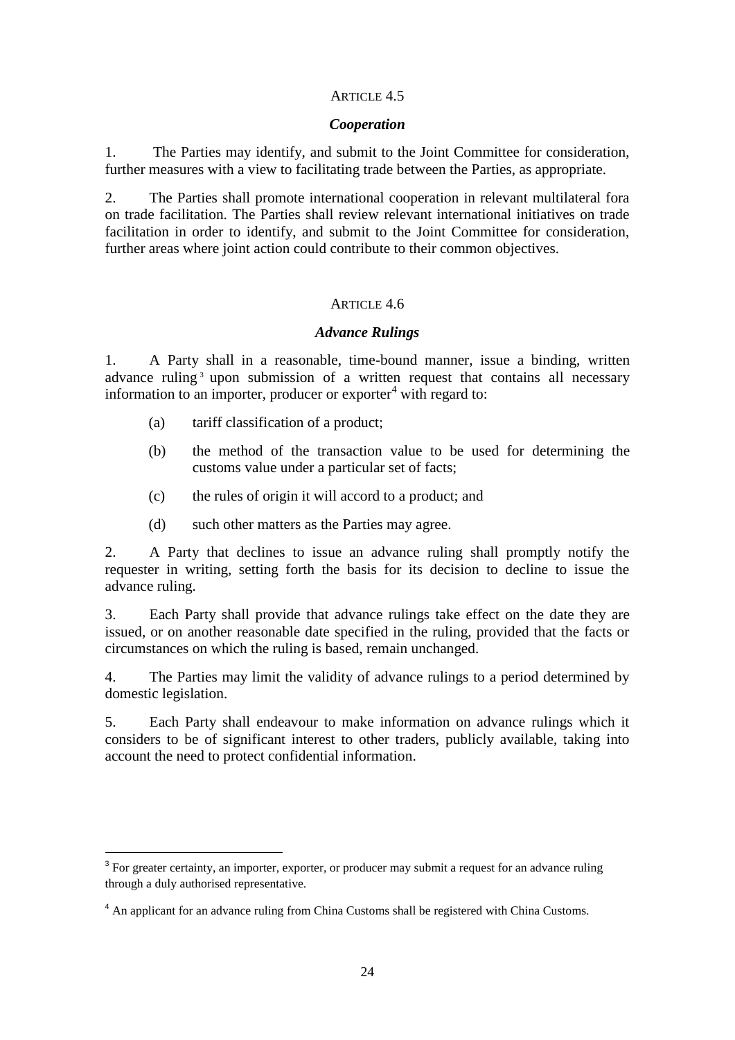ARTICLE 4.5

***Cooperation***

1. The Parties may identify, and submit to the Joint Committee for consideration, further measures with a view to facilitating trade between the Parties, as appropriate.

2. The Parties shall promote international cooperation in relevant multilateral fora on trade facilitation. The Parties shall review relevant international initiatives on trade facilitation in order to identify, and submit to the Joint Committee for consideration, further areas where joint action could contribute to their common objectives.

ARTICLE 4.6

***Advance Rulings***

1. A Party shall in a reasonable, time-bound manner, issue a binding, written advance ruling [3] upon submission of a written request that contains all necessary information to an importer, producer or exporter[4] with regard to:

(a) tariff classification of a product;

(b) the method of the transaction value to be used for determining the customs value under a particular set of facts;

(c) the rules of origin it will accord to a product; and

(d) such other matters as the Parties may agree.

2. A Party that declines to issue an advance ruling shall promptly notify the requester in writing, setting forth the basis for its decision to decline to issue the advance ruling.

3. Each Party shall provide that advance rulings take effect on the date they are issued, or on another reasonable date specified in the ruling, provided that the facts or circumstances on which the ruling is based, remain unchanged.

4. The Parties may limit the validity of advance rulings to a period determined by domestic legislation.

5. Each Party shall endeavour to make information on advance rulings which it considers to be of significant interest to other traders, publicly available, taking into account the need to protect confidential information.

---

[3] For greater certainty, an importer, exporter, or producer may submit a request for an advance ruling through a duly authorised representative.

[4] An applicant for an advance ruling from China Customs shall be registered with China Customs.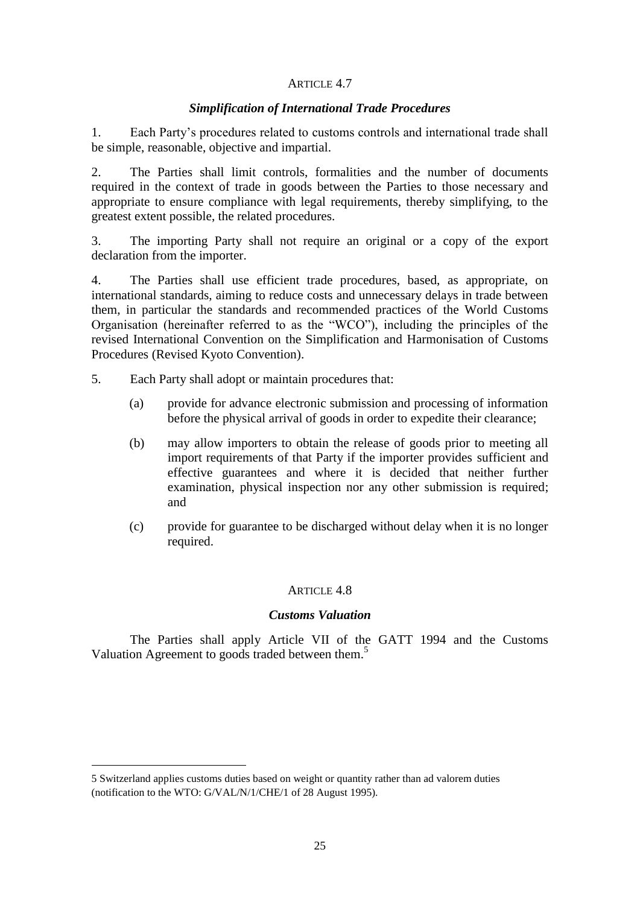### ARTICLE 4.7

#### *Simplification of International Trade Procedures*

1. Each Party's procedures related to customs controls and international trade shall be simple, reasonable, objective and impartial.

2. The Parties shall limit controls, formalities and the number of documents required in the context of trade in goods between the Parties to those necessary and appropriate to ensure compliance with legal requirements, thereby simplifying, to the greatest extent possible, the related procedures.

3. The importing Party shall not require an original or a copy of the export declaration from the importer.

4. The Parties shall use efficient trade procedures, based, as appropriate, on international standards, aiming to reduce costs and unnecessary delays in trade between them, in particular the standards and recommended practices of the World Customs Organisation (hereinafter referred to as the "WCO"), including the principles of the revised International Convention on the Simplification and Harmonisation of Customs Procedures (Revised Kyoto Convention).

5. Each Party shall adopt or maintain procedures that:

   (a) provide for advance electronic submission and processing of information before the physical arrival of goods in order to expedite their clearance;

   (b) may allow importers to obtain the release of goods prior to meeting all import requirements of that Party if the importer provides sufficient and effective guarantees and where it is decided that neither further examination, physical inspection nor any other submission is required; and

   (c) provide for guarantee to be discharged without delay when it is no longer required.

### ARTICLE 4.8

#### *Customs Valuation*

The Parties shall apply Article VII of the GATT 1994 and the Customs Valuation Agreement to goods traded between them.[5]

---

[5] Switzerland applies customs duties based on weight or quantity rather than ad valorem duties (notification to the WTO: G/VAL/N/1/CHE/1 of 28 August 1995).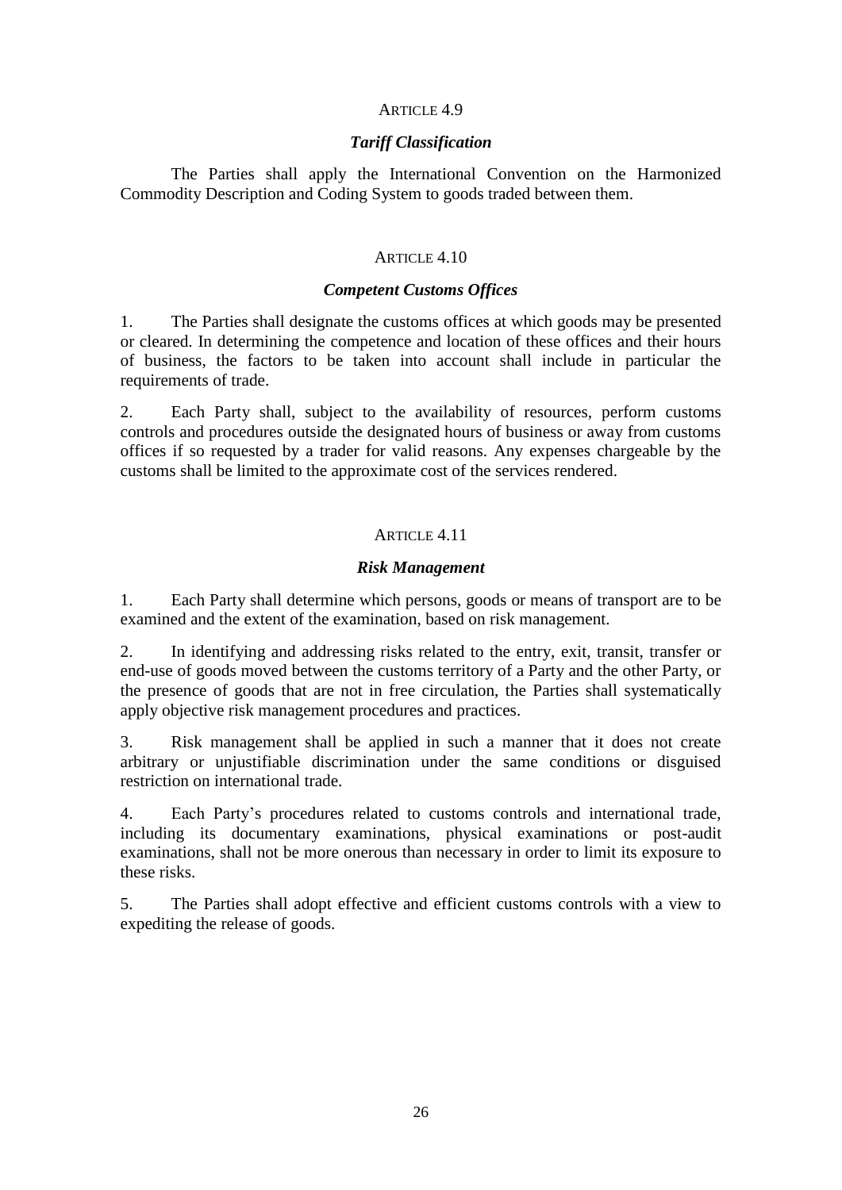ARTICLE 4.9

*Tariff Classification*

The Parties shall apply the International Convention on the Harmonized Commodity Description and Coding System to goods traded between them.

ARTICLE 4.10

*Competent Customs Offices*

1. The Parties shall designate the customs offices at which goods may be presented or cleared. In determining the competence and location of these offices and their hours of business, the factors to be taken into account shall include in particular the requirements of trade.

2. Each Party shall, subject to the availability of resources, perform customs controls and procedures outside the designated hours of business or away from customs offices if so requested by a trader for valid reasons. Any expenses chargeable by the customs shall be limited to the approximate cost of the services rendered.

ARTICLE 4.11

*Risk Management*

1. Each Party shall determine which persons, goods or means of transport are to be examined and the extent of the examination, based on risk management.

2. In identifying and addressing risks related to the entry, exit, transit, transfer or end-use of goods moved between the customs territory of a Party and the other Party, or the presence of goods that are not in free circulation, the Parties shall systematically apply objective risk management procedures and practices.

3. Risk management shall be applied in such a manner that it does not create arbitrary or unjustifiable discrimination under the same conditions or disguised restriction on international trade.

4. Each Party's procedures related to customs controls and international trade, including its documentary examinations, physical examinations or post-audit examinations, shall not be more onerous than necessary in order to limit its exposure to these risks.

5. The Parties shall adopt effective and efficient customs controls with a view to expediting the release of goods.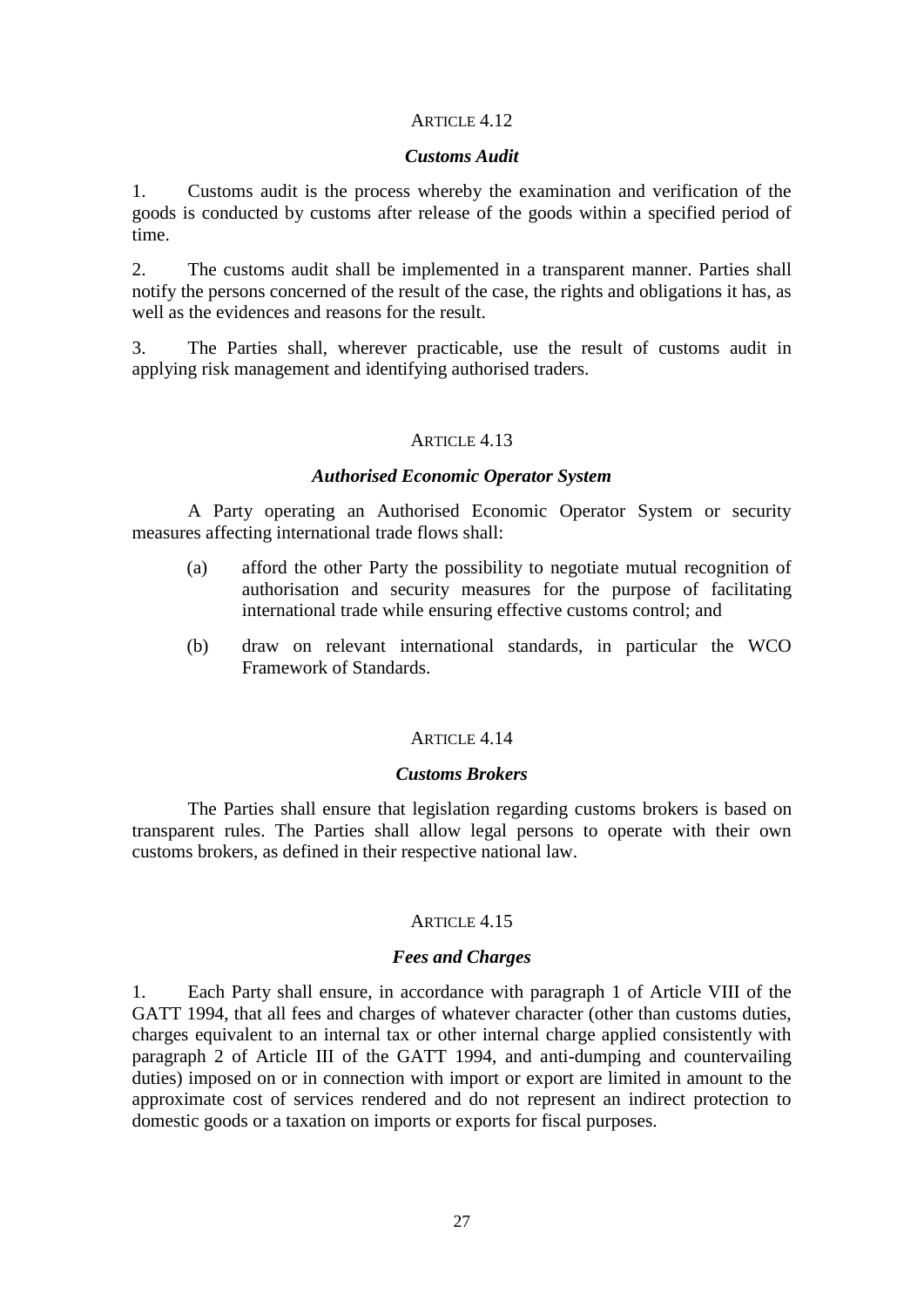ARTICLE 4.12

***Customs Audit***

1. Customs audit is the process whereby the examination and verification of the goods is conducted by customs after release of the goods within a specified period of time.

2. The customs audit shall be implemented in a transparent manner. Parties shall notify the persons concerned of the result of the case, the rights and obligations it has, as well as the evidences and reasons for the result.

3. The Parties shall, wherever practicable, use the result of customs audit in applying risk management and identifying authorised traders.

ARTICLE 4.13

***Authorised Economic Operator System***

A Party operating an Authorised Economic Operator System or security measures affecting international trade flows shall:

(a) afford the other Party the possibility to negotiate mutual recognition of authorisation and security measures for the purpose of facilitating international trade while ensuring effective customs control; and

(b) draw on relevant international standards, in particular the WCO Framework of Standards.

ARTICLE 4.14

***Customs Brokers***

The Parties shall ensure that legislation regarding customs brokers is based on transparent rules. The Parties shall allow legal persons to operate with their own customs brokers, as defined in their respective national law.

ARTICLE 4.15

***Fees and Charges***

1. Each Party shall ensure, in accordance with paragraph 1 of Article VIII of the GATT 1994, that all fees and charges of whatever character (other than customs duties, charges equivalent to an internal tax or other internal charge applied consistently with paragraph 2 of Article III of the GATT 1994, and anti-dumping and countervailing duties) imposed on or in connection with import or export are limited in amount to the approximate cost of services rendered and do not represent an indirect protection to domestic goods or a taxation on imports or exports for fiscal purposes.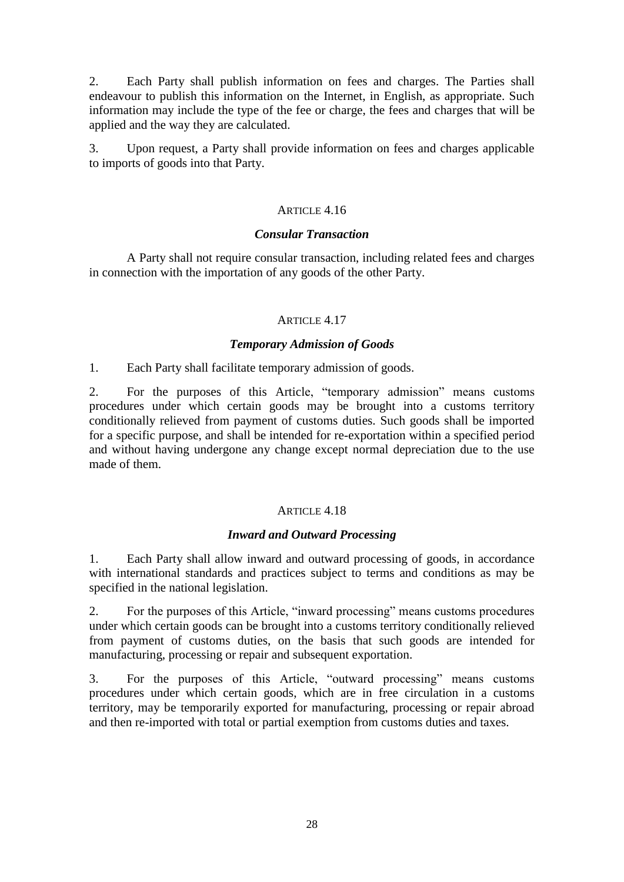2. Each Party shall publish information on fees and charges. The Parties shall endeavour to publish this information on the Internet, in English, as appropriate. Such information may include the type of the fee or charge, the fees and charges that will be applied and the way they are calculated.

3. Upon request, a Party shall provide information on fees and charges applicable to imports of goods into that Party.

## ARTICLE 4.16

### *Consular Transaction*

A Party shall not require consular transaction, including related fees and charges in connection with the importation of any goods of the other Party.

## ARTICLE 4.17

### *Temporary Admission of Goods*

1. Each Party shall facilitate temporary admission of goods.

2. For the purposes of this Article, “temporary admission” means customs procedures under which certain goods may be brought into a customs territory conditionally relieved from payment of customs duties. Such goods shall be imported for a specific purpose, and shall be intended for re-exportation within a specified period and without having undergone any change except normal depreciation due to the use made of them.

## ARTICLE 4.18

### *Inward and Outward Processing*

1. Each Party shall allow inward and outward processing of goods, in accordance with international standards and practices subject to terms and conditions as may be specified in the national legislation.

2. For the purposes of this Article, “inward processing” means customs procedures under which certain goods can be brought into a customs territory conditionally relieved from payment of customs duties, on the basis that such goods are intended for manufacturing, processing or repair and subsequent exportation.

3. For the purposes of this Article, “outward processing” means customs procedures under which certain goods, which are in free circulation in a customs territory, may be temporarily exported for manufacturing, processing or repair abroad and then re-imported with total or partial exemption from customs duties and taxes.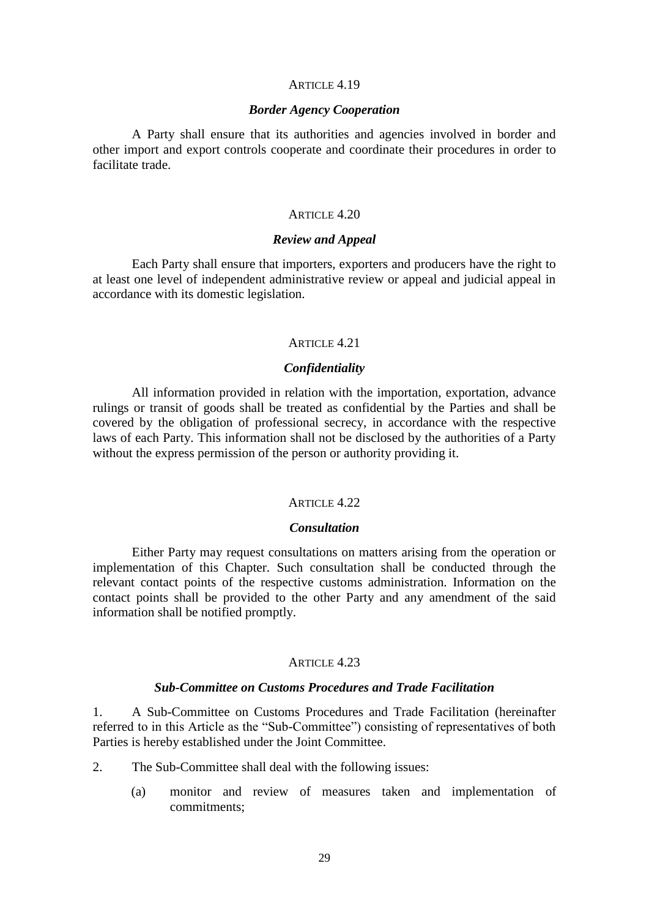ARTICLE 4.19

***Border Agency Cooperation***

A Party shall ensure that its authorities and agencies involved in border and other import and export controls cooperate and coordinate their procedures in order to facilitate trade.

ARTICLE 4.20

***Review and Appeal***

Each Party shall ensure that importers, exporters and producers have the right to at least one level of independent administrative review or appeal and judicial appeal in accordance with its domestic legislation.

ARTICLE 4.21

***Confidentiality***

All information provided in relation with the importation, exportation, advance rulings or transit of goods shall be treated as confidential by the Parties and shall be covered by the obligation of professional secrecy, in accordance with the respective laws of each Party. This information shall not be disclosed by the authorities of a Party without the express permission of the person or authority providing it.

ARTICLE 4.22

***Consultation***

Either Party may request consultations on matters arising from the operation or implementation of this Chapter. Such consultation shall be conducted through the relevant contact points of the respective customs administration. Information on the contact points shall be provided to the other Party and any amendment of the said information shall be notified promptly.

ARTICLE 4.23

***Sub-Committee on Customs Procedures and Trade Facilitation***

1. A Sub-Committee on Customs Procedures and Trade Facilitation (hereinafter referred to in this Article as the "Sub-Committee") consisting of representatives of both Parties is hereby established under the Joint Committee.

2. The Sub-Committee shall deal with the following issues:

   (a) monitor and review of measures taken and implementation of commitments;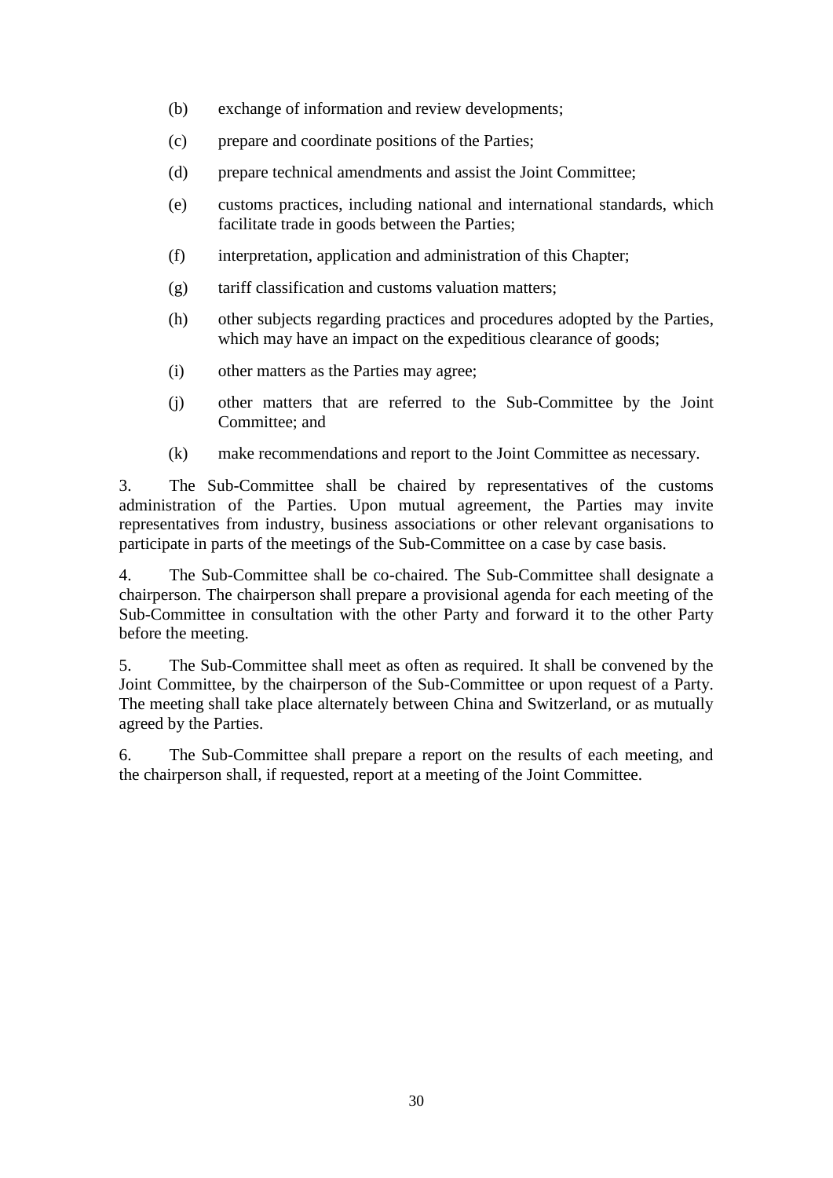(b) exchange of information and review developments;

(c) prepare and coordinate positions of the Parties;

(d) prepare technical amendments and assist the Joint Committee;

(e) customs practices, including national and international standards, which facilitate trade in goods between the Parties;

(f) interpretation, application and administration of this Chapter;

(g) tariff classification and customs valuation matters;

(h) other subjects regarding practices and procedures adopted by the Parties, which may have an impact on the expeditious clearance of goods;

(i) other matters as the Parties may agree;

(j) other matters that are referred to the Sub-Committee by the Joint Committee; and

(k) make recommendations and report to the Joint Committee as necessary.

3. The Sub-Committee shall be chaired by representatives of the customs administration of the Parties. Upon mutual agreement, the Parties may invite representatives from industry, business associations or other relevant organisations to participate in parts of the meetings of the Sub-Committee on a case by case basis.

4. The Sub-Committee shall be co-chaired. The Sub-Committee shall designate a chairperson. The chairperson shall prepare a provisional agenda for each meeting of the Sub-Committee in consultation with the other Party and forward it to the other Party before the meeting.

5. The Sub-Committee shall meet as often as required. It shall be convened by the Joint Committee, by the chairperson of the Sub-Committee or upon request of a Party. The meeting shall take place alternately between China and Switzerland, or as mutually agreed by the Parties.

6. The Sub-Committee shall prepare a report on the results of each meeting, and the chairperson shall, if requested, report at a meeting of the Joint Committee.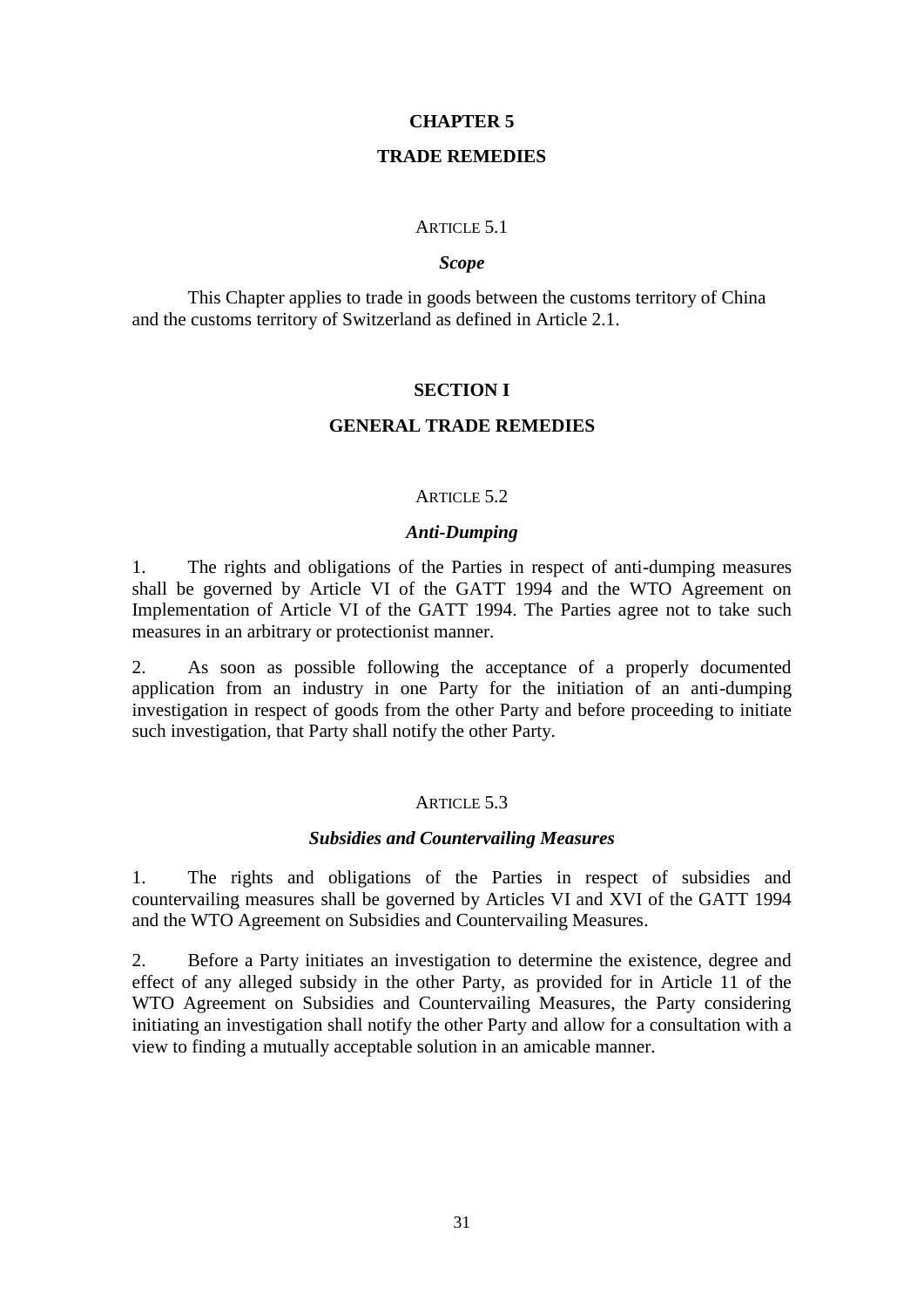# CHAPTER 5

# TRADE REMEDIES

### ARTICLE 5.1

### *Scope*

This Chapter applies to trade in goods between the customs territory of China and the customs territory of Switzerland as defined in Article 2.1.

## SECTION I

## GENERAL TRADE REMEDIES

### ARTICLE 5.2

### *Anti-Dumping*

1. The rights and obligations of the Parties in respect of anti-dumping measures shall be governed by Article VI of the GATT 1994 and the WTO Agreement on Implementation of Article VI of the GATT 1994. The Parties agree not to take such measures in an arbitrary or protectionist manner.

2. As soon as possible following the acceptance of a properly documented application from an industry in one Party for the initiation of an anti-dumping investigation in respect of goods from the other Party and before proceeding to initiate such investigation, that Party shall notify the other Party.

### ARTICLE 5.3

### *Subsidies and Countervailing Measures*

1. The rights and obligations of the Parties in respect of subsidies and countervailing measures shall be governed by Articles VI and XVI of the GATT 1994 and the WTO Agreement on Subsidies and Countervailing Measures.

2. Before a Party initiates an investigation to determine the existence, degree and effect of any alleged subsidy in the other Party, as provided for in Article 11 of the WTO Agreement on Subsidies and Countervailing Measures, the Party considering initiating an investigation shall notify the other Party and allow for a consultation with a view to finding a mutually acceptable solution in an amicable manner.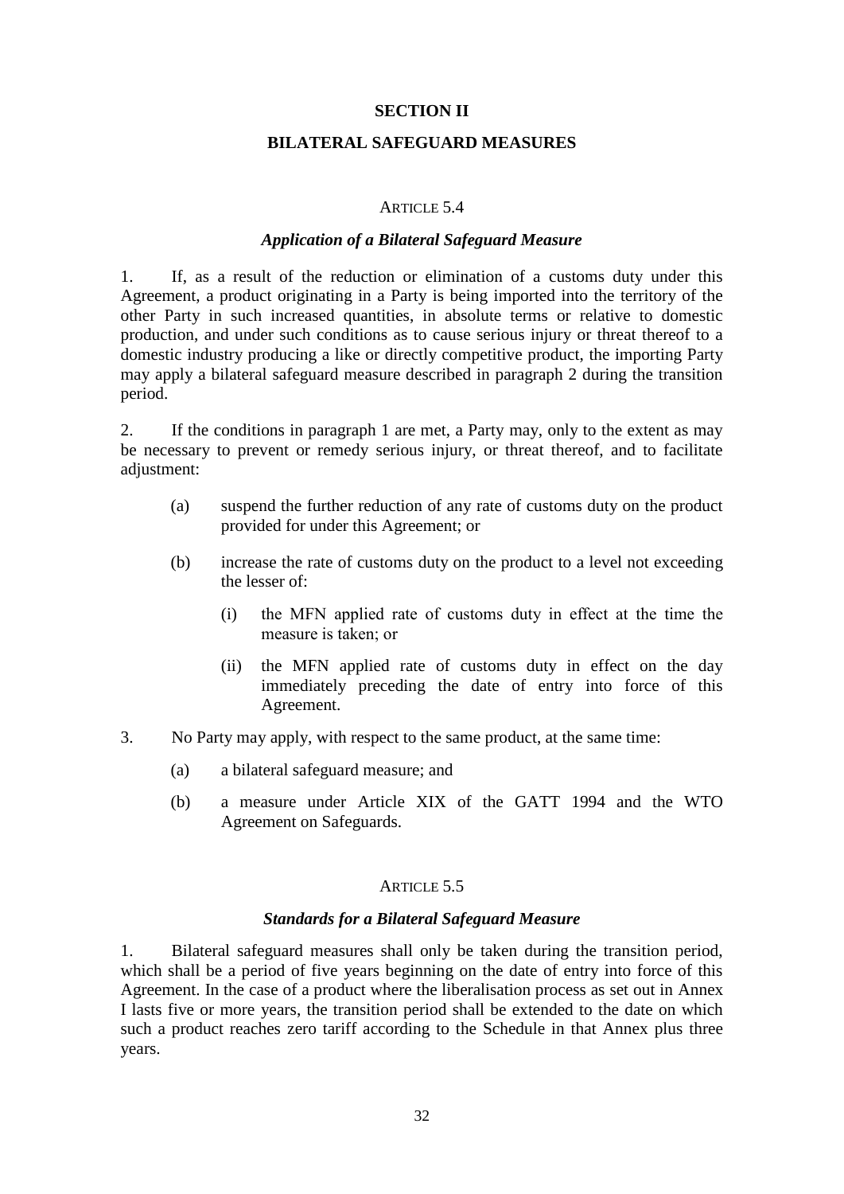## SECTION II

## BILATERAL SAFEGUARD MEASURES

### ARTICLE 5.4

### *Application of a Bilateral Safeguard Measure*

1. If, as a result of the reduction or elimination of a customs duty under this Agreement, a product originating in a Party is being imported into the territory of the other Party in such increased quantities, in absolute terms or relative to domestic production, and under such conditions as to cause serious injury or threat thereof to a domestic industry producing a like or directly competitive product, the importing Party may apply a bilateral safeguard measure described in paragraph 2 during the transition period.

2. If the conditions in paragraph 1 are met, a Party may, only to the extent as may be necessary to prevent or remedy serious injury, or threat thereof, and to facilitate adjustment:

   (a) suspend the further reduction of any rate of customs duty on the product provided for under this Agreement; or

   (b) increase the rate of customs duty on the product to a level not exceeding the lesser of:

      (i) the MFN applied rate of customs duty in effect at the time the measure is taken; or

      (ii) the MFN applied rate of customs duty in effect on the day immediately preceding the date of entry into force of this Agreement.

3. No Party may apply, with respect to the same product, at the same time:

   (a) a bilateral safeguard measure; and

   (b) a measure under Article XIX of the GATT 1994 and the WTO Agreement on Safeguards.

### ARTICLE 5.5

### *Standards for a Bilateral Safeguard Measure*

1. Bilateral safeguard measures shall only be taken during the transition period, which shall be a period of five years beginning on the date of entry into force of this Agreement. In the case of a product where the liberalisation process as set out in Annex I lasts five or more years, the transition period shall be extended to the date on which such a product reaches zero tariff according to the Schedule in that Annex plus three years.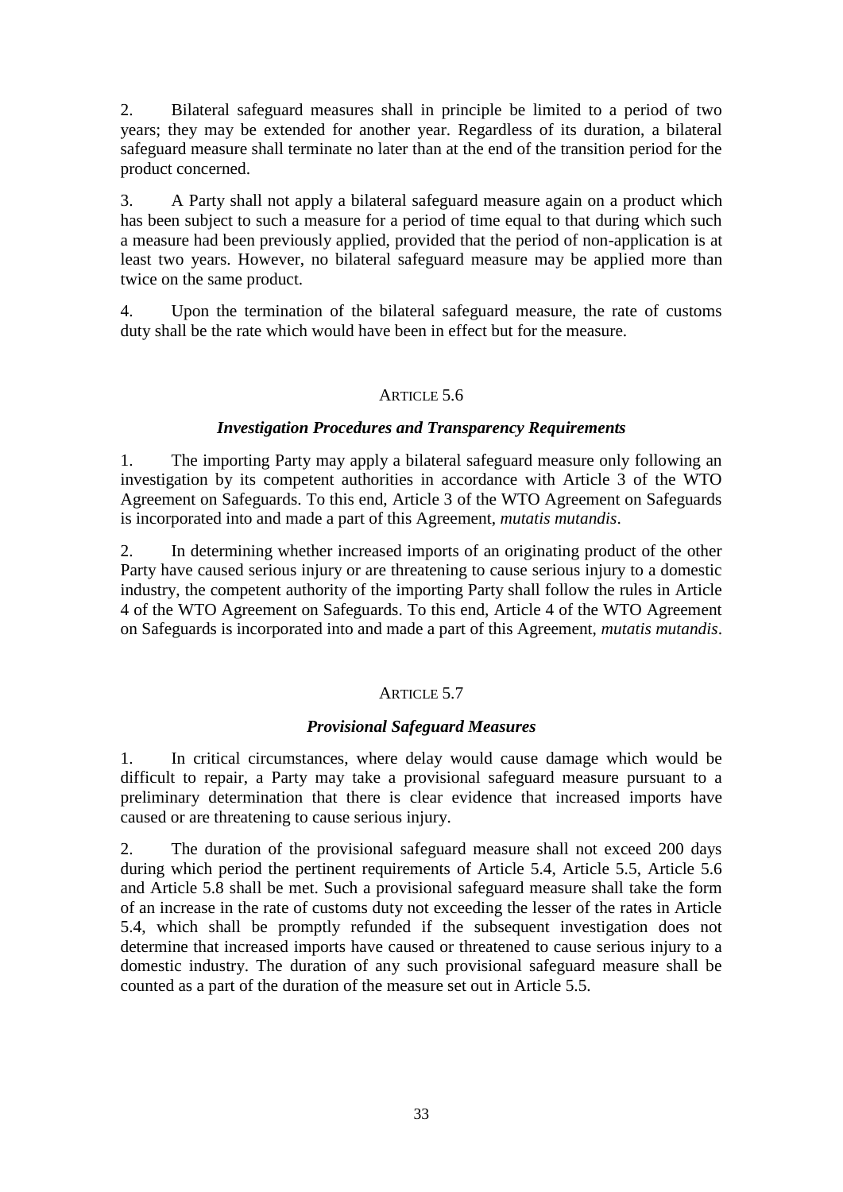2. Bilateral safeguard measures shall in principle be limited to a period of two years; they may be extended for another year. Regardless of its duration, a bilateral safeguard measure shall terminate no later than at the end of the transition period for the product concerned.

3. A Party shall not apply a bilateral safeguard measure again on a product which has been subject to such a measure for a period of time equal to that during which such a measure had been previously applied, provided that the period of non-application is at least two years. However, no bilateral safeguard measure may be applied more than twice on the same product.

4. Upon the termination of the bilateral safeguard measure, the rate of customs duty shall be the rate which would have been in effect but for the measure.

### ARTICLE 5.6

### *Investigation Procedures and Transparency Requirements*

1. The importing Party may apply a bilateral safeguard measure only following an investigation by its competent authorities in accordance with Article 3 of the WTO Agreement on Safeguards. To this end, Article 3 of the WTO Agreement on Safeguards is incorporated into and made a part of this Agreement, *mutatis mutandis*.

2. In determining whether increased imports of an originating product of the other Party have caused serious injury or are threatening to cause serious injury to a domestic industry, the competent authority of the importing Party shall follow the rules in Article 4 of the WTO Agreement on Safeguards. To this end, Article 4 of the WTO Agreement on Safeguards is incorporated into and made a part of this Agreement, *mutatis mutandis*.

### ARTICLE 5.7

### *Provisional Safeguard Measures*

1. In critical circumstances, where delay would cause damage which would be difficult to repair, a Party may take a provisional safeguard measure pursuant to a preliminary determination that there is clear evidence that increased imports have caused or are threatening to cause serious injury.

2. The duration of the provisional safeguard measure shall not exceed 200 days during which period the pertinent requirements of Article 5.4, Article 5.5, Article 5.6 and Article 5.8 shall be met. Such a provisional safeguard measure shall take the form of an increase in the rate of customs duty not exceeding the lesser of the rates in Article 5.4, which shall be promptly refunded if the subsequent investigation does not determine that increased imports have caused or threatened to cause serious injury to a domestic industry. The duration of any such provisional safeguard measure shall be counted as a part of the duration of the measure set out in Article 5.5.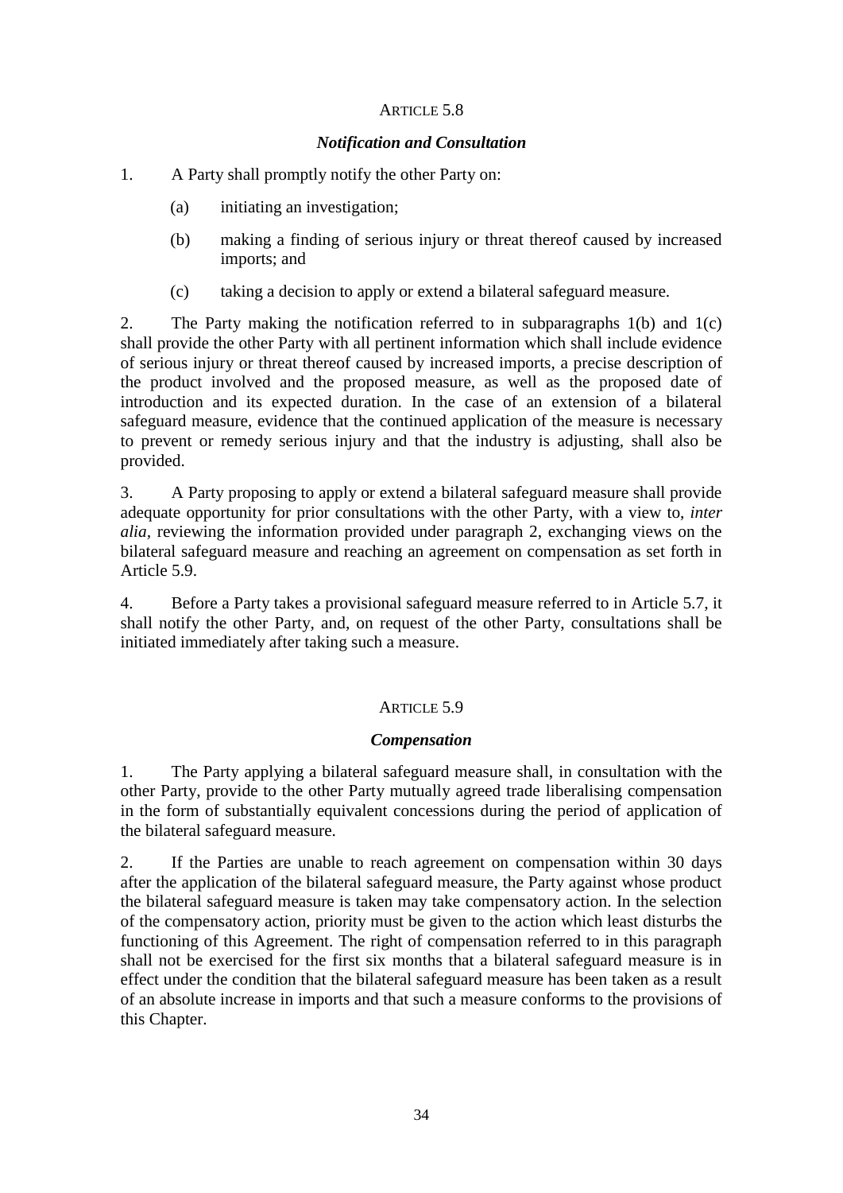ARTICLE 5.8

***Notification and Consultation***

1. A Party shall promptly notify the other Party on:

   (a) initiating an investigation;

   (b) making a finding of serious injury or threat thereof caused by increased imports; and

   (c) taking a decision to apply or extend a bilateral safeguard measure.

2. The Party making the notification referred to in subparagraphs 1(b) and 1(c) shall provide the other Party with all pertinent information which shall include evidence of serious injury or threat thereof caused by increased imports, a precise description of the product involved and the proposed measure, as well as the proposed date of introduction and its expected duration. In the case of an extension of a bilateral safeguard measure, evidence that the continued application of the measure is necessary to prevent or remedy serious injury and that the industry is adjusting, shall also be provided.

3. A Party proposing to apply or extend a bilateral safeguard measure shall provide adequate opportunity for prior consultations with the other Party, with a view to, *inter alia*, reviewing the information provided under paragraph 2, exchanging views on the bilateral safeguard measure and reaching an agreement on compensation as set forth in Article 5.9.

4. Before a Party takes a provisional safeguard measure referred to in Article 5.7, it shall notify the other Party, and, on request of the other Party, consultations shall be initiated immediately after taking such a measure.

ARTICLE 5.9

***Compensation***

1. The Party applying a bilateral safeguard measure shall, in consultation with the other Party, provide to the other Party mutually agreed trade liberalising compensation in the form of substantially equivalent concessions during the period of application of the bilateral safeguard measure.

2. If the Parties are unable to reach agreement on compensation within 30 days after the application of the bilateral safeguard measure, the Party against whose product the bilateral safeguard measure is taken may take compensatory action. In the selection of the compensatory action, priority must be given to the action which least disturbs the functioning of this Agreement. The right of compensation referred to in this paragraph shall not be exercised for the first six months that a bilateral safeguard measure is in effect under the condition that the bilateral safeguard measure has been taken as a result of an absolute increase in imports and that such a measure conforms to the provisions of this Chapter.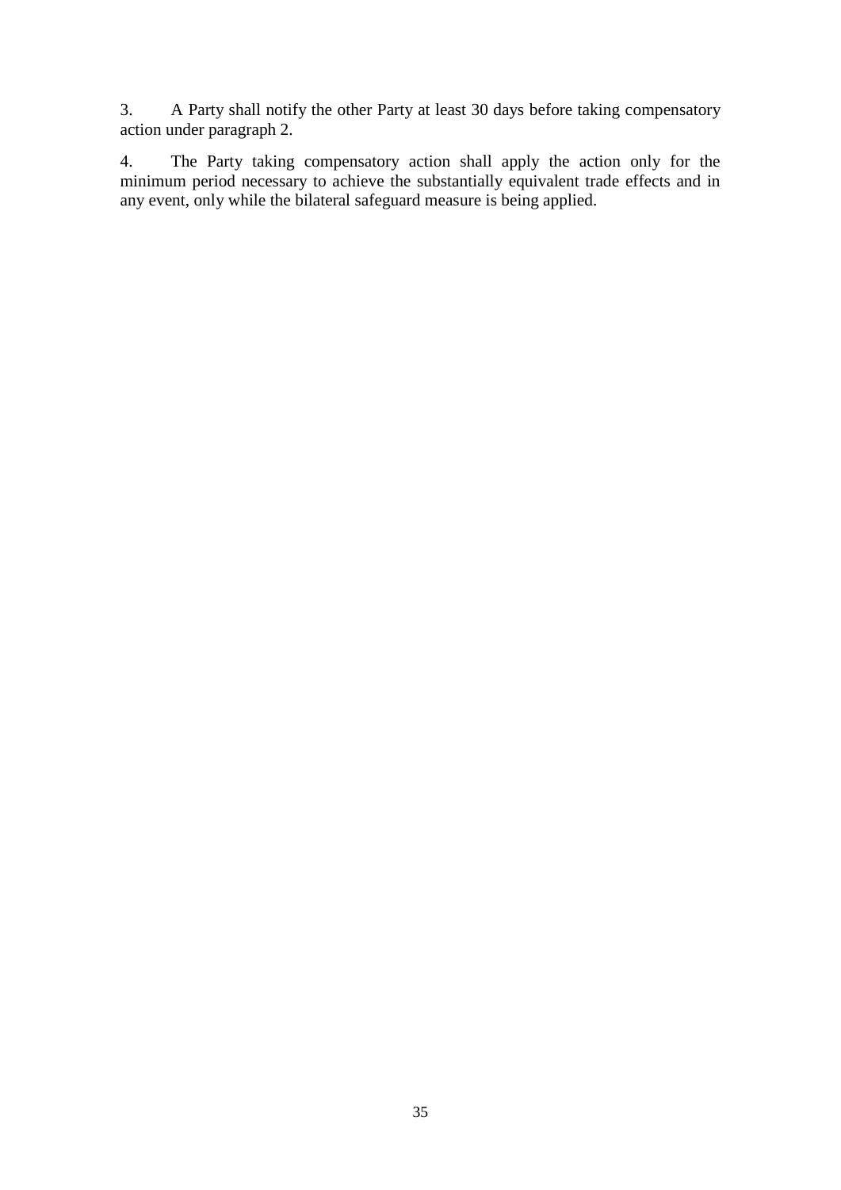3. A Party shall notify the other Party at least 30 days before taking compensatory action under paragraph 2.

4. The Party taking compensatory action shall apply the action only for the minimum period necessary to achieve the substantially equivalent trade effects and in any event, only while the bilateral safeguard measure is being applied.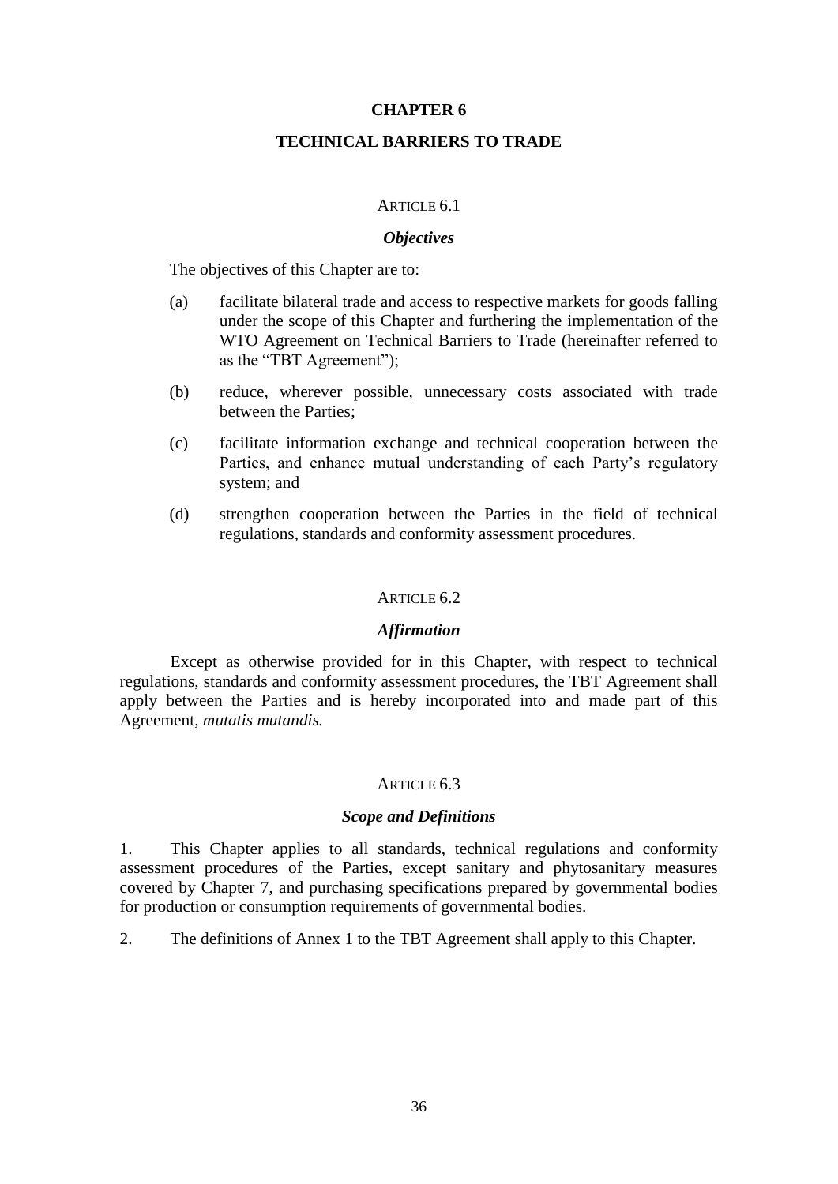# CHAPTER 6

# TECHNICAL BARRIERS TO TRADE

ARTICLE 6.1

***Objectives***

The objectives of this Chapter are to:

(a) facilitate bilateral trade and access to respective markets for goods falling under the scope of this Chapter and furthering the implementation of the WTO Agreement on Technical Barriers to Trade (hereinafter referred to as the "TBT Agreement");

(b) reduce, wherever possible, unnecessary costs associated with trade between the Parties;

(c) facilitate information exchange and technical cooperation between the Parties, and enhance mutual understanding of each Party's regulatory system; and

(d) strengthen cooperation between the Parties in the field of technical regulations, standards and conformity assessment procedures.

ARTICLE 6.2

***Affirmation***

Except as otherwise provided for in this Chapter, with respect to technical regulations, standards and conformity assessment procedures, the TBT Agreement shall apply between the Parties and is hereby incorporated into and made part of this Agreement, *mutatis mutandis.*

ARTICLE 6.3

***Scope and Definitions***

1. This Chapter applies to all standards, technical regulations and conformity assessment procedures of the Parties, except sanitary and phytosanitary measures covered by Chapter 7, and purchasing specifications prepared by governmental bodies for production or consumption requirements of governmental bodies.

2. The definitions of Annex 1 to the TBT Agreement shall apply to this Chapter.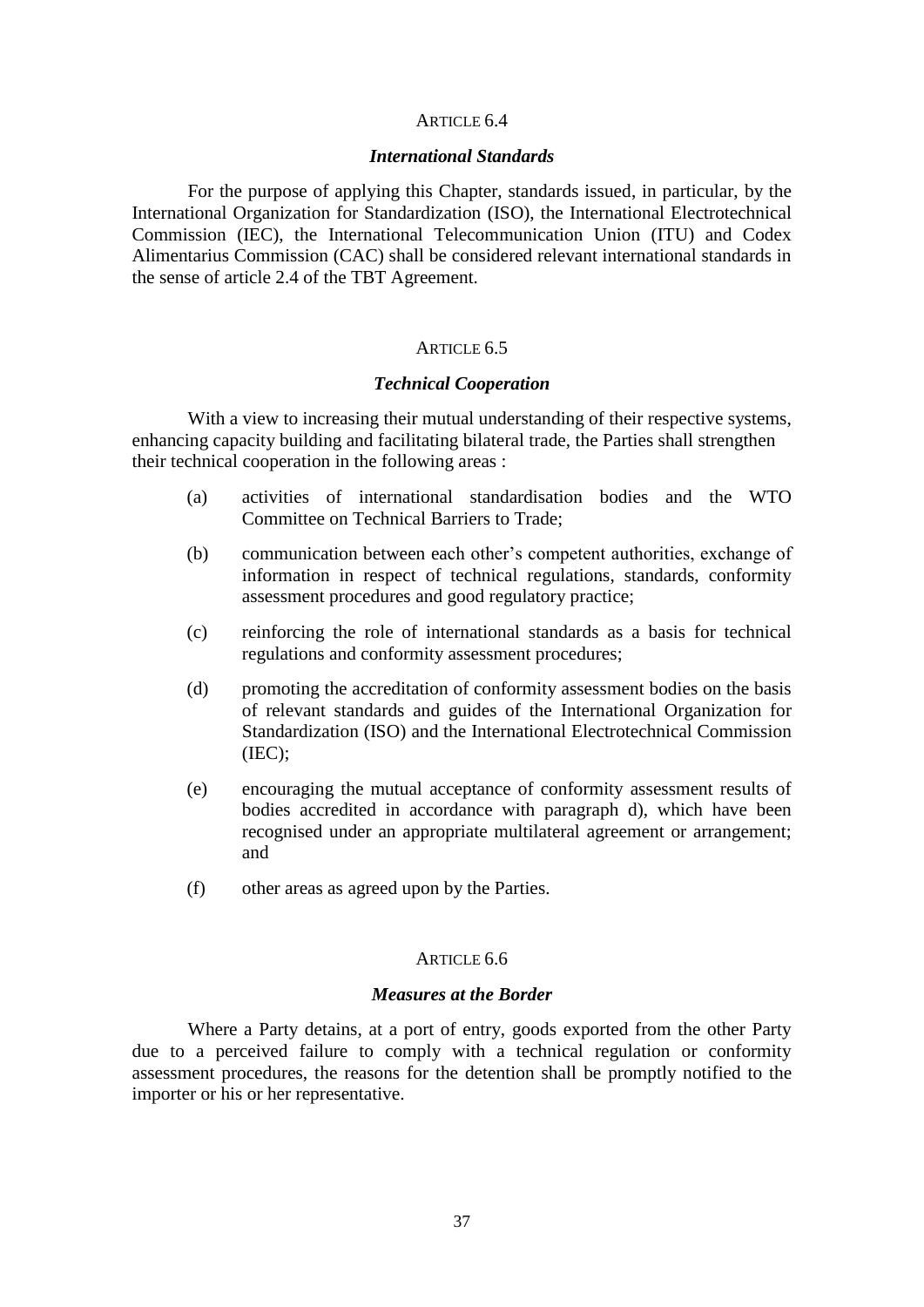## ARTICLE 6.4

### *International Standards*

For the purpose of applying this Chapter, standards issued, in particular, by the International Organization for Standardization (ISO), the International Electrotechnical Commission (IEC), the International Telecommunication Union (ITU) and Codex Alimentarius Commission (CAC) shall be considered relevant international standards in the sense of article 2.4 of the TBT Agreement.

## ARTICLE 6.5

### *Technical Cooperation*

With a view to increasing their mutual understanding of their respective systems, enhancing capacity building and facilitating bilateral trade, the Parties shall strengthen their technical cooperation in the following areas :

(a) activities of international standardisation bodies and the WTO Committee on Technical Barriers to Trade;

(b) communication between each other's competent authorities, exchange of information in respect of technical regulations, standards, conformity assessment procedures and good regulatory practice;

(c) reinforcing the role of international standards as a basis for technical regulations and conformity assessment procedures;

(d) promoting the accreditation of conformity assessment bodies on the basis of relevant standards and guides of the International Organization for Standardization (ISO) and the International Electrotechnical Commission (IEC);

(e) encouraging the mutual acceptance of conformity assessment results of bodies accredited in accordance with paragraph d), which have been recognised under an appropriate multilateral agreement or arrangement; and

(f) other areas as agreed upon by the Parties.

## ARTICLE 6.6

### *Measures at the Border*

Where a Party detains, at a port of entry, goods exported from the other Party due to a perceived failure to comply with a technical regulation or conformity assessment procedures, the reasons for the detention shall be promptly notified to the importer or his or her representative.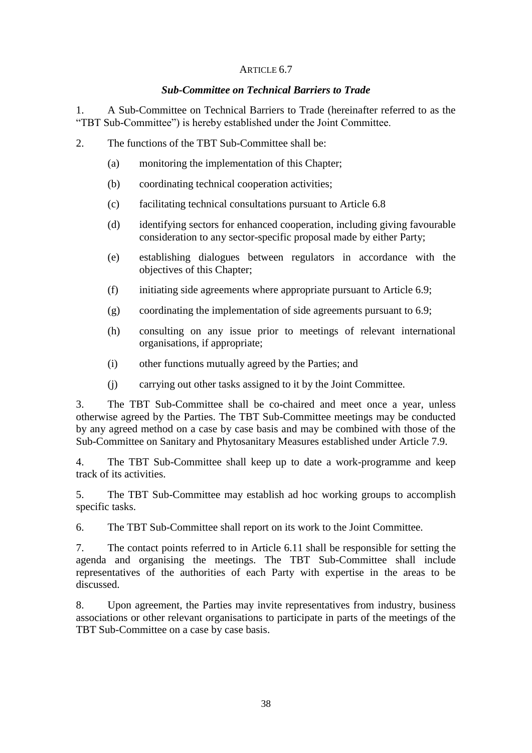ARTICLE 6.7

***Sub-Committee on Technical Barriers to Trade***

1. A Sub-Committee on Technical Barriers to Trade (hereinafter referred to as the "TBT Sub-Committee") is hereby established under the Joint Committee.

2. The functions of the TBT Sub-Committee shall be:

   (a) monitoring the implementation of this Chapter;

   (b) coordinating technical cooperation activities;

   (c) facilitating technical consultations pursuant to Article 6.8

   (d) identifying sectors for enhanced cooperation, including giving favourable consideration to any sector-specific proposal made by either Party;

   (e) establishing dialogues between regulators in accordance with the objectives of this Chapter;

   (f) initiating side agreements where appropriate pursuant to Article 6.9;

   (g) coordinating the implementation of side agreements pursuant to 6.9;

   (h) consulting on any issue prior to meetings of relevant international organisations, if appropriate;

   (i) other functions mutually agreed by the Parties; and

   (j) carrying out other tasks assigned to it by the Joint Committee.

3. The TBT Sub-Committee shall be co-chaired and meet once a year, unless otherwise agreed by the Parties. The TBT Sub-Committee meetings may be conducted by any agreed method on a case by case basis and may be combined with those of the Sub-Committee on Sanitary and Phytosanitary Measures established under Article 7.9.

4. The TBT Sub-Committee shall keep up to date a work-programme and keep track of its activities.

5. The TBT Sub-Committee may establish ad hoc working groups to accomplish specific tasks.

6. The TBT Sub-Committee shall report on its work to the Joint Committee.

7. The contact points referred to in Article 6.11 shall be responsible for setting the agenda and organising the meetings. The TBT Sub-Committee shall include representatives of the authorities of each Party with expertise in the areas to be discussed.

8. Upon agreement, the Parties may invite representatives from industry, business associations or other relevant organisations to participate in parts of the meetings of the TBT Sub-Committee on a case by case basis.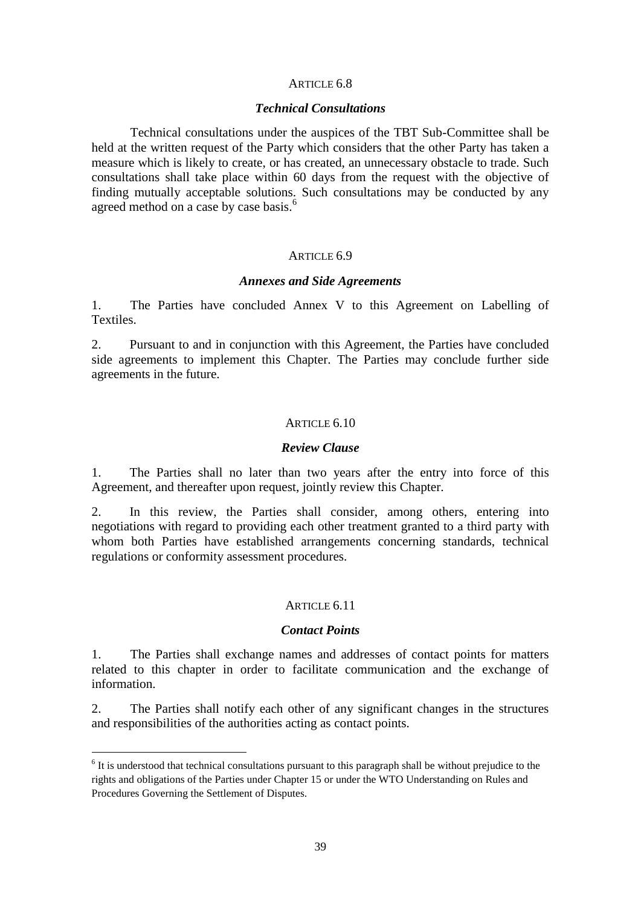ARTICLE 6.8

***Technical Consultations***

Technical consultations under the auspices of the TBT Sub-Committee shall be held at the written request of the Party which considers that the other Party has taken a measure which is likely to create, or has created, an unnecessary obstacle to trade. Such consultations shall take place within 60 days from the request with the objective of finding mutually acceptable solutions. Such consultations may be conducted by any agreed method on a case by case basis.[6]

ARTICLE 6.9

***Annexes and Side Agreements***

1. The Parties have concluded Annex V to this Agreement on Labelling of Textiles.

2. Pursuant to and in conjunction with this Agreement, the Parties have concluded side agreements to implement this Chapter. The Parties may conclude further side agreements in the future.

ARTICLE 6.10

***Review Clause***

1. The Parties shall no later than two years after the entry into force of this Agreement, and thereafter upon request, jointly review this Chapter.

2. In this review, the Parties shall consider, among others, entering into negotiations with regard to providing each other treatment granted to a third party with whom both Parties have established arrangements concerning standards, technical regulations or conformity assessment procedures.

ARTICLE 6.11

***Contact Points***

1. The Parties shall exchange names and addresses of contact points for matters related to this chapter in order to facilitate communication and the exchange of information.

2. The Parties shall notify each other of any significant changes in the structures and responsibilities of the authorities acting as contact points.

---

[6] It is understood that technical consultations pursuant to this paragraph shall be without prejudice to the rights and obligations of the Parties under Chapter 15 or under the WTO Understanding on Rules and Procedures Governing the Settlement of Disputes.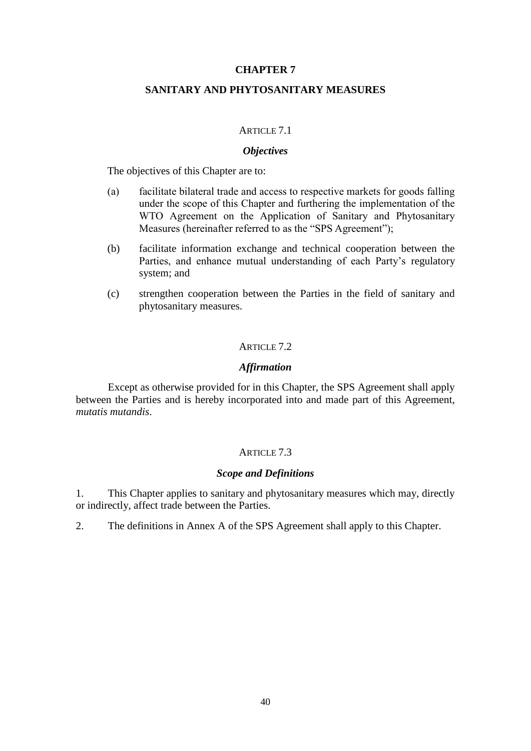# CHAPTER 7

# SANITARY AND PHYTOSANITARY MEASURES

## ARTICLE 7.1

### *Objectives*

The objectives of this Chapter are to:

(a) facilitate bilateral trade and access to respective markets for goods falling under the scope of this Chapter and furthering the implementation of the WTO Agreement on the Application of Sanitary and Phytosanitary Measures (hereinafter referred to as the "SPS Agreement");

(b) facilitate information exchange and technical cooperation between the Parties, and enhance mutual understanding of each Party's regulatory system; and

(c) strengthen cooperation between the Parties in the field of sanitary and phytosanitary measures.

## ARTICLE 7.2

### *Affirmation*

Except as otherwise provided for in this Chapter, the SPS Agreement shall apply between the Parties and is hereby incorporated into and made part of this Agreement, *mutatis mutandis*.

## ARTICLE 7.3

### *Scope and Definitions*

1. This Chapter applies to sanitary and phytosanitary measures which may, directly or indirectly, affect trade between the Parties.

2. The definitions in Annex A of the SPS Agreement shall apply to this Chapter.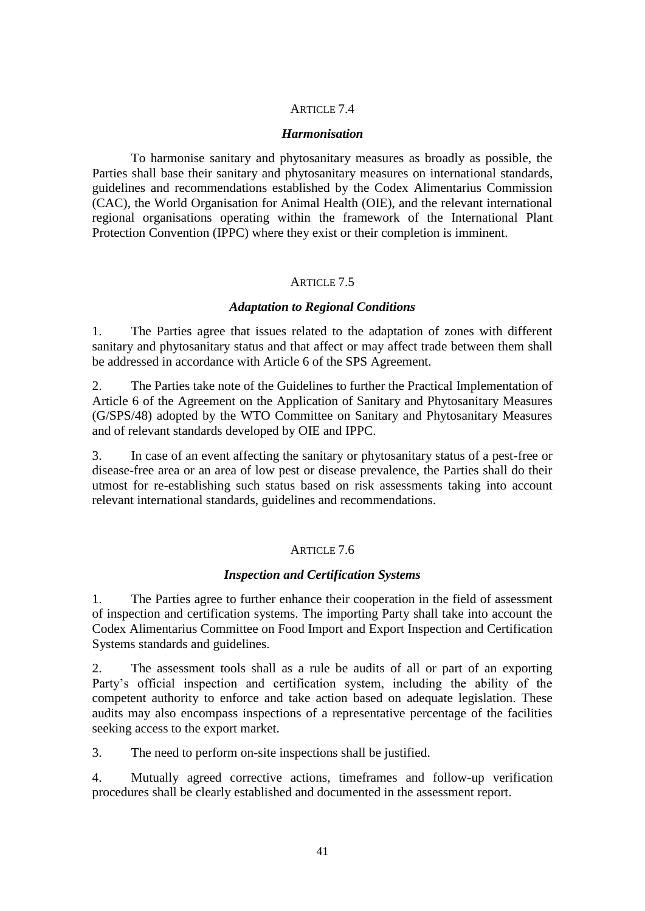ARTICLE 7.4

***Harmonisation***

To harmonise sanitary and phytosanitary measures as broadly as possible, the Parties shall base their sanitary and phytosanitary measures on international standards, guidelines and recommendations established by the Codex Alimentarius Commission (CAC), the World Organisation for Animal Health (OIE), and the relevant international regional organisations operating within the framework of the International Plant Protection Convention (IPPC) where they exist or their completion is imminent.

ARTICLE 7.5

***Adaptation to Regional Conditions***

1. The Parties agree that issues related to the adaptation of zones with different sanitary and phytosanitary status and that affect or may affect trade between them shall be addressed in accordance with Article 6 of the SPS Agreement.

2. The Parties take note of the Guidelines to further the Practical Implementation of Article 6 of the Agreement on the Application of Sanitary and Phytosanitary Measures (G/SPS/48) adopted by the WTO Committee on Sanitary and Phytosanitary Measures and of relevant standards developed by OIE and IPPC.

3. In case of an event affecting the sanitary or phytosanitary status of a pest-free or disease-free area or an area of low pest or disease prevalence, the Parties shall do their utmost for re-establishing such status based on risk assessments taking into account relevant international standards, guidelines and recommendations.

ARTICLE 7.6

***Inspection and Certification Systems***

1. The Parties agree to further enhance their cooperation in the field of assessment of inspection and certification systems. The importing Party shall take into account the Codex Alimentarius Committee on Food Import and Export Inspection and Certification Systems standards and guidelines.

2. The assessment tools shall as a rule be audits of all or part of an exporting Party's official inspection and certification system, including the ability of the competent authority to enforce and take action based on adequate legislation. These audits may also encompass inspections of a representative percentage of the facilities seeking access to the export market.

3. The need to perform on-site inspections shall be justified.

4. Mutually agreed corrective actions, timeframes and follow-up verification procedures shall be clearly established and documented in the assessment report.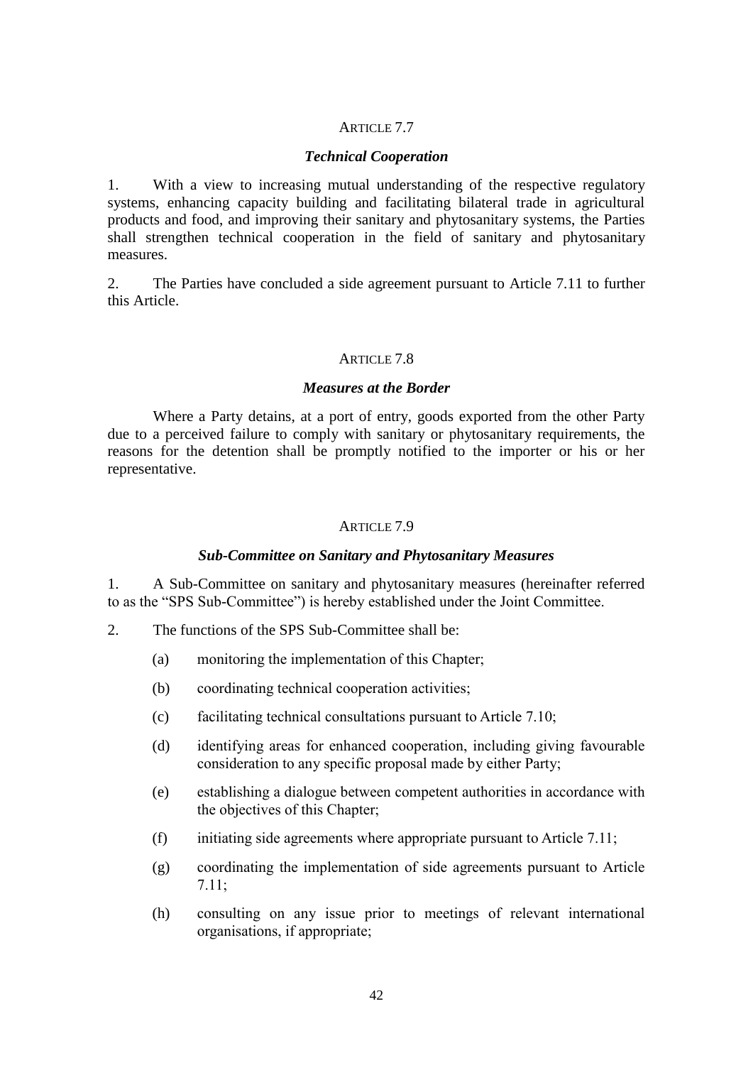### ARTICLE 7.7

***Technical Cooperation***

1. With a view to increasing mutual understanding of the respective regulatory systems, enhancing capacity building and facilitating bilateral trade in agricultural products and food, and improving their sanitary and phytosanitary systems, the Parties shall strengthen technical cooperation in the field of sanitary and phytosanitary measures.

2. The Parties have concluded a side agreement pursuant to Article 7.11 to further this Article.

### ARTICLE 7.8

***Measures at the Border***

Where a Party detains, at a port of entry, goods exported from the other Party due to a perceived failure to comply with sanitary or phytosanitary requirements, the reasons for the detention shall be promptly notified to the importer or his or her representative.

### ARTICLE 7.9

***Sub-Committee on Sanitary and Phytosanitary Measures***

1. A Sub-Committee on sanitary and phytosanitary measures (hereinafter referred to as the "SPS Sub-Committee") is hereby established under the Joint Committee.

2. The functions of the SPS Sub-Committee shall be:

   (a) monitoring the implementation of this Chapter;

   (b) coordinating technical cooperation activities;

   (c) facilitating technical consultations pursuant to Article 7.10;

   (d) identifying areas for enhanced cooperation, including giving favourable consideration to any specific proposal made by either Party;

   (e) establishing a dialogue between competent authorities in accordance with the objectives of this Chapter;

   (f) initiating side agreements where appropriate pursuant to Article 7.11;

   (g) coordinating the implementation of side agreements pursuant to Article 7.11;

   (h) consulting on any issue prior to meetings of relevant international organisations, if appropriate;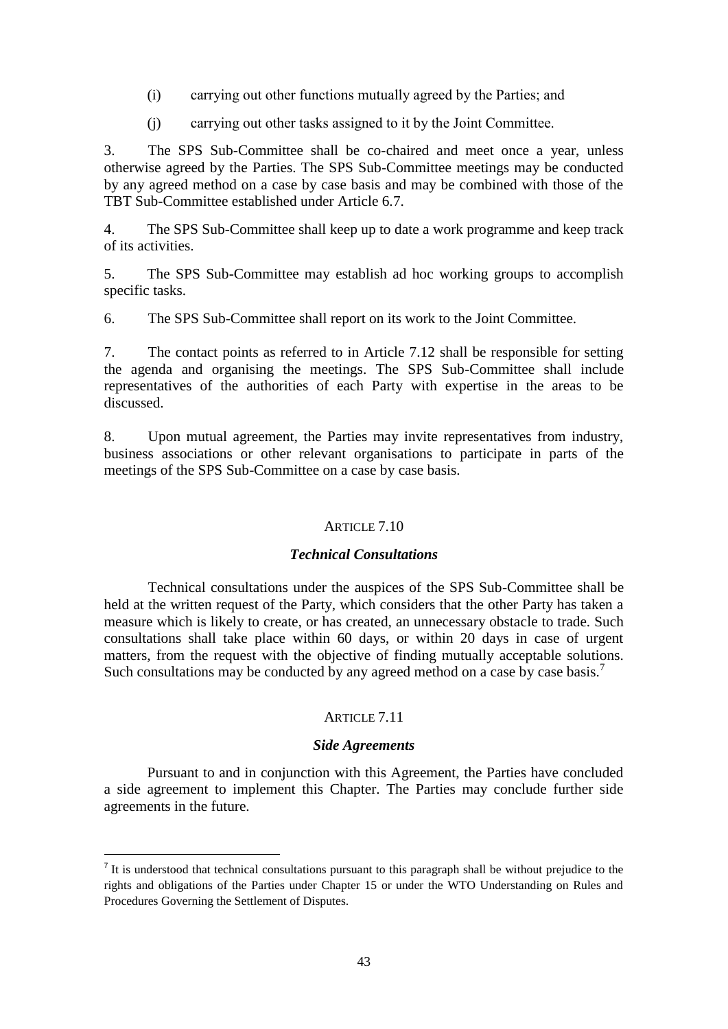(i) carrying out other functions mutually agreed by the Parties; and

(j) carrying out other tasks assigned to it by the Joint Committee.

3. The SPS Sub-Committee shall be co-chaired and meet once a year, unless otherwise agreed by the Parties. The SPS Sub-Committee meetings may be conducted by any agreed method on a case by case basis and may be combined with those of the TBT Sub-Committee established under Article 6.7.

4. The SPS Sub-Committee shall keep up to date a work programme and keep track of its activities.

5. The SPS Sub-Committee may establish ad hoc working groups to accomplish specific tasks.

6. The SPS Sub-Committee shall report on its work to the Joint Committee.

7. The contact points as referred to in Article 7.12 shall be responsible for setting the agenda and organising the meetings. The SPS Sub-Committee shall include representatives of the authorities of each Party with expertise in the areas to be discussed.

8. Upon mutual agreement, the Parties may invite representatives from industry, business associations or other relevant organisations to participate in parts of the meetings of the SPS Sub-Committee on a case by case basis.

## ARTICLE 7.10

### *Technical Consultations*

Technical consultations under the auspices of the SPS Sub-Committee shall be held at the written request of the Party, which considers that the other Party has taken a measure which is likely to create, or has created, an unnecessary obstacle to trade. Such consultations shall take place within 60 days, or within 20 days in case of urgent matters, from the request with the objective of finding mutually acceptable solutions. Such consultations may be conducted by any agreed method on a case by case basis.[7]

## ARTICLE 7.11

### *Side Agreements*

Pursuant to and in conjunction with this Agreement, the Parties have concluded a side agreement to implement this Chapter. The Parties may conclude further side agreements in the future.

---

[7] It is understood that technical consultations pursuant to this paragraph shall be without prejudice to the rights and obligations of the Parties under Chapter 15 or under the WTO Understanding on Rules and Procedures Governing the Settlement of Disputes.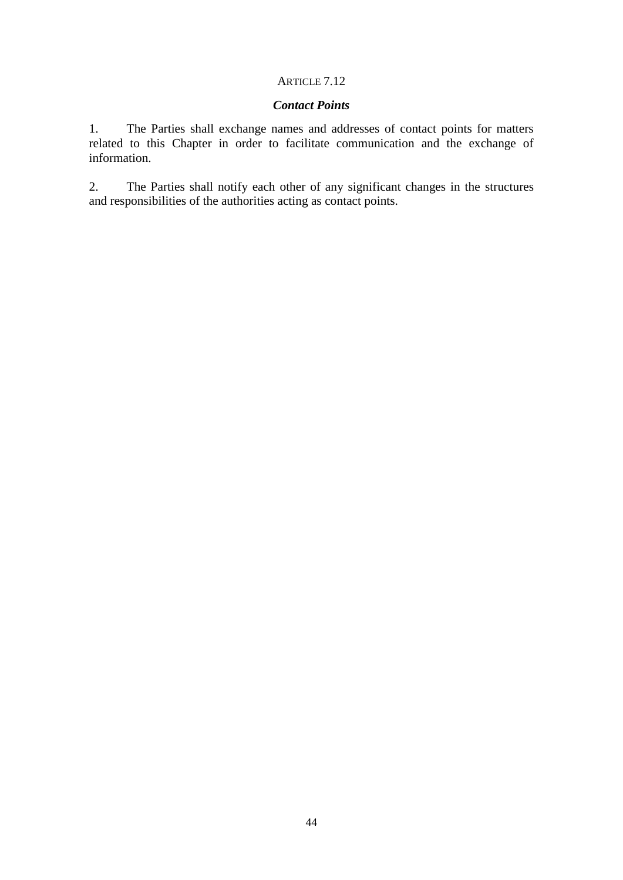ARTICLE 7.12

***Contact Points***

1. The Parties shall exchange names and addresses of contact points for matters related to this Chapter in order to facilitate communication and the exchange of information.

2. The Parties shall notify each other of any significant changes in the structures and responsibilities of the authorities acting as contact points.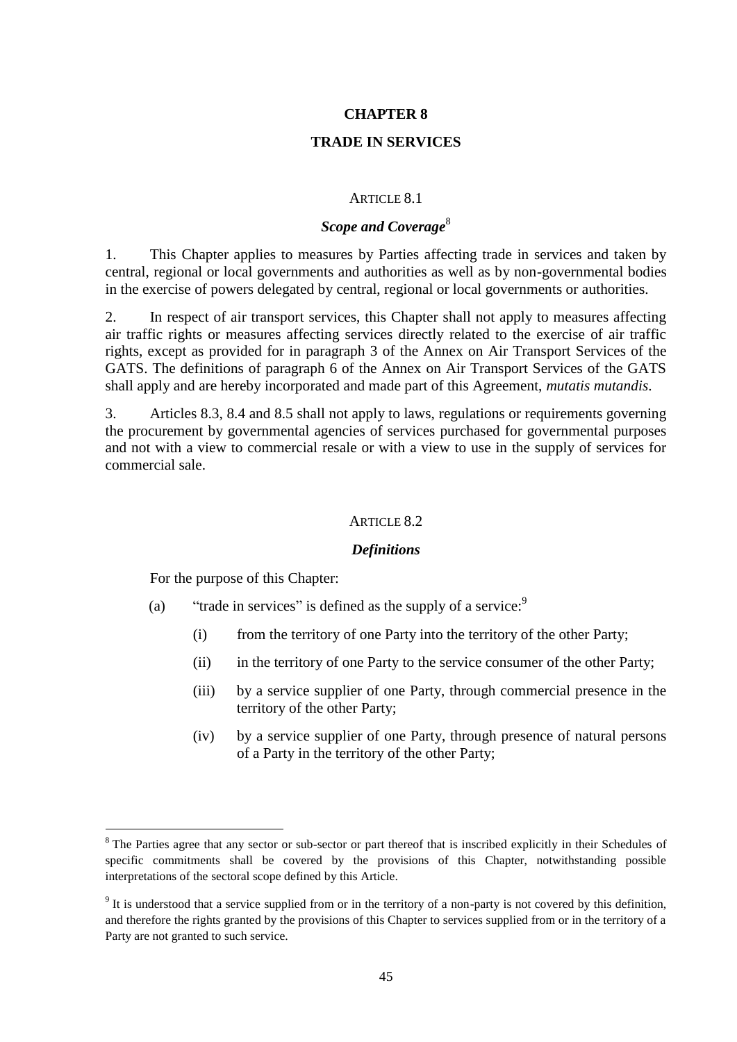# CHAPTER 8

## TRADE IN SERVICES

ARTICLE 8.1

### *Scope and Coverage*[8]

1. This Chapter applies to measures by Parties affecting trade in services and taken by central, regional or local governments and authorities as well as by non-governmental bodies in the exercise of powers delegated by central, regional or local governments or authorities.

2. In respect of air transport services, this Chapter shall not apply to measures affecting air traffic rights or measures affecting services directly related to the exercise of air traffic rights, except as provided for in paragraph 3 of the Annex on Air Transport Services of the GATS. The definitions of paragraph 6 of the Annex on Air Transport Services of the GATS shall apply and are hereby incorporated and made part of this Agreement, *mutatis mutandis*.

3. Articles 8.3, 8.4 and 8.5 shall not apply to laws, regulations or requirements governing the procurement by governmental agencies of services purchased for governmental purposes and not with a view to commercial resale or with a view to use in the supply of services for commercial sale.

ARTICLE 8.2

### *Definitions*

For the purpose of this Chapter:

(a) "trade in services" is defined as the supply of a service:[9]

  (i) from the territory of one Party into the territory of the other Party;

  (ii) in the territory of one Party to the service consumer of the other Party;

  (iii) by a service supplier of one Party, through commercial presence in the territory of the other Party;

  (iv) by a service supplier of one Party, through presence of natural persons of a Party in the territory of the other Party;

---

[8] The Parties agree that any sector or sub-sector or part thereof that is inscribed explicitly in their Schedules of specific commitments shall be covered by the provisions of this Chapter, notwithstanding possible interpretations of the sectoral scope defined by this Article.

[9] It is understood that a service supplied from or in the territory of a non-party is not covered by this definition, and therefore the rights granted by the provisions of this Chapter to services supplied from or in the territory of a Party are not granted to such service.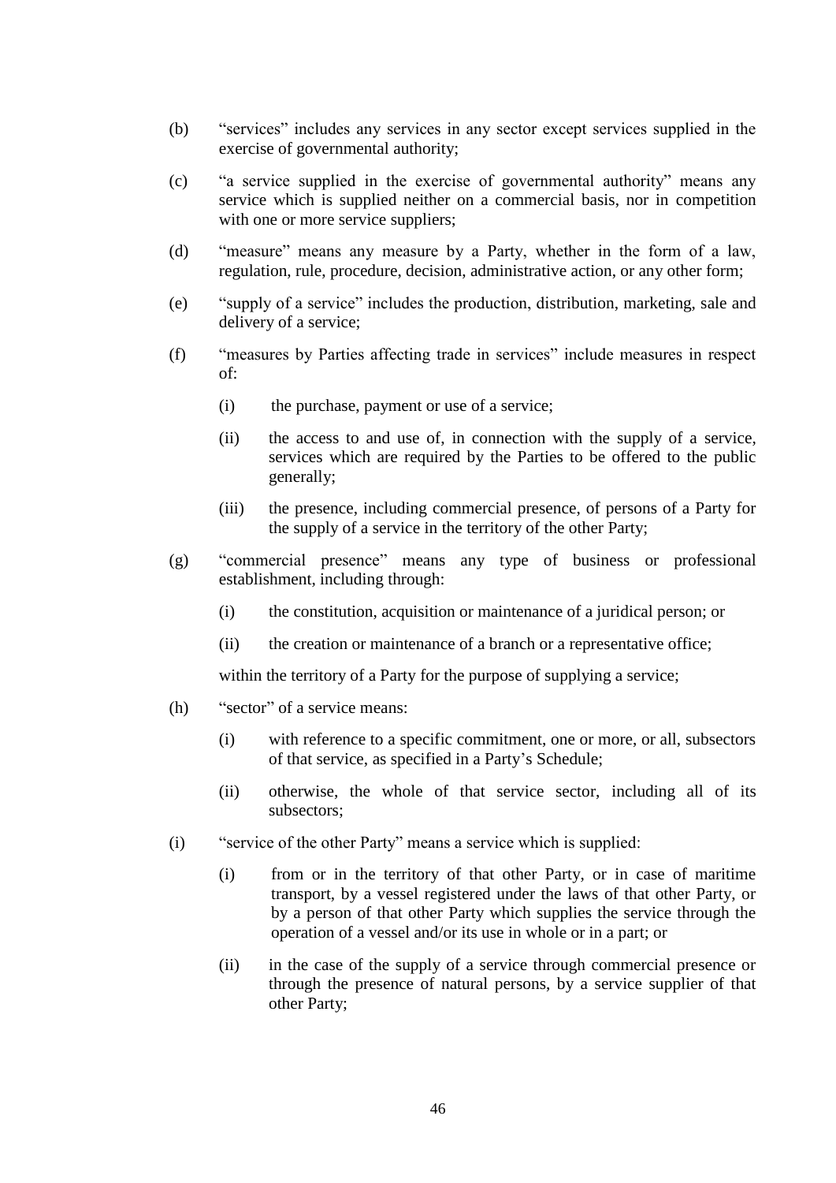(b) "services" includes any services in any sector except services supplied in the exercise of governmental authority;

(c) "a service supplied in the exercise of governmental authority" means any service which is supplied neither on a commercial basis, nor in competition with one or more service suppliers;

(d) "measure" means any measure by a Party, whether in the form of a law, regulation, rule, procedure, decision, administrative action, or any other form;

(e) "supply of a service" includes the production, distribution, marketing, sale and delivery of a service;

(f) "measures by Parties affecting trade in services" include measures in respect of:

   (i) the purchase, payment or use of a service;

   (ii) the access to and use of, in connection with the supply of a service, services which are required by the Parties to be offered to the public generally;

   (iii) the presence, including commercial presence, of persons of a Party for the supply of a service in the territory of the other Party;

(g) "commercial presence" means any type of business or professional establishment, including through:

   (i) the constitution, acquisition or maintenance of a juridical person; or

   (ii) the creation or maintenance of a branch or a representative office;

   within the territory of a Party for the purpose of supplying a service;

(h) "sector" of a service means:

   (i) with reference to a specific commitment, one or more, or all, subsectors of that service, as specified in a Party's Schedule;

   (ii) otherwise, the whole of that service sector, including all of its subsectors;

(i) "service of the other Party" means a service which is supplied:

   (i) from or in the territory of that other Party, or in case of maritime transport, by a vessel registered under the laws of that other Party, or by a person of that other Party which supplies the service through the operation of a vessel and/or its use in whole or in a part; or

   (ii) in the case of the supply of a service through commercial presence or through the presence of natural persons, by a service supplier of that other Party;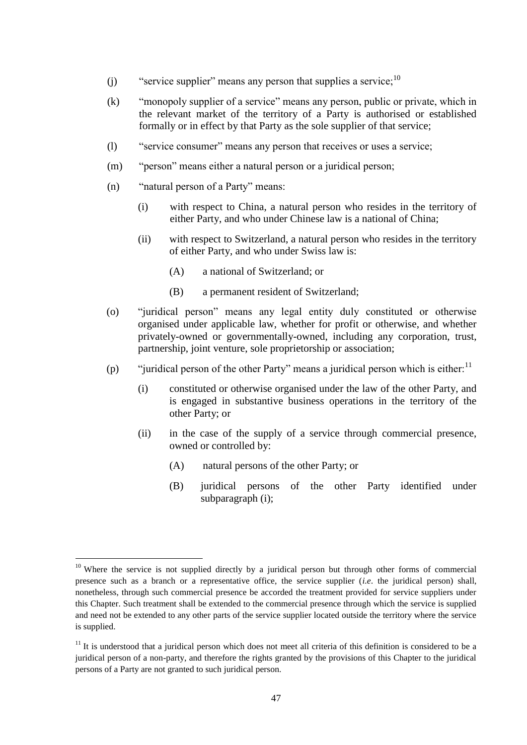(j) "service supplier" means any person that supplies a service;[10]

(k) "monopoly supplier of a service" means any person, public or private, which in the relevant market of the territory of a Party is authorised or established formally or in effect by that Party as the sole supplier of that service;

(l) "service consumer" means any person that receives or uses a service;

(m) "person" means either a natural person or a juridical person;

(n) "natural person of a Party" means:

   (i) with respect to China, a natural person who resides in the territory of either Party, and who under Chinese law is a national of China;

   (ii) with respect to Switzerland, a natural person who resides in the territory of either Party, and who under Swiss law is:

      (A) a national of Switzerland; or

      (B) a permanent resident of Switzerland;

(o) "juridical person" means any legal entity duly constituted or otherwise organised under applicable law, whether for profit or otherwise, and whether privately-owned or governmentally-owned, including any corporation, trust, partnership, joint venture, sole proprietorship or association;

(p) "juridical person of the other Party" means a juridical person which is either:[11]

   (i) constituted or otherwise organised under the law of the other Party, and is engaged in substantive business operations in the territory of the other Party; or

   (ii) in the case of the supply of a service through commercial presence, owned or controlled by:

      (A) natural persons of the other Party; or

      (B) juridical persons of the other Party identified under subparagraph (i);

---

[10] Where the service is not supplied directly by a juridical person but through other forms of commercial presence such as a branch or a representative office, the service supplier (*i.e.* the juridical person) shall, nonetheless, through such commercial presence be accorded the treatment provided for service suppliers under this Chapter. Such treatment shall be extended to the commercial presence through which the service is supplied and need not be extended to any other parts of the service supplier located outside the territory where the service is supplied.

[11] It is understood that a juridical person which does not meet all criteria of this definition is considered to be a juridical person of a non-party, and therefore the rights granted by the provisions of this Chapter to the juridical persons of a Party are not granted to such juridical person.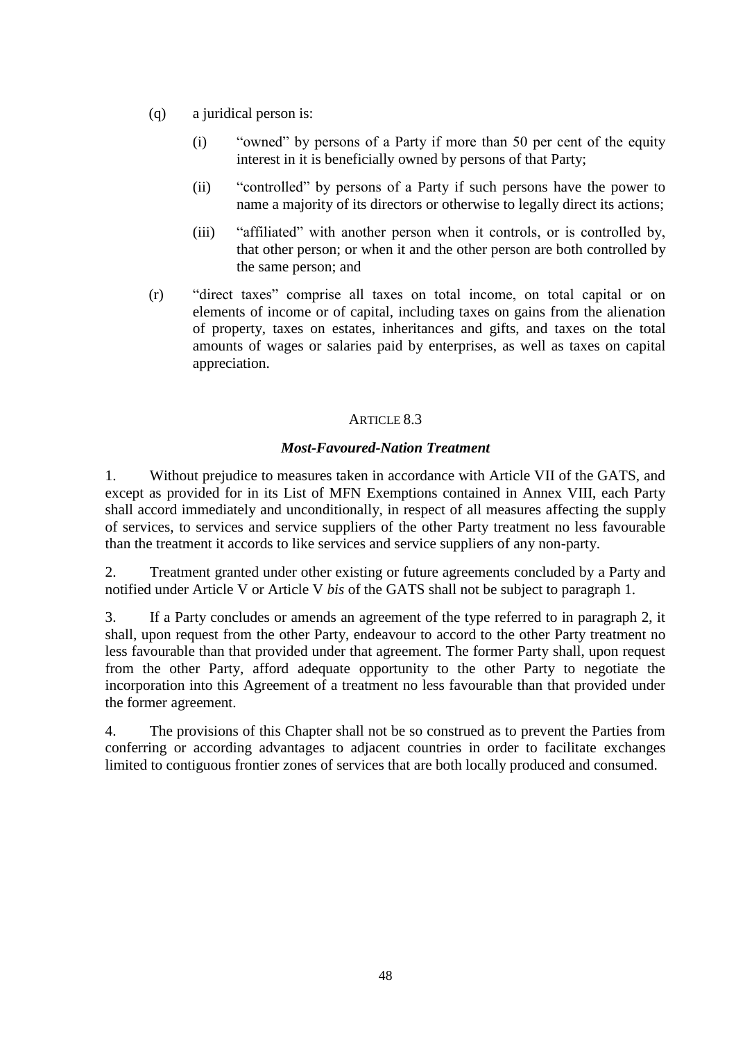(q) a juridical person is:

   (i) "owned" by persons of a Party if more than 50 per cent of the equity interest in it is beneficially owned by persons of that Party;

   (ii) "controlled" by persons of a Party if such persons have the power to name a majority of its directors or otherwise to legally direct its actions;

   (iii) "affiliated" with another person when it controls, or is controlled by, that other person; or when it and the other person are both controlled by the same person; and

(r) "direct taxes" comprise all taxes on total income, on total capital or on elements of income or of capital, including taxes on gains from the alienation of property, taxes on estates, inheritances and gifts, and taxes on the total amounts of wages or salaries paid by enterprises, as well as taxes on capital appreciation.

## ARTICLE 8.3

### *Most-Favoured-Nation Treatment*

1. Without prejudice to measures taken in accordance with Article VII of the GATS, and except as provided for in its List of MFN Exemptions contained in Annex VIII, each Party shall accord immediately and unconditionally, in respect of all measures affecting the supply of services, to services and service suppliers of the other Party treatment no less favourable than the treatment it accords to like services and service suppliers of any non-party.

2. Treatment granted under other existing or future agreements concluded by a Party and notified under Article V or Article V *bis* of the GATS shall not be subject to paragraph 1.

3. If a Party concludes or amends an agreement of the type referred to in paragraph 2, it shall, upon request from the other Party, endeavour to accord to the other Party treatment no less favourable than that provided under that agreement. The former Party shall, upon request from the other Party, afford adequate opportunity to the other Party to negotiate the incorporation into this Agreement of a treatment no less favourable than that provided under the former agreement.

4. The provisions of this Chapter shall not be so construed as to prevent the Parties from conferring or according advantages to adjacent countries in order to facilitate exchanges limited to contiguous frontier zones of services that are both locally produced and consumed.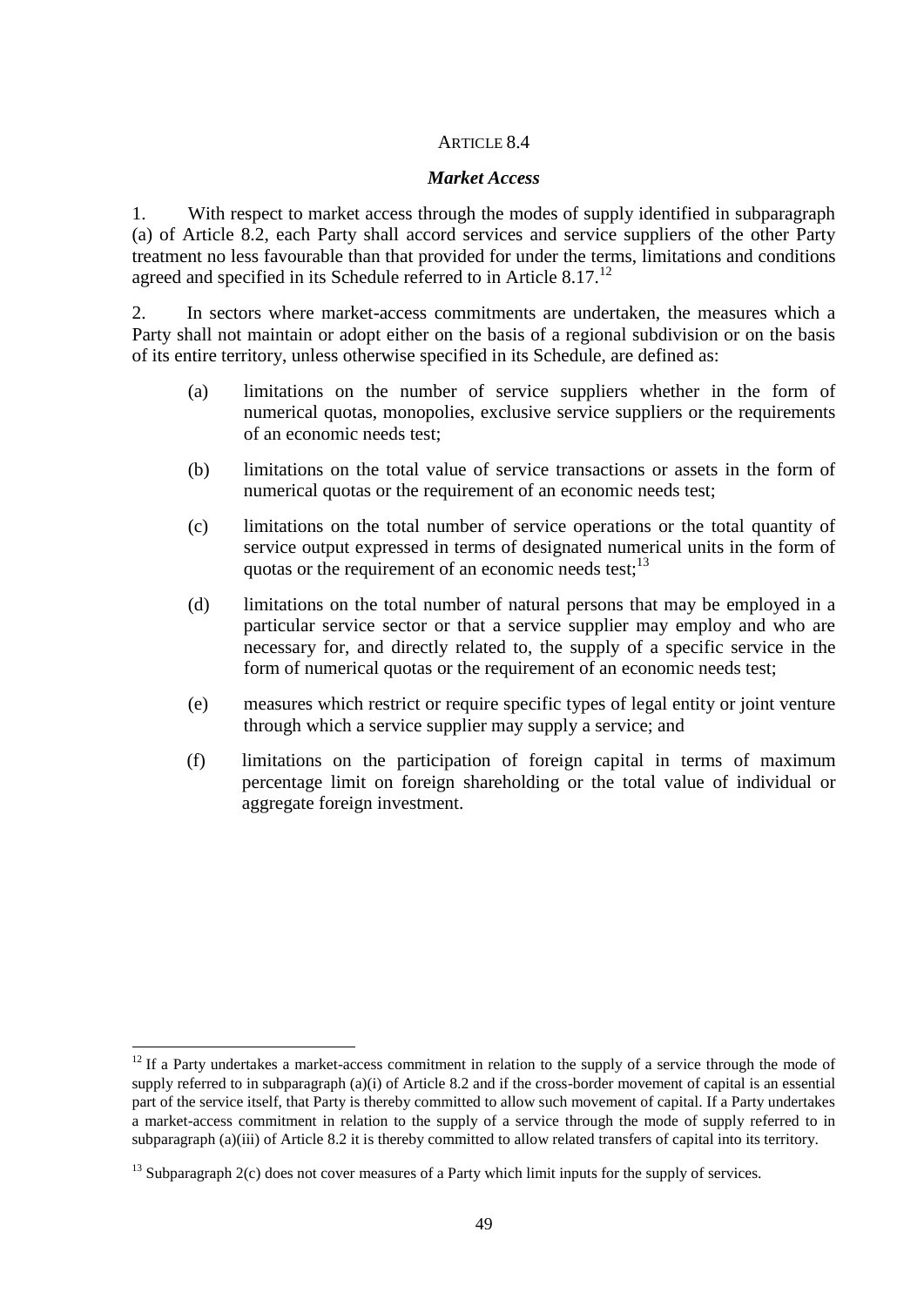ARTICLE 8.4

***Market Access***

1. With respect to market access through the modes of supply identified in subparagraph (a) of Article 8.2, each Party shall accord services and service suppliers of the other Party treatment no less favourable than that provided for under the terms, limitations and conditions agreed and specified in its Schedule referred to in Article 8.17.[12]

2. In sectors where market-access commitments are undertaken, the measures which a Party shall not maintain or adopt either on the basis of a regional subdivision or on the basis of its entire territory, unless otherwise specified in its Schedule, are defined as:

(a) limitations on the number of service suppliers whether in the form of numerical quotas, monopolies, exclusive service suppliers or the requirements of an economic needs test;

(b) limitations on the total value of service transactions or assets in the form of numerical quotas or the requirement of an economic needs test;

(c) limitations on the total number of service operations or the total quantity of service output expressed in terms of designated numerical units in the form of quotas or the requirement of an economic needs test;[13]

(d) limitations on the total number of natural persons that may be employed in a particular service sector or that a service supplier may employ and who are necessary for, and directly related to, the supply of a specific service in the form of numerical quotas or the requirement of an economic needs test;

(e) measures which restrict or require specific types of legal entity or joint venture through which a service supplier may supply a service; and

(f) limitations on the participation of foreign capital in terms of maximum percentage limit on foreign shareholding or the total value of individual or aggregate foreign investment.

---

[12] If a Party undertakes a market-access commitment in relation to the supply of a service through the mode of supply referred to in subparagraph (a)(i) of Article 8.2 and if the cross-border movement of capital is an essential part of the service itself, that Party is thereby committed to allow such movement of capital. If a Party undertakes a market-access commitment in relation to the supply of a service through the mode of supply referred to in subparagraph (a)(iii) of Article 8.2 it is thereby committed to allow related transfers of capital into its territory.

[13] Subparagraph 2(c) does not cover measures of a Party which limit inputs for the supply of services.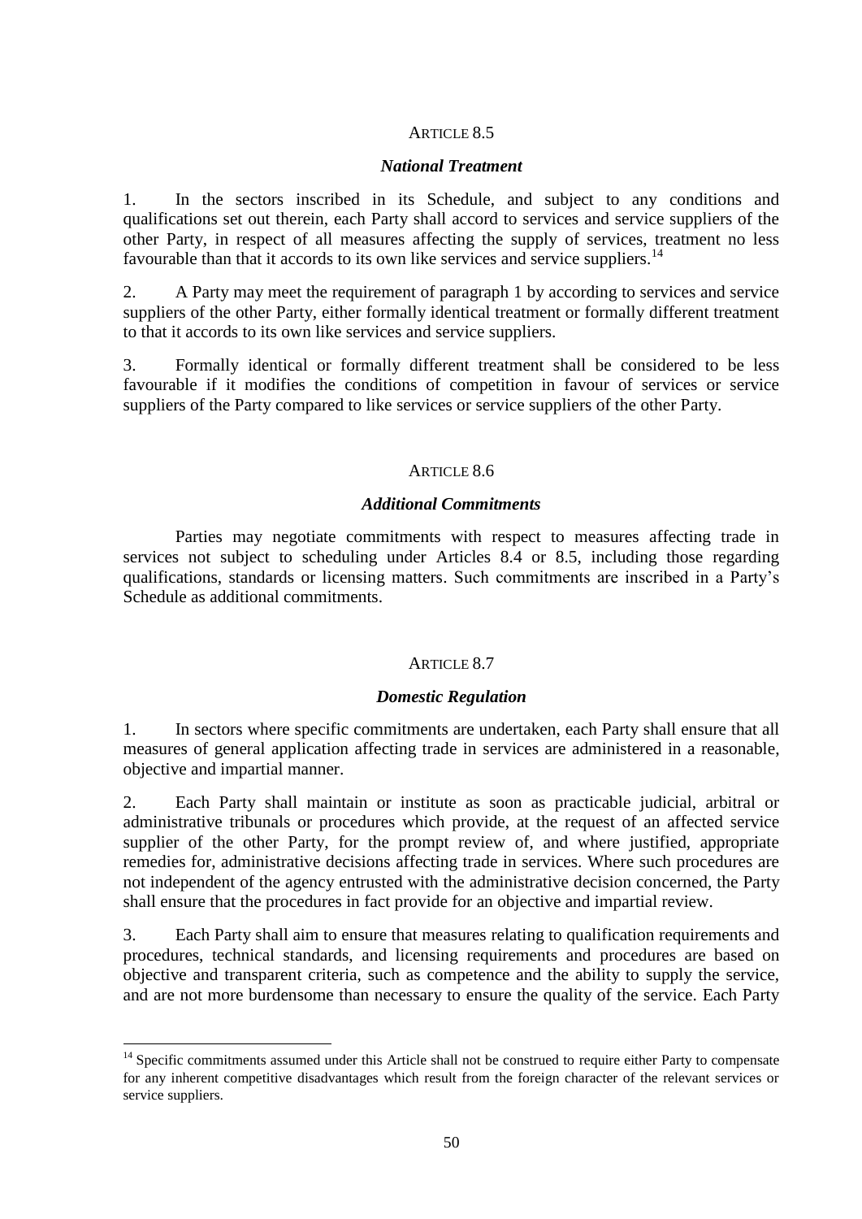ARTICLE 8.5

***National Treatment***

1. In the sectors inscribed in its Schedule, and subject to any conditions and qualifications set out therein, each Party shall accord to services and service suppliers of the other Party, in respect of all measures affecting the supply of services, treatment no less favourable than that it accords to its own like services and service suppliers.[14]

2. A Party may meet the requirement of paragraph 1 by according to services and service suppliers of the other Party, either formally identical treatment or formally different treatment to that it accords to its own like services and service suppliers.

3. Formally identical or formally different treatment shall be considered to be less favourable if it modifies the conditions of competition in favour of services or service suppliers of the Party compared to like services or service suppliers of the other Party.

ARTICLE 8.6

***Additional Commitments***

Parties may negotiate commitments with respect to measures affecting trade in services not subject to scheduling under Articles 8.4 or 8.5, including those regarding qualifications, standards or licensing matters. Such commitments are inscribed in a Party's Schedule as additional commitments.

ARTICLE 8.7

***Domestic Regulation***

1. In sectors where specific commitments are undertaken, each Party shall ensure that all measures of general application affecting trade in services are administered in a reasonable, objective and impartial manner.

2. Each Party shall maintain or institute as soon as practicable judicial, arbitral or administrative tribunals or procedures which provide, at the request of an affected service supplier of the other Party, for the prompt review of, and where justified, appropriate remedies for, administrative decisions affecting trade in services. Where such procedures are not independent of the agency entrusted with the administrative decision concerned, the Party shall ensure that the procedures in fact provide for an objective and impartial review.

3. Each Party shall aim to ensure that measures relating to qualification requirements and procedures, technical standards, and licensing requirements and procedures are based on objective and transparent criteria, such as competence and the ability to supply the service, and are not more burdensome than necessary to ensure the quality of the service. Each Party

[14] Specific commitments assumed under this Article shall not be construed to require either Party to compensate for any inherent competitive disadvantages which result from the foreign character of the relevant services or service suppliers.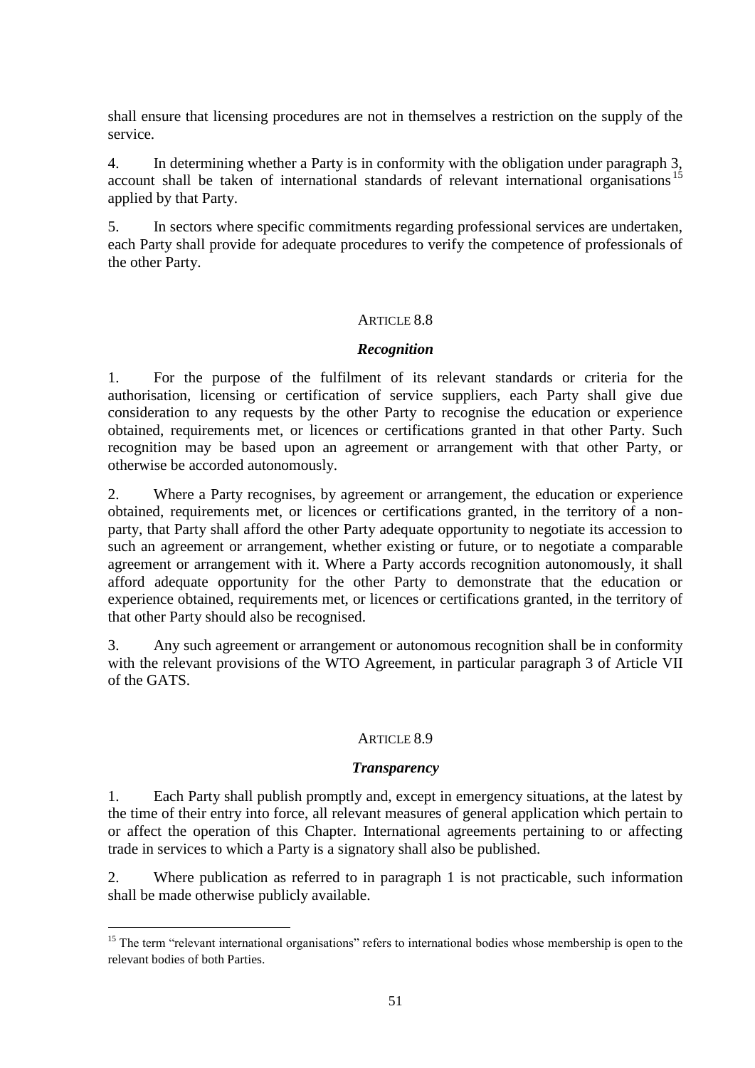shall ensure that licensing procedures are not in themselves a restriction on the supply of the service.

4. In determining whether a Party is in conformity with the obligation under paragraph 3, account shall be taken of international standards of relevant international organisations[15] applied by that Party.

5. In sectors where specific commitments regarding professional services are undertaken, each Party shall provide for adequate procedures to verify the competence of professionals of the other Party.

### ARTICLE 8.8

### *Recognition*

1. For the purpose of the fulfilment of its relevant standards or criteria for the authorisation, licensing or certification of service suppliers, each Party shall give due consideration to any requests by the other Party to recognise the education or experience obtained, requirements met, or licences or certifications granted in that other Party. Such recognition may be based upon an agreement or arrangement with that other Party, or otherwise be accorded autonomously.

2. Where a Party recognises, by agreement or arrangement, the education or experience obtained, requirements met, or licences or certifications granted, in the territory of a non-party, that Party shall afford the other Party adequate opportunity to negotiate its accession to such an agreement or arrangement, whether existing or future, or to negotiate a comparable agreement or arrangement with it. Where a Party accords recognition autonomously, it shall afford adequate opportunity for the other Party to demonstrate that the education or experience obtained, requirements met, or licences or certifications granted, in the territory of that other Party should also be recognised.

3. Any such agreement or arrangement or autonomous recognition shall be in conformity with the relevant provisions of the WTO Agreement, in particular paragraph 3 of Article VII of the GATS.

### ARTICLE 8.9

### *Transparency*

1. Each Party shall publish promptly and, except in emergency situations, at the latest by the time of their entry into force, all relevant measures of general application which pertain to or affect the operation of this Chapter. International agreements pertaining to or affecting trade in services to which a Party is a signatory shall also be published.

2. Where publication as referred to in paragraph 1 is not practicable, such information shall be made otherwise publicly available.

---

[15] The term "relevant international organisations" refers to international bodies whose membership is open to the relevant bodies of both Parties.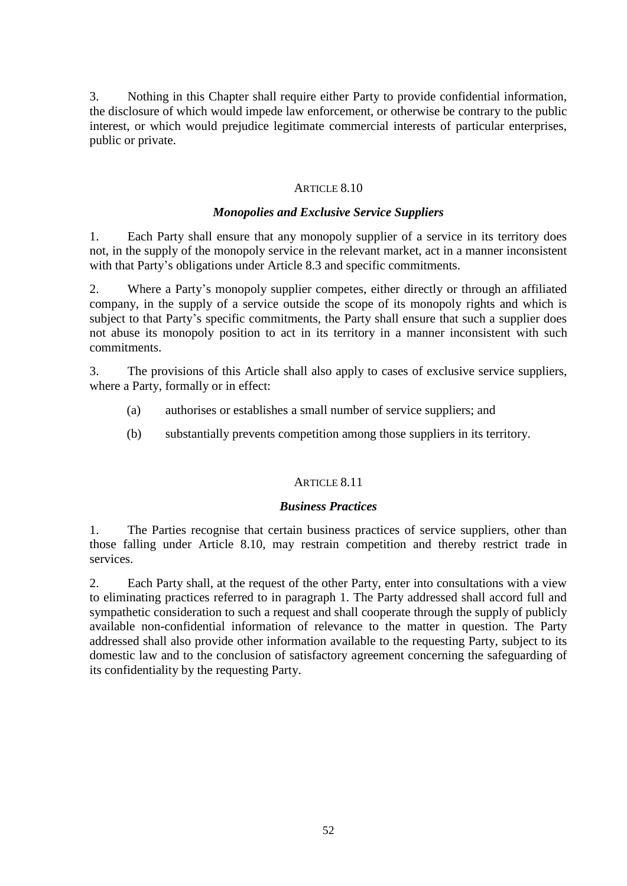3. Nothing in this Chapter shall require either Party to provide confidential information, the disclosure of which would impede law enforcement, or otherwise be contrary to the public interest, or which would prejudice legitimate commercial interests of particular enterprises, public or private.

### ARTICLE 8.10

### *Monopolies and Exclusive Service Suppliers*

1. Each Party shall ensure that any monopoly supplier of a service in its territory does not, in the supply of the monopoly service in the relevant market, act in a manner inconsistent with that Party's obligations under Article 8.3 and specific commitments.

2. Where a Party's monopoly supplier competes, either directly or through an affiliated company, in the supply of a service outside the scope of its monopoly rights and which is subject to that Party's specific commitments, the Party shall ensure that such a supplier does not abuse its monopoly position to act in its territory in a manner inconsistent with such commitments.

3. The provisions of this Article shall also apply to cases of exclusive service suppliers, where a Party, formally or in effect:

(a) authorises or establishes a small number of service suppliers; and

(b) substantially prevents competition among those suppliers in its territory.

### ARTICLE 8.11

### *Business Practices*

1. The Parties recognise that certain business practices of service suppliers, other than those falling under Article 8.10, may restrain competition and thereby restrict trade in services.

2. Each Party shall, at the request of the other Party, enter into consultations with a view to eliminating practices referred to in paragraph 1. The Party addressed shall accord full and sympathetic consideration to such a request and shall cooperate through the supply of publicly available non-confidential information of relevance to the matter in question. The Party addressed shall also provide other information available to the requesting Party, subject to its domestic law and to the conclusion of satisfactory agreement concerning the safeguarding of its confidentiality by the requesting Party.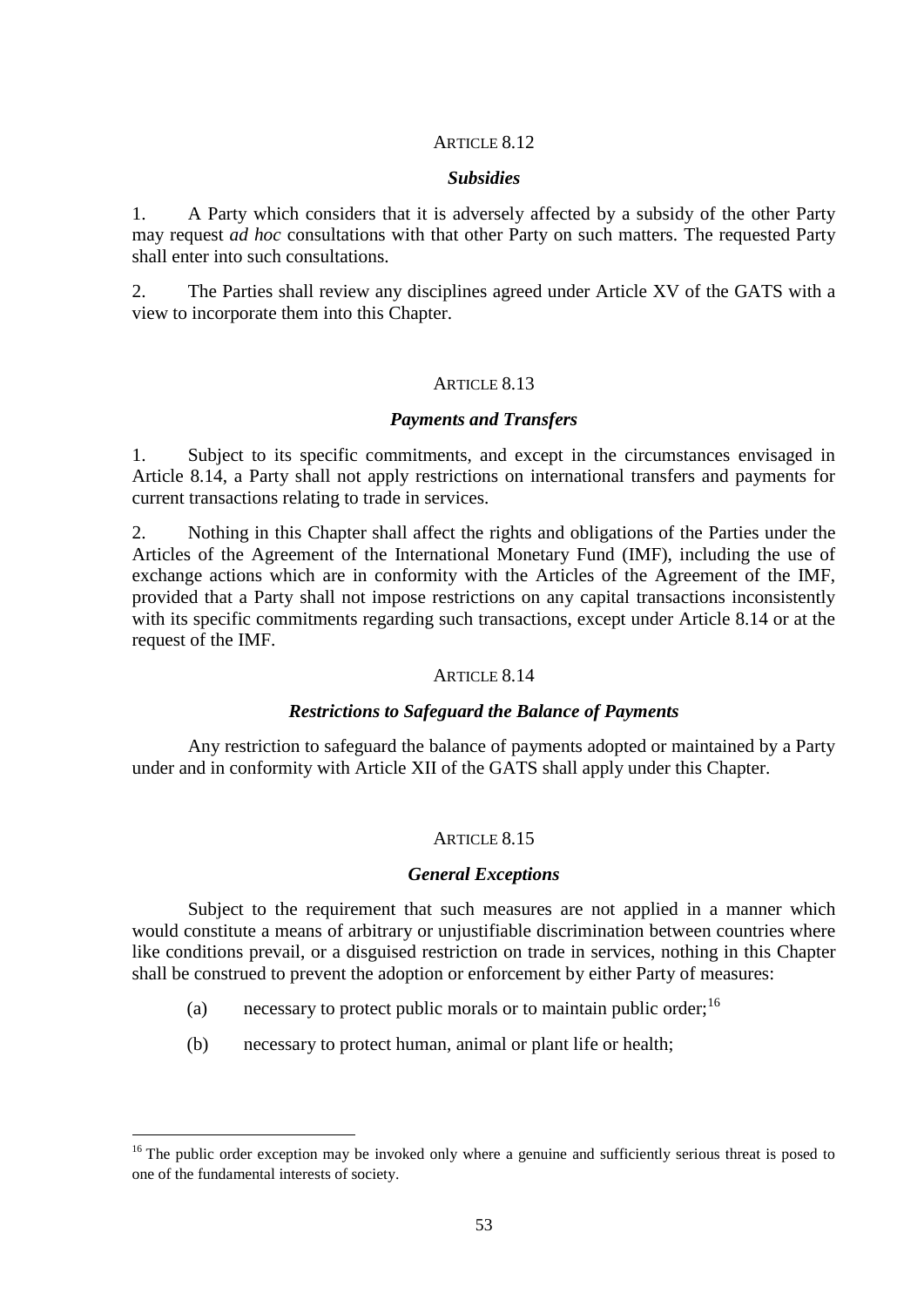ARTICLE 8.12

***Subsidies***

1. A Party which considers that it is adversely affected by a subsidy of the other Party may request *ad hoc* consultations with that other Party on such matters. The requested Party shall enter into such consultations.

2. The Parties shall review any disciplines agreed under Article XV of the GATS with a view to incorporate them into this Chapter.

ARTICLE 8.13

***Payments and Transfers***

1. Subject to its specific commitments, and except in the circumstances envisaged in Article 8.14, a Party shall not apply restrictions on international transfers and payments for current transactions relating to trade in services.

2. Nothing in this Chapter shall affect the rights and obligations of the Parties under the Articles of the Agreement of the International Monetary Fund (IMF), including the use of exchange actions which are in conformity with the Articles of the Agreement of the IMF, provided that a Party shall not impose restrictions on any capital transactions inconsistently with its specific commitments regarding such transactions, except under Article 8.14 or at the request of the IMF.

ARTICLE 8.14

***Restrictions to Safeguard the Balance of Payments***

Any restriction to safeguard the balance of payments adopted or maintained by a Party under and in conformity with Article XII of the GATS shall apply under this Chapter.

ARTICLE 8.15

***General Exceptions***

Subject to the requirement that such measures are not applied in a manner which would constitute a means of arbitrary or unjustifiable discrimination between countries where like conditions prevail, or a disguised restriction on trade in services, nothing in this Chapter shall be construed to prevent the adoption or enforcement by either Party of measures:

(a) necessary to protect public morals or to maintain public order;[16]

(b) necessary to protect human, animal or plant life or health;

---

[16] The public order exception may be invoked only where a genuine and sufficiently serious threat is posed to one of the fundamental interests of society.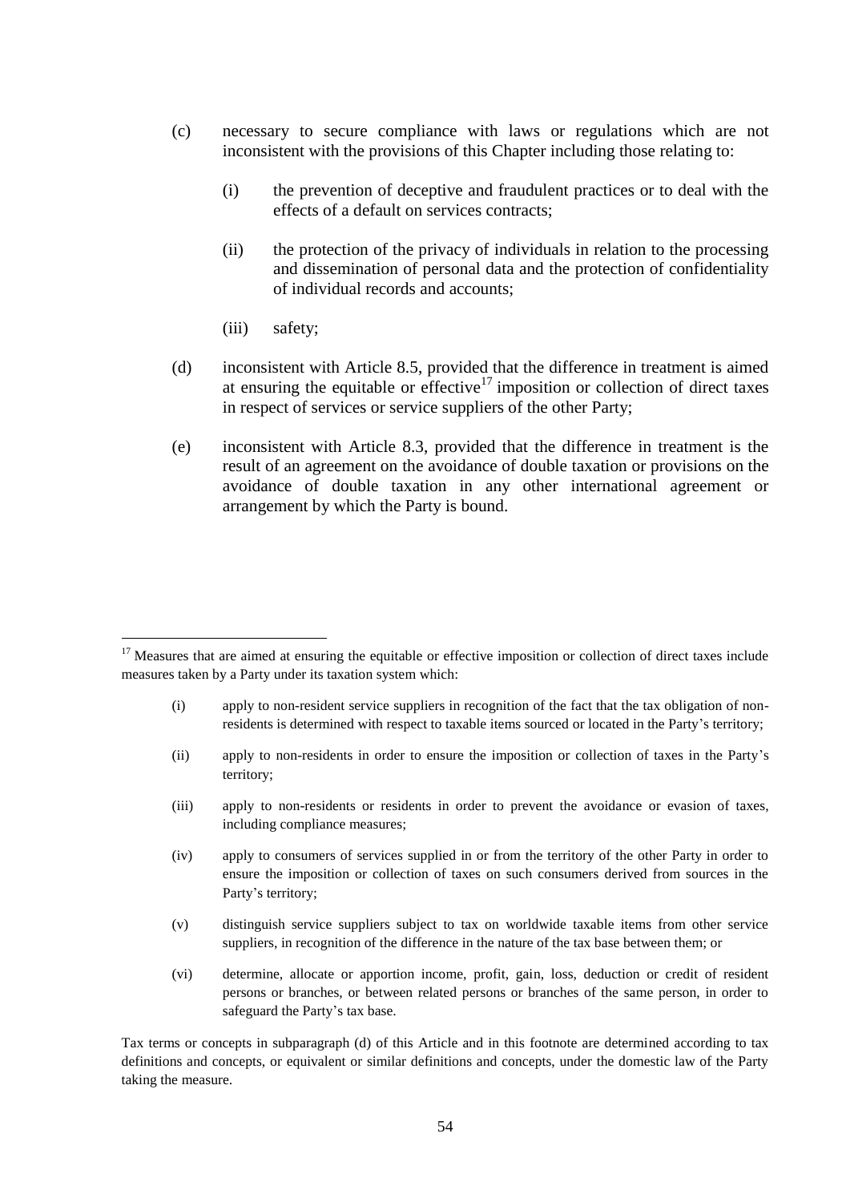(c) necessary to secure compliance with laws or regulations which are not inconsistent with the provisions of this Chapter including those relating to:

   (i) the prevention of deceptive and fraudulent practices or to deal with the effects of a default on services contracts;

   (ii) the protection of the privacy of individuals in relation to the processing and dissemination of personal data and the protection of confidentiality of individual records and accounts;

   (iii) safety;

(d) inconsistent with Article 8.5, provided that the difference in treatment is aimed at ensuring the equitable or effective[17] imposition or collection of direct taxes in respect of services or service suppliers of the other Party;

(e) inconsistent with Article 8.3, provided that the difference in treatment is the result of an agreement on the avoidance of double taxation or provisions on the avoidance of double taxation in any other international agreement or arrangement by which the Party is bound.

---

[17] Measures that are aimed at ensuring the equitable or effective imposition or collection of direct taxes include measures taken by a Party under its taxation system which:

(i) apply to non-resident service suppliers in recognition of the fact that the tax obligation of non-residents is determined with respect to taxable items sourced or located in the Party's territory;

(ii) apply to non-residents in order to ensure the imposition or collection of taxes in the Party's territory;

(iii) apply to non-residents or residents in order to prevent the avoidance or evasion of taxes, including compliance measures;

(iv) apply to consumers of services supplied in or from the territory of the other Party in order to ensure the imposition or collection of taxes on such consumers derived from sources in the Party's territory;

(v) distinguish service suppliers subject to tax on worldwide taxable items from other service suppliers, in recognition of the difference in the nature of the tax base between them; or

(vi) determine, allocate or apportion income, profit, gain, loss, deduction or credit of resident persons or branches, or between related persons or branches of the same person, in order to safeguard the Party's tax base.

Tax terms or concepts in subparagraph (d) of this Article and in this footnote are determined according to tax definitions and concepts, or equivalent or similar definitions and concepts, under the domestic law of the Party taking the measure.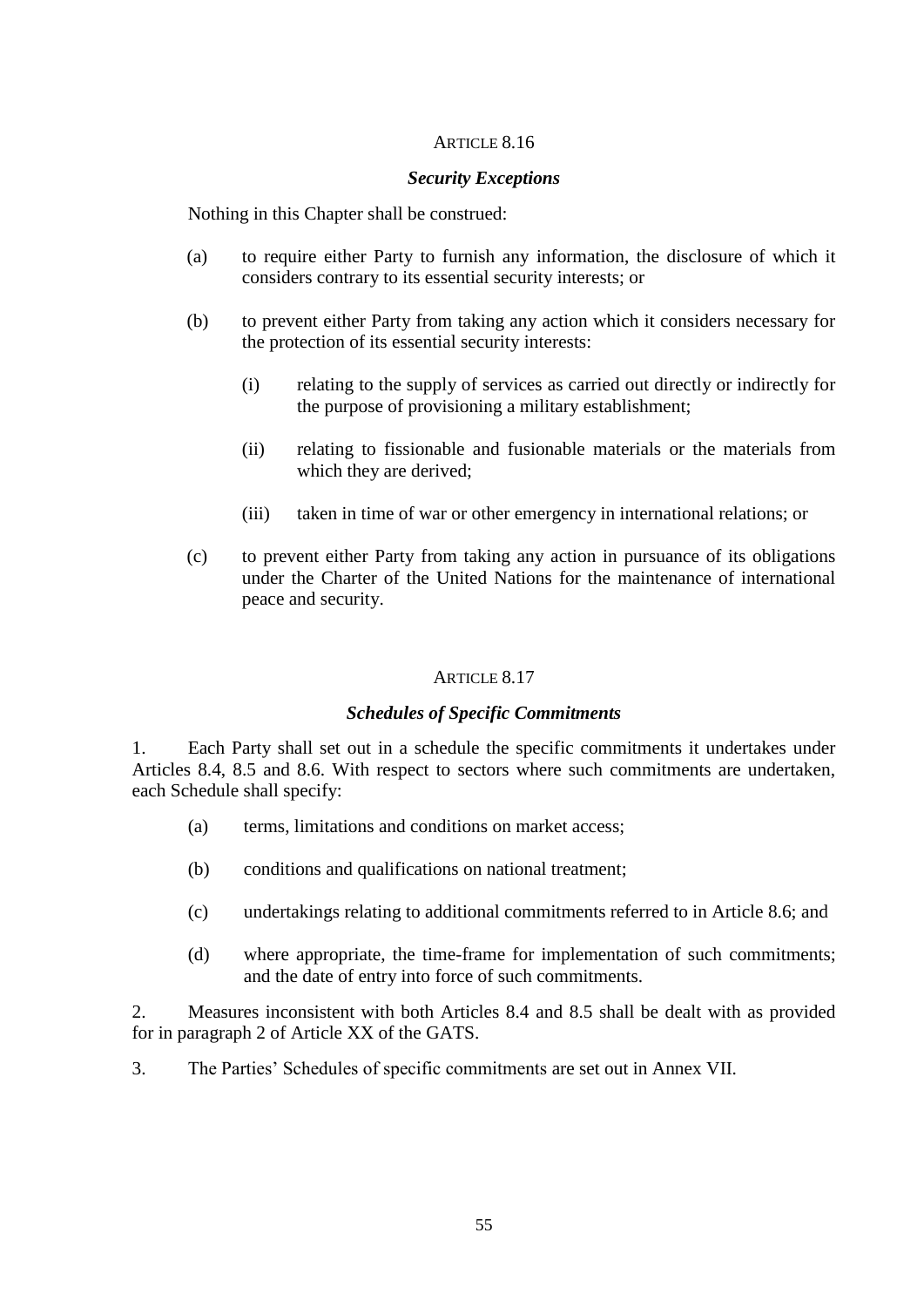### ARTICLE 8.16

#### *Security Exceptions*

Nothing in this Chapter shall be construed:

(a) to require either Party to furnish any information, the disclosure of which it considers contrary to its essential security interests; or

(b) to prevent either Party from taking any action which it considers necessary for the protection of its essential security interests:

   (i) relating to the supply of services as carried out directly or indirectly for the purpose of provisioning a military establishment;

   (ii) relating to fissionable and fusionable materials or the materials from which they are derived;

   (iii) taken in time of war or other emergency in international relations; or

(c) to prevent either Party from taking any action in pursuance of its obligations under the Charter of the United Nations for the maintenance of international peace and security.

### ARTICLE 8.17

#### *Schedules of Specific Commitments*

1. Each Party shall set out in a schedule the specific commitments it undertakes under Articles 8.4, 8.5 and 8.6. With respect to sectors where such commitments are undertaken, each Schedule shall specify:

(a) terms, limitations and conditions on market access;

(b) conditions and qualifications on national treatment;

(c) undertakings relating to additional commitments referred to in Article 8.6; and

(d) where appropriate, the time-frame for implementation of such commitments; and the date of entry into force of such commitments.

2. Measures inconsistent with both Articles 8.4 and 8.5 shall be dealt with as provided for in paragraph 2 of Article XX of the GATS.

3. The Parties' Schedules of specific commitments are set out in Annex VII.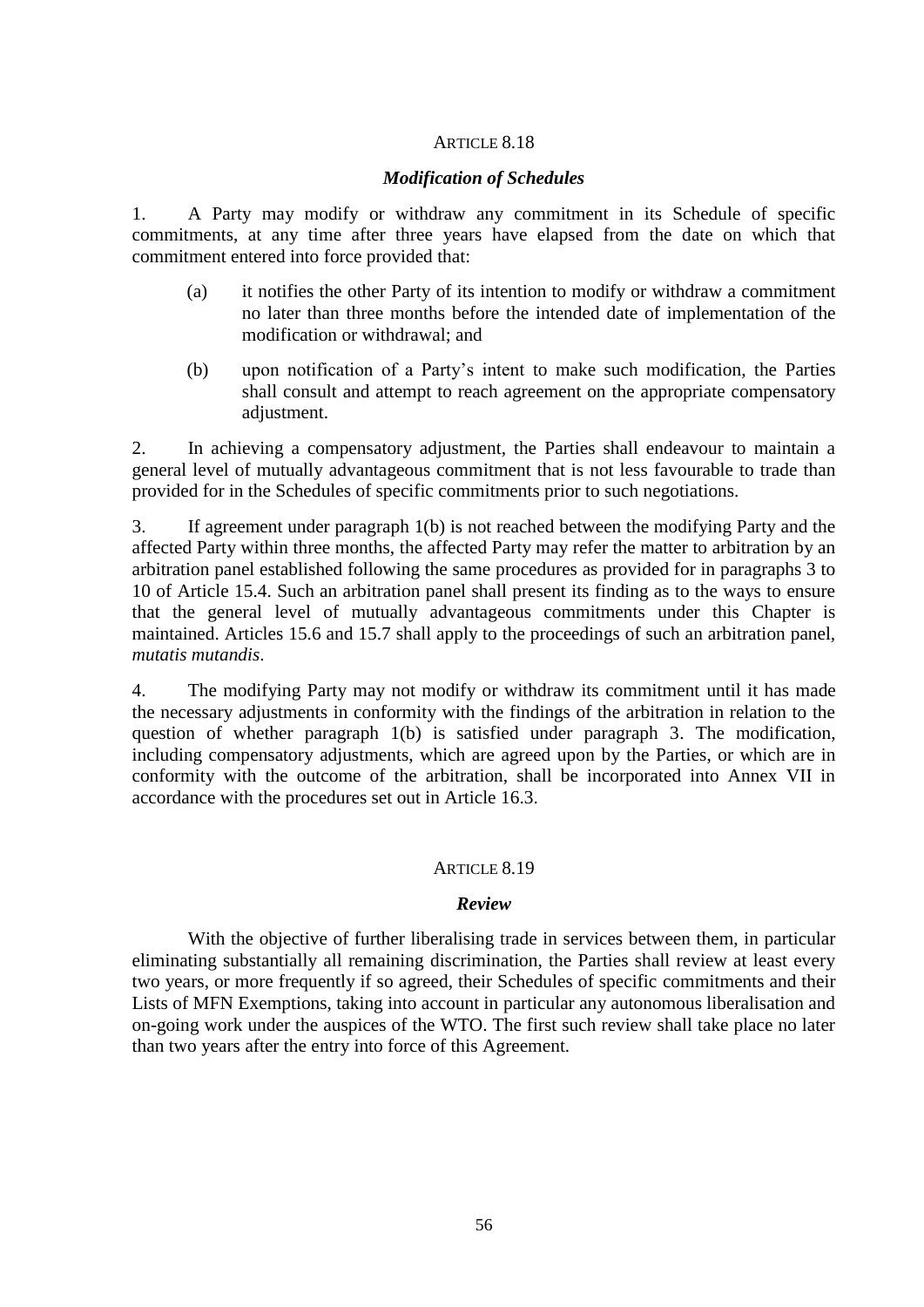ARTICLE 8.18

***Modification of Schedules***

1. A Party may modify or withdraw any commitment in its Schedule of specific commitments, at any time after three years have elapsed from the date on which that commitment entered into force provided that:

(a) it notifies the other Party of its intention to modify or withdraw a commitment no later than three months before the intended date of implementation of the modification or withdrawal; and

(b) upon notification of a Party's intent to make such modification, the Parties shall consult and attempt to reach agreement on the appropriate compensatory adjustment.

2. In achieving a compensatory adjustment, the Parties shall endeavour to maintain a general level of mutually advantageous commitment that is not less favourable to trade than provided for in the Schedules of specific commitments prior to such negotiations.

3. If agreement under paragraph 1(b) is not reached between the modifying Party and the affected Party within three months, the affected Party may refer the matter to arbitration by an arbitration panel established following the same procedures as provided for in paragraphs 3 to 10 of Article 15.4. Such an arbitration panel shall present its finding as to the ways to ensure that the general level of mutually advantageous commitments under this Chapter is maintained. Articles 15.6 and 15.7 shall apply to the proceedings of such an arbitration panel, *mutatis mutandis*.

4. The modifying Party may not modify or withdraw its commitment until it has made the necessary adjustments in conformity with the findings of the arbitration in relation to the question of whether paragraph 1(b) is satisfied under paragraph 3. The modification, including compensatory adjustments, which are agreed upon by the Parties, or which are in conformity with the outcome of the arbitration, shall be incorporated into Annex VII in accordance with the procedures set out in Article 16.3.

ARTICLE 8.19

***Review***

With the objective of further liberalising trade in services between them, in particular eliminating substantially all remaining discrimination, the Parties shall review at least every two years, or more frequently if so agreed, their Schedules of specific commitments and their Lists of MFN Exemptions, taking into account in particular any autonomous liberalisation and on-going work under the auspices of the WTO. The first such review shall take place no later than two years after the entry into force of this Agreement.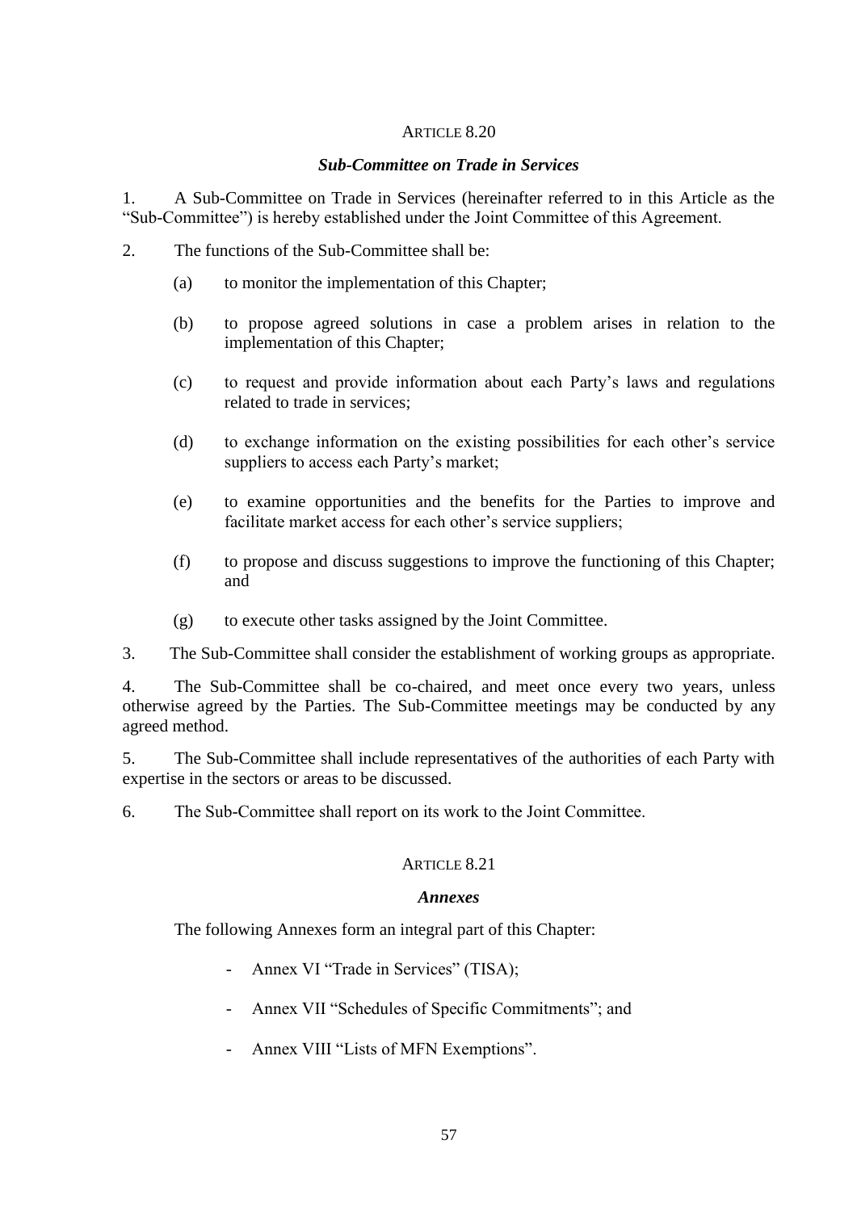### ARTICLE 8.20

#### *Sub-Committee on Trade in Services*

1. A Sub-Committee on Trade in Services (hereinafter referred to in this Article as the "Sub-Committee") is hereby established under the Joint Committee of this Agreement.

2. The functions of the Sub-Committee shall be:

   (a) to monitor the implementation of this Chapter;

   (b) to propose agreed solutions in case a problem arises in relation to the implementation of this Chapter;

   (c) to request and provide information about each Party's laws and regulations related to trade in services;

   (d) to exchange information on the existing possibilities for each other's service suppliers to access each Party's market;

   (e) to examine opportunities and the benefits for the Parties to improve and facilitate market access for each other's service suppliers;

   (f) to propose and discuss suggestions to improve the functioning of this Chapter; and

   (g) to execute other tasks assigned by the Joint Committee.

3. The Sub-Committee shall consider the establishment of working groups as appropriate.

4. The Sub-Committee shall be co-chaired, and meet once every two years, unless otherwise agreed by the Parties. The Sub-Committee meetings may be conducted by any agreed method.

5. The Sub-Committee shall include representatives of the authorities of each Party with expertise in the sectors or areas to be discussed.

6. The Sub-Committee shall report on its work to the Joint Committee.

### ARTICLE 8.21

#### *Annexes*

The following Annexes form an integral part of this Chapter:

- Annex VI "Trade in Services" (TISA);
- Annex VII "Schedules of Specific Commitments"; and
- Annex VIII "Lists of MFN Exemptions".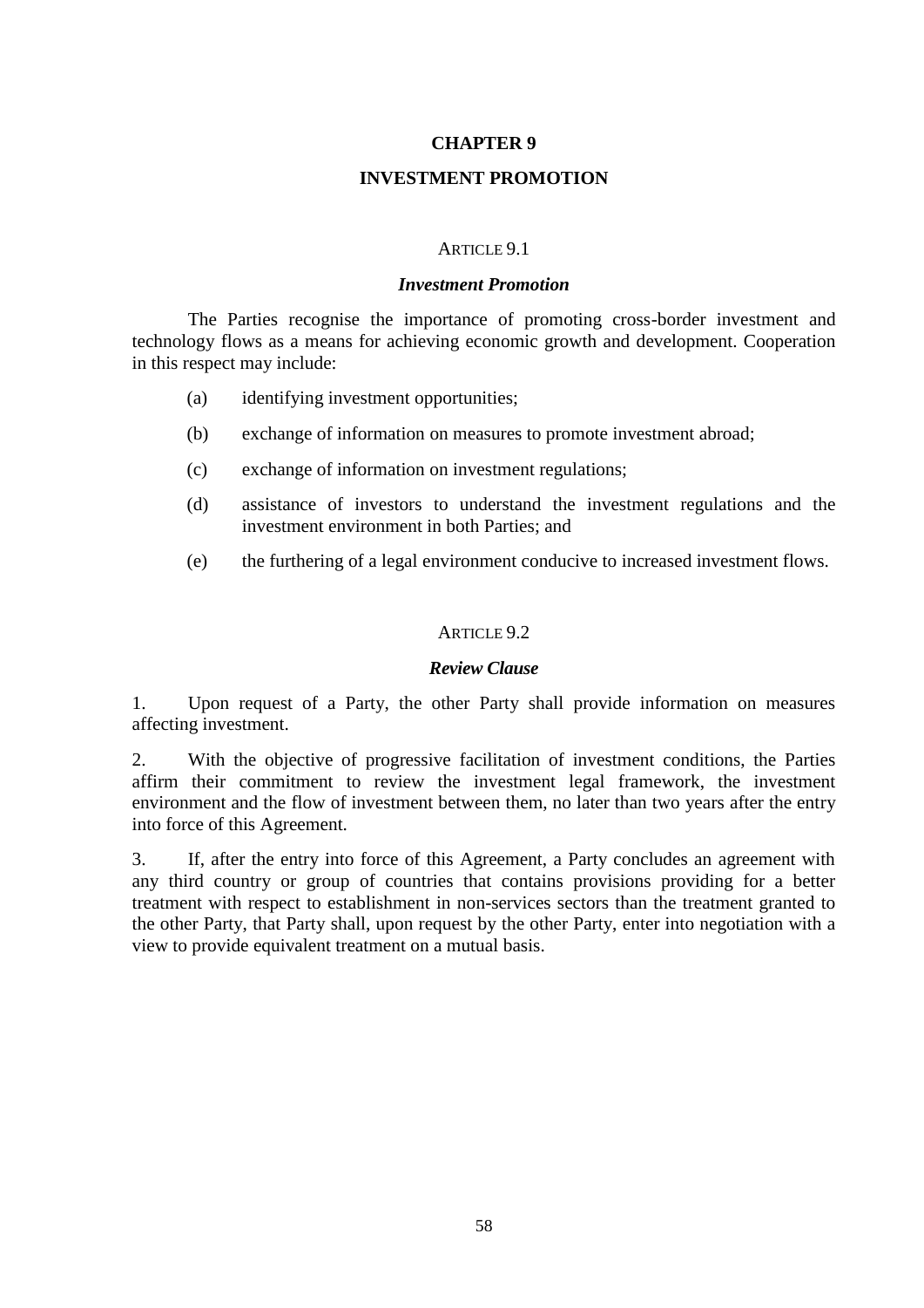# CHAPTER 9

# INVESTMENT PROMOTION

ARTICLE 9.1

### *Investment Promotion*

The Parties recognise the importance of promoting cross-border investment and technology flows as a means for achieving economic growth and development. Cooperation in this respect may include:

(a) identifying investment opportunities;

(b) exchange of information on measures to promote investment abroad;

(c) exchange of information on investment regulations;

(d) assistance of investors to understand the investment regulations and the investment environment in both Parties; and

(e) the furthering of a legal environment conducive to increased investment flows.

ARTICLE 9.2

### *Review Clause*

1. Upon request of a Party, the other Party shall provide information on measures affecting investment.

2. With the objective of progressive facilitation of investment conditions, the Parties affirm their commitment to review the investment legal framework, the investment environment and the flow of investment between them, no later than two years after the entry into force of this Agreement.

3. If, after the entry into force of this Agreement, a Party concludes an agreement with any third country or group of countries that contains provisions providing for a better treatment with respect to establishment in non-services sectors than the treatment granted to the other Party, that Party shall, upon request by the other Party, enter into negotiation with a view to provide equivalent treatment on a mutual basis.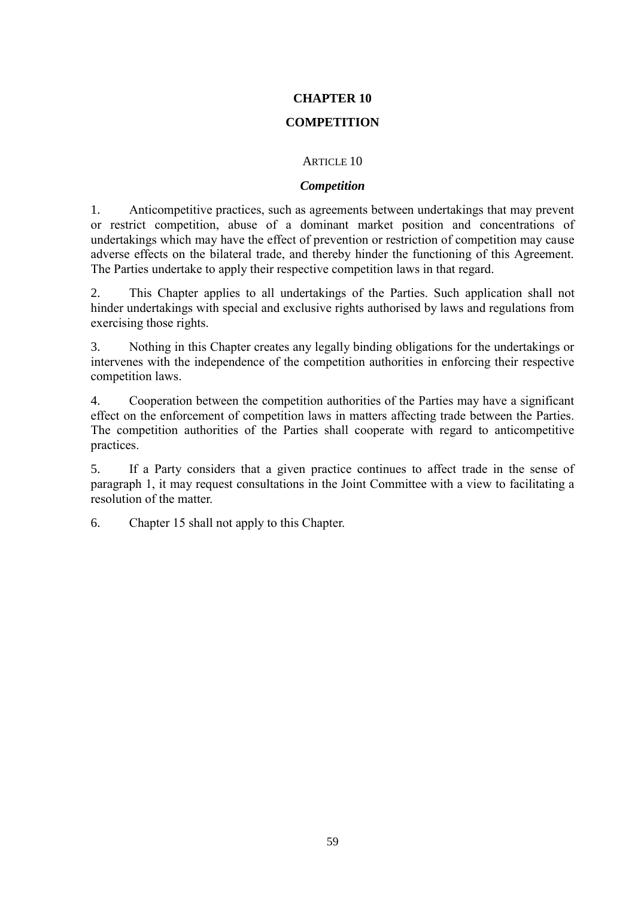# CHAPTER 10

# COMPETITION

## ARTICLE 10

### *Competition*

1. Anticompetitive practices, such as agreements between undertakings that may prevent or restrict competition, abuse of a dominant market position and concentrations of undertakings which may have the effect of prevention or restriction of competition may cause adverse effects on the bilateral trade, and thereby hinder the functioning of this Agreement. The Parties undertake to apply their respective competition laws in that regard.

2. This Chapter applies to all undertakings of the Parties. Such application shall not hinder undertakings with special and exclusive rights authorised by laws and regulations from exercising those rights.

3. Nothing in this Chapter creates any legally binding obligations for the undertakings or intervenes with the independence of the competition authorities in enforcing their respective competition laws.

4. Cooperation between the competition authorities of the Parties may have a significant effect on the enforcement of competition laws in matters affecting trade between the Parties. The competition authorities of the Parties shall cooperate with regard to anticompetitive practices.

5. If a Party considers that a given practice continues to affect trade in the sense of paragraph 1, it may request consultations in the Joint Committee with a view to facilitating a resolution of the matter.

6. Chapter 15 shall not apply to this Chapter.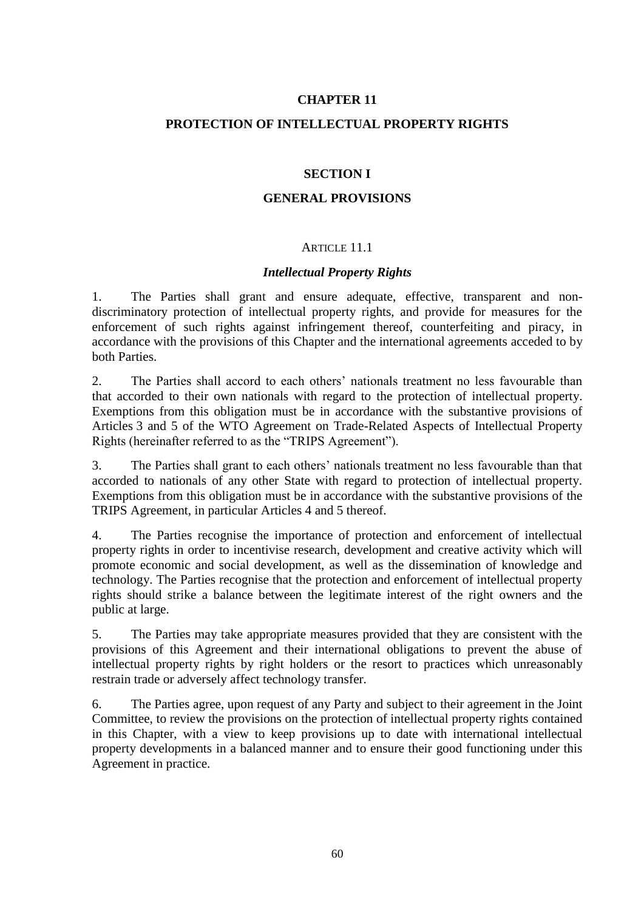# CHAPTER 11

# PROTECTION OF INTELLECTUAL PROPERTY RIGHTS

## SECTION I

## GENERAL PROVISIONS

### ARTICLE 11.1

### *Intellectual Property Rights*

1. The Parties shall grant and ensure adequate, effective, transparent and non-discriminatory protection of intellectual property rights, and provide for measures for the enforcement of such rights against infringement thereof, counterfeiting and piracy, in accordance with the provisions of this Chapter and the international agreements acceded to by both Parties.

2. The Parties shall accord to each others' nationals treatment no less favourable than that accorded to their own nationals with regard to the protection of intellectual property. Exemptions from this obligation must be in accordance with the substantive provisions of Articles 3 and 5 of the WTO Agreement on Trade-Related Aspects of Intellectual Property Rights (hereinafter referred to as the "TRIPS Agreement").

3. The Parties shall grant to each others' nationals treatment no less favourable than that accorded to nationals of any other State with regard to protection of intellectual property. Exemptions from this obligation must be in accordance with the substantive provisions of the TRIPS Agreement, in particular Articles 4 and 5 thereof.

4. The Parties recognise the importance of protection and enforcement of intellectual property rights in order to incentivise research, development and creative activity which will promote economic and social development, as well as the dissemination of knowledge and technology. The Parties recognise that the protection and enforcement of intellectual property rights should strike a balance between the legitimate interest of the right owners and the public at large.

5. The Parties may take appropriate measures provided that they are consistent with the provisions of this Agreement and their international obligations to prevent the abuse of intellectual property rights by right holders or the resort to practices which unreasonably restrain trade or adversely affect technology transfer.

6. The Parties agree, upon request of any Party and subject to their agreement in the Joint Committee, to review the provisions on the protection of intellectual property rights contained in this Chapter, with a view to keep provisions up to date with international intellectual property developments in a balanced manner and to ensure their good functioning under this Agreement in practice.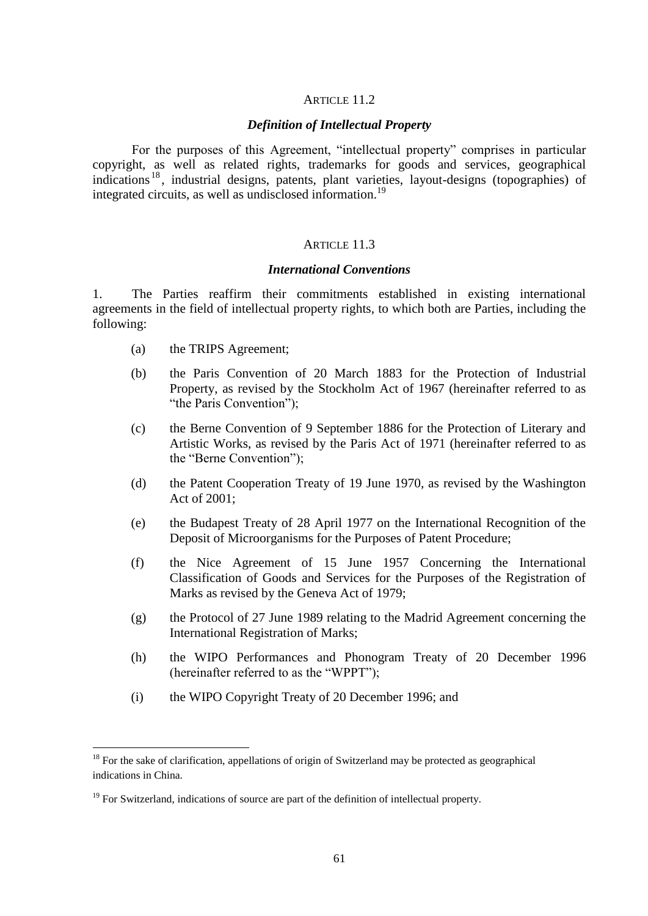### ARTICLE 11.2

#### *Definition of Intellectual Property*

For the purposes of this Agreement, "intellectual property" comprises in particular copyright, as well as related rights, trademarks for goods and services, geographical indications[18], industrial designs, patents, plant varieties, layout-designs (topographies) of integrated circuits, as well as undisclosed information.[19]

### ARTICLE 11.3

#### *International Conventions*

1. The Parties reaffirm their commitments established in existing international agreements in the field of intellectual property rights, to which both are Parties, including the following:

(a) the TRIPS Agreement;

(b) the Paris Convention of 20 March 1883 for the Protection of Industrial Property, as revised by the Stockholm Act of 1967 (hereinafter referred to as "the Paris Convention");

(c) the Berne Convention of 9 September 1886 for the Protection of Literary and Artistic Works, as revised by the Paris Act of 1971 (hereinafter referred to as the "Berne Convention");

(d) the Patent Cooperation Treaty of 19 June 1970, as revised by the Washington Act of 2001;

(e) the Budapest Treaty of 28 April 1977 on the International Recognition of the Deposit of Microorganisms for the Purposes of Patent Procedure;

(f) the Nice Agreement of 15 June 1957 Concerning the International Classification of Goods and Services for the Purposes of the Registration of Marks as revised by the Geneva Act of 1979;

(g) the Protocol of 27 June 1989 relating to the Madrid Agreement concerning the International Registration of Marks;

(h) the WIPO Performances and Phonogram Treaty of 20 December 1996 (hereinafter referred to as the "WPPT");

(i) the WIPO Copyright Treaty of 20 December 1996; and

---

[18] For the sake of clarification, appellations of origin of Switzerland may be protected as geographical indications in China.

[19] For Switzerland, indications of source are part of the definition of intellectual property.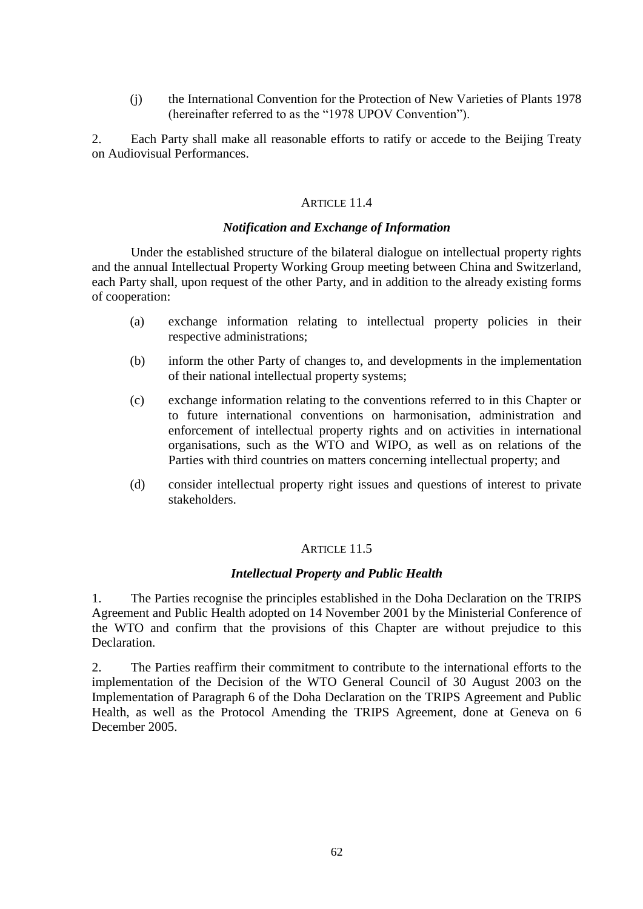(j) the International Convention for the Protection of New Varieties of Plants 1978 (hereinafter referred to as the "1978 UPOV Convention").

2. Each Party shall make all reasonable efforts to ratify or accede to the Beijing Treaty on Audiovisual Performances.

## ARTICLE 11.4

### *Notification and Exchange of Information*

Under the established structure of the bilateral dialogue on intellectual property rights and the annual Intellectual Property Working Group meeting between China and Switzerland, each Party shall, upon request of the other Party, and in addition to the already existing forms of cooperation:

(a) exchange information relating to intellectual property policies in their respective administrations;

(b) inform the other Party of changes to, and developments in the implementation of their national intellectual property systems;

(c) exchange information relating to the conventions referred to in this Chapter or to future international conventions on harmonisation, administration and enforcement of intellectual property rights and on activities in international organisations, such as the WTO and WIPO, as well as on relations of the Parties with third countries on matters concerning intellectual property; and

(d) consider intellectual property right issues and questions of interest to private stakeholders.

## ARTICLE 11.5

### *Intellectual Property and Public Health*

1. The Parties recognise the principles established in the Doha Declaration on the TRIPS Agreement and Public Health adopted on 14 November 2001 by the Ministerial Conference of the WTO and confirm that the provisions of this Chapter are without prejudice to this Declaration.

2. The Parties reaffirm their commitment to contribute to the international efforts to the implementation of the Decision of the WTO General Council of 30 August 2003 on the Implementation of Paragraph 6 of the Doha Declaration on the TRIPS Agreement and Public Health, as well as the Protocol Amending the TRIPS Agreement, done at Geneva on 6 December 2005.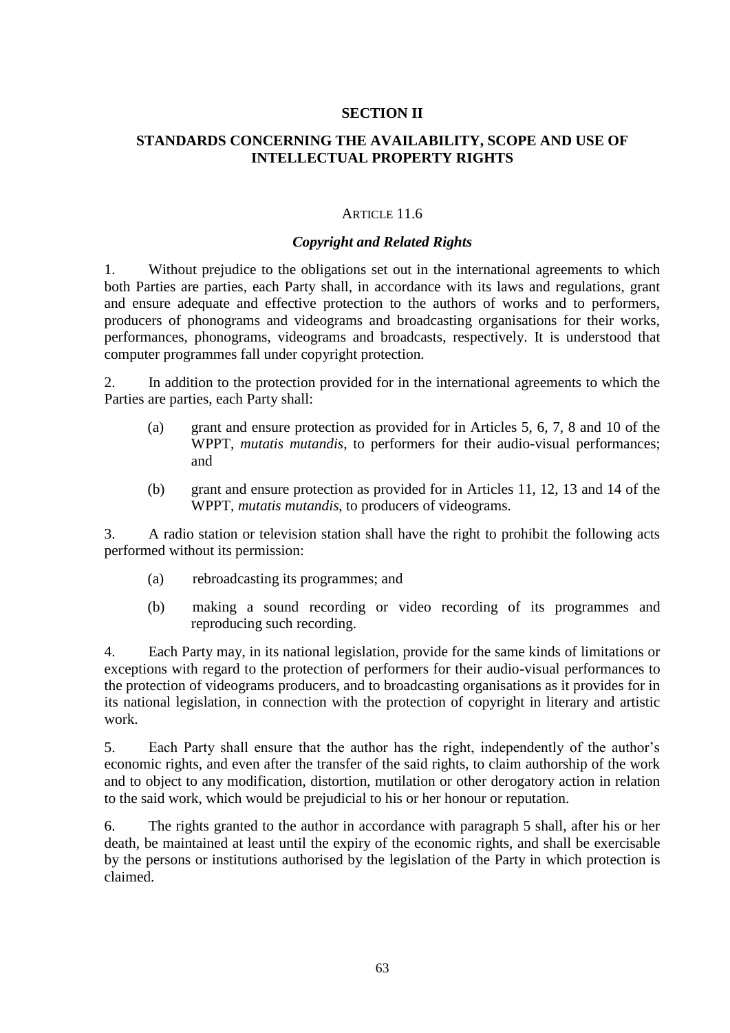## SECTION II

## STANDARDS CONCERNING THE AVAILABILITY, SCOPE AND USE OF INTELLECTUAL PROPERTY RIGHTS

### ARTICLE 11.6

### *Copyright and Related Rights*

1. Without prejudice to the obligations set out in the international agreements to which both Parties are parties, each Party shall, in accordance with its laws and regulations, grant and ensure adequate and effective protection to the authors of works and to performers, producers of phonograms and videograms and broadcasting organisations for their works, performances, phonograms, videograms and broadcasts, respectively. It is understood that computer programmes fall under copyright protection.

2. In addition to the protection provided for in the international agreements to which the Parties are parties, each Party shall:

   (a) grant and ensure protection as provided for in Articles 5, 6, 7, 8 and 10 of the WPPT, *mutatis mutandis*, to performers for their audio-visual performances; and

   (b) grant and ensure protection as provided for in Articles 11, 12, 13 and 14 of the WPPT, *mutatis mutandis*, to producers of videograms.

3. A radio station or television station shall have the right to prohibit the following acts performed without its permission:

   (a) rebroadcasting its programmes; and

   (b) making a sound recording or video recording of its programmes and reproducing such recording.

4. Each Party may, in its national legislation, provide for the same kinds of limitations or exceptions with regard to the protection of performers for their audio-visual performances to the protection of videograms producers, and to broadcasting organisations as it provides for in its national legislation, in connection with the protection of copyright in literary and artistic work.

5. Each Party shall ensure that the author has the right, independently of the author's economic rights, and even after the transfer of the said rights, to claim authorship of the work and to object to any modification, distortion, mutilation or other derogatory action in relation to the said work, which would be prejudicial to his or her honour or reputation.

6. The rights granted to the author in accordance with paragraph 5 shall, after his or her death, be maintained at least until the expiry of the economic rights, and shall be exercisable by the persons or institutions authorised by the legislation of the Party in which protection is claimed.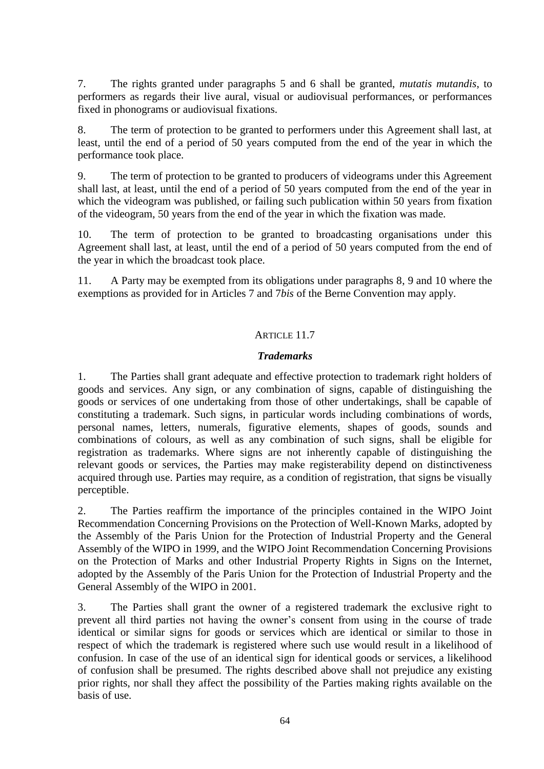7. The rights granted under paragraphs 5 and 6 shall be granted, *mutatis mutandis*, to performers as regards their live aural, visual or audiovisual performances, or performances fixed in phonograms or audiovisual fixations.

8. The term of protection to be granted to performers under this Agreement shall last, at least, until the end of a period of 50 years computed from the end of the year in which the performance took place.

9. The term of protection to be granted to producers of videograms under this Agreement shall last, at least, until the end of a period of 50 years computed from the end of the year in which the videogram was published, or failing such publication within 50 years from fixation of the videogram, 50 years from the end of the year in which the fixation was made.

10. The term of protection to be granted to broadcasting organisations under this Agreement shall last, at least, until the end of a period of 50 years computed from the end of the year in which the broadcast took place.

11. A Party may be exempted from its obligations under paragraphs 8, 9 and 10 where the exemptions as provided for in Articles 7 and 7*bis* of the Berne Convention may apply.

## ARTICLE 11.7

### ***Trademarks***

1. The Parties shall grant adequate and effective protection to trademark right holders of goods and services. Any sign, or any combination of signs, capable of distinguishing the goods or services of one undertaking from those of other undertakings, shall be capable of constituting a trademark. Such signs, in particular words including combinations of words, personal names, letters, numerals, figurative elements, shapes of goods, sounds and combinations of colours, as well as any combination of such signs, shall be eligible for registration as trademarks. Where signs are not inherently capable of distinguishing the relevant goods or services, the Parties may make registerability depend on distinctiveness acquired through use. Parties may require, as a condition of registration, that signs be visually perceptible.

2. The Parties reaffirm the importance of the principles contained in the WIPO Joint Recommendation Concerning Provisions on the Protection of Well-Known Marks, adopted by the Assembly of the Paris Union for the Protection of Industrial Property and the General Assembly of the WIPO in 1999, and the WIPO Joint Recommendation Concerning Provisions on the Protection of Marks and other Industrial Property Rights in Signs on the Internet, adopted by the Assembly of the Paris Union for the Protection of Industrial Property and the General Assembly of the WIPO in 2001.

3. The Parties shall grant the owner of a registered trademark the exclusive right to prevent all third parties not having the owner's consent from using in the course of trade identical or similar signs for goods or services which are identical or similar to those in respect of which the trademark is registered where such use would result in a likelihood of confusion. In case of the use of an identical sign for identical goods or services, a likelihood of confusion shall be presumed. The rights described above shall not prejudice any existing prior rights, nor shall they affect the possibility of the Parties making rights available on the basis of use.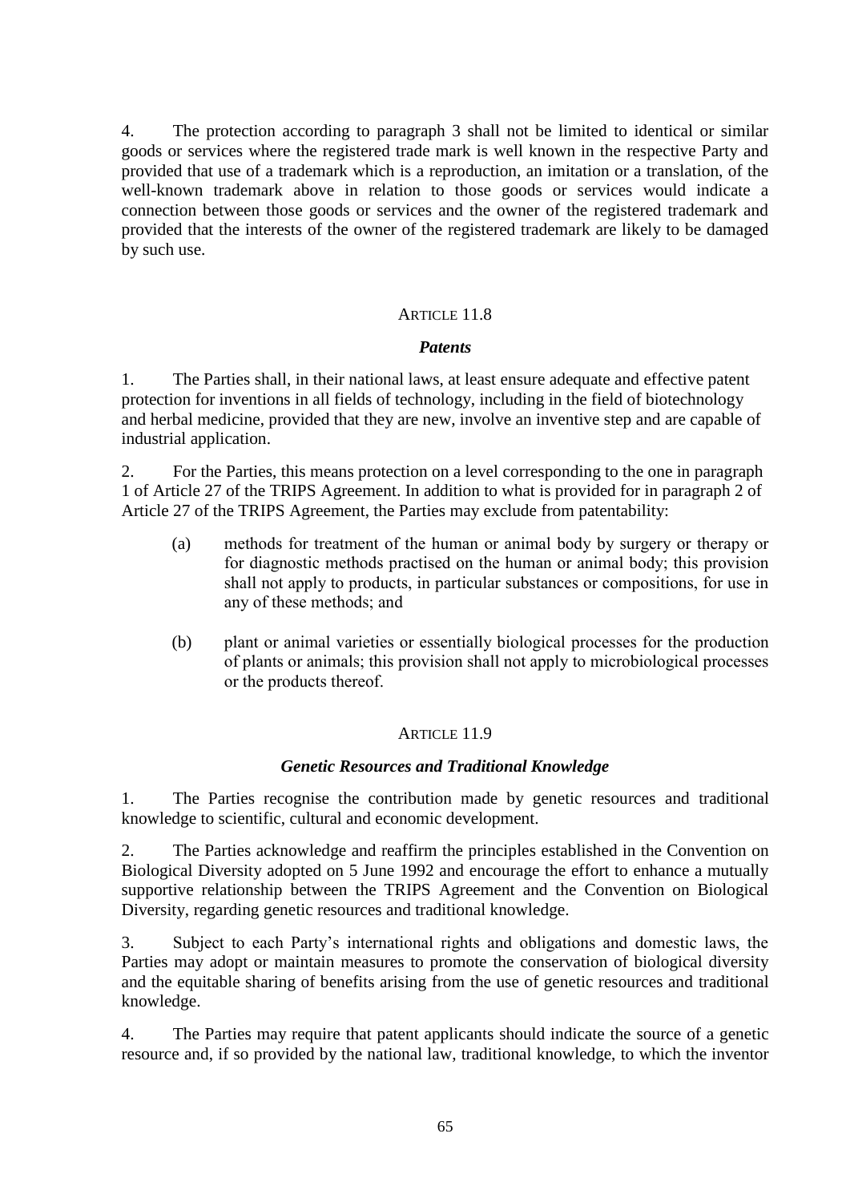4. The protection according to paragraph 3 shall not be limited to identical or similar goods or services where the registered trade mark is well known in the respective Party and provided that use of a trademark which is a reproduction, an imitation or a translation, of the well-known trademark above in relation to those goods or services would indicate a connection between those goods or services and the owner of the registered trademark and provided that the interests of the owner of the registered trademark are likely to be damaged by such use.

## ARTICLE 11.8

### *Patents*

1. The Parties shall, in their national laws, at least ensure adequate and effective patent protection for inventions in all fields of technology, including in the field of biotechnology and herbal medicine, provided that they are new, involve an inventive step and are capable of industrial application.

2. For the Parties, this means protection on a level corresponding to the one in paragraph 1 of Article 27 of the TRIPS Agreement. In addition to what is provided for in paragraph 2 of Article 27 of the TRIPS Agreement, the Parties may exclude from patentability:

   (a) methods for treatment of the human or animal body by surgery or therapy or for diagnostic methods practised on the human or animal body; this provision shall not apply to products, in particular substances or compositions, for use in any of these methods; and

   (b) plant or animal varieties or essentially biological processes for the production of plants or animals; this provision shall not apply to microbiological processes or the products thereof.

## ARTICLE 11.9

### *Genetic Resources and Traditional Knowledge*

1. The Parties recognise the contribution made by genetic resources and traditional knowledge to scientific, cultural and economic development.

2. The Parties acknowledge and reaffirm the principles established in the Convention on Biological Diversity adopted on 5 June 1992 and encourage the effort to enhance a mutually supportive relationship between the TRIPS Agreement and the Convention on Biological Diversity, regarding genetic resources and traditional knowledge.

3. Subject to each Party's international rights and obligations and domestic laws, the Parties may adopt or maintain measures to promote the conservation of biological diversity and the equitable sharing of benefits arising from the use of genetic resources and traditional knowledge.

4. The Parties may require that patent applicants should indicate the source of a genetic resource and, if so provided by the national law, traditional knowledge, to which the inventor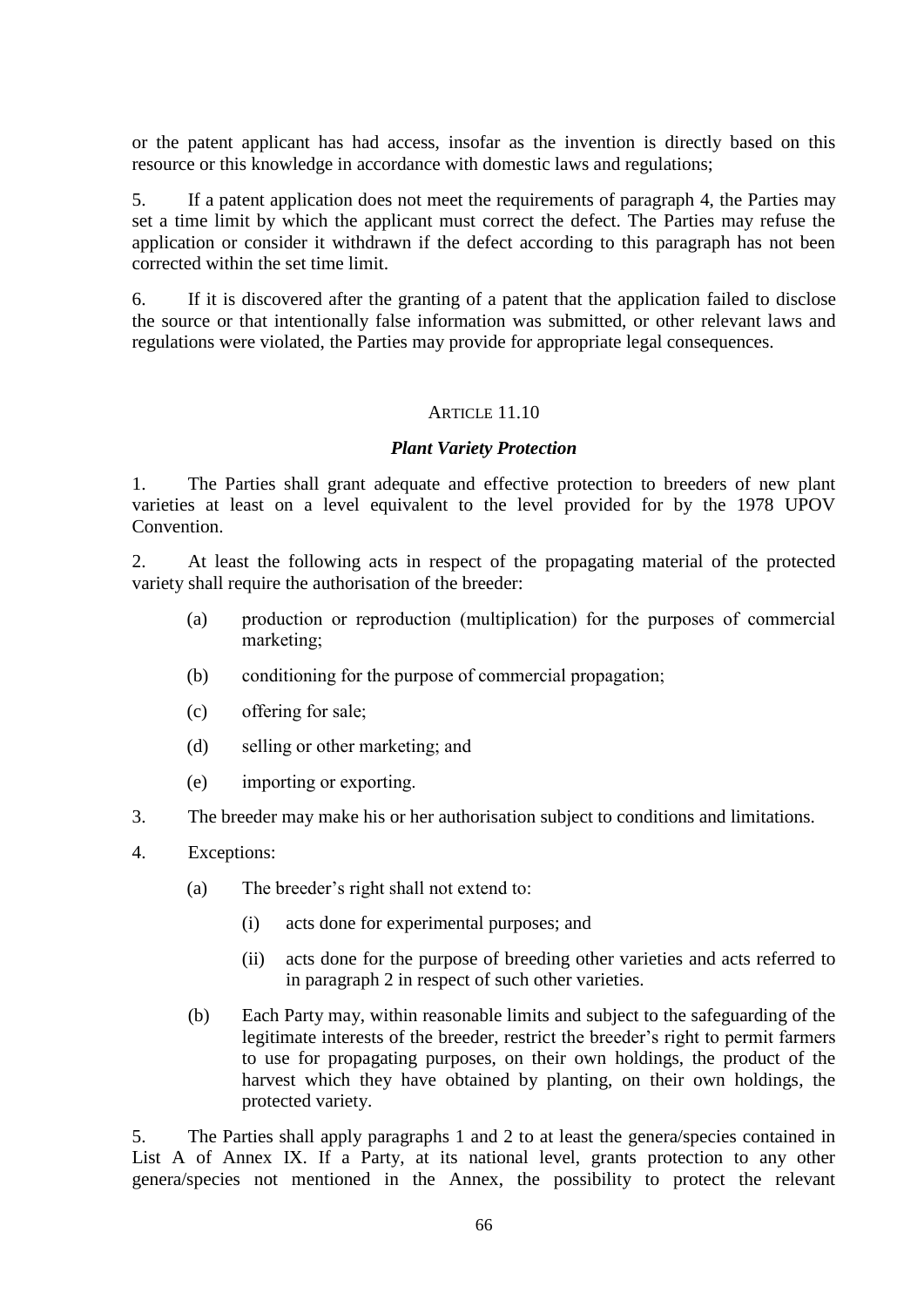or the patent applicant has had access, insofar as the invention is directly based on this resource or this knowledge in accordance with domestic laws and regulations;

5. If a patent application does not meet the requirements of paragraph 4, the Parties may set a time limit by which the applicant must correct the defect. The Parties may refuse the application or consider it withdrawn if the defect according to this paragraph has not been corrected within the set time limit.

6. If it is discovered after the granting of a patent that the application failed to disclose the source or that intentionally false information was submitted, or other relevant laws and regulations were violated, the Parties may provide for appropriate legal consequences.

## ARTICLE 11.10

### *Plant Variety Protection*

1. The Parties shall grant adequate and effective protection to breeders of new plant varieties at least on a level equivalent to the level provided for by the 1978 UPOV Convention.

2. At least the following acts in respect of the propagating material of the protected variety shall require the authorisation of the breeder:

   (a) production or reproduction (multiplication) for the purposes of commercial marketing;

   (b) conditioning for the purpose of commercial propagation;

   (c) offering for sale;

   (d) selling or other marketing; and

   (e) importing or exporting.

3. The breeder may make his or her authorisation subject to conditions and limitations.

4. Exceptions:

   (a) The breeder's right shall not extend to:

      (i) acts done for experimental purposes; and

      (ii) acts done for the purpose of breeding other varieties and acts referred to in paragraph 2 in respect of such other varieties.

   (b) Each Party may, within reasonable limits and subject to the safeguarding of the legitimate interests of the breeder, restrict the breeder's right to permit farmers to use for propagating purposes, on their own holdings, the product of the harvest which they have obtained by planting, on their own holdings, the protected variety.

5. The Parties shall apply paragraphs 1 and 2 to at least the genera/species contained in List A of Annex IX. If a Party, at its national level, grants protection to any other genera/species not mentioned in the Annex, the possibility to protect the relevant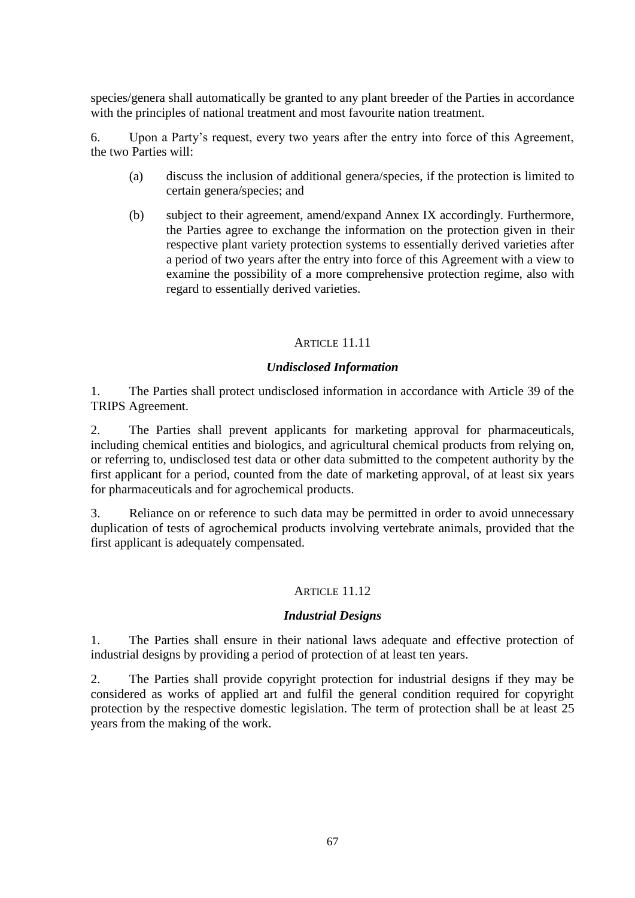species/genera shall automatically be granted to any plant breeder of the Parties in accordance with the principles of national treatment and most favourite nation treatment.

6. Upon a Party's request, every two years after the entry into force of this Agreement, the two Parties will:

(a) discuss the inclusion of additional genera/species, if the protection is limited to certain genera/species; and

(b) subject to their agreement, amend/expand Annex IX accordingly. Furthermore, the Parties agree to exchange the information on the protection given in their respective plant variety protection systems to essentially derived varieties after a period of two years after the entry into force of this Agreement with a view to examine the possibility of a more comprehensive protection regime, also with regard to essentially derived varieties.

## ARTICLE 11.11

### *Undisclosed Information*

1. The Parties shall protect undisclosed information in accordance with Article 39 of the TRIPS Agreement.

2. The Parties shall prevent applicants for marketing approval for pharmaceuticals, including chemical entities and biologics, and agricultural chemical products from relying on, or referring to, undisclosed test data or other data submitted to the competent authority by the first applicant for a period, counted from the date of marketing approval, of at least six years for pharmaceuticals and for agrochemical products.

3. Reliance on or reference to such data may be permitted in order to avoid unnecessary duplication of tests of agrochemical products involving vertebrate animals, provided that the first applicant is adequately compensated.

## ARTICLE 11.12

### *Industrial Designs*

1. The Parties shall ensure in their national laws adequate and effective protection of industrial designs by providing a period of protection of at least ten years.

2. The Parties shall provide copyright protection for industrial designs if they may be considered as works of applied art and fulfil the general condition required for copyright protection by the respective domestic legislation. The term of protection shall be at least 25 years from the making of the work.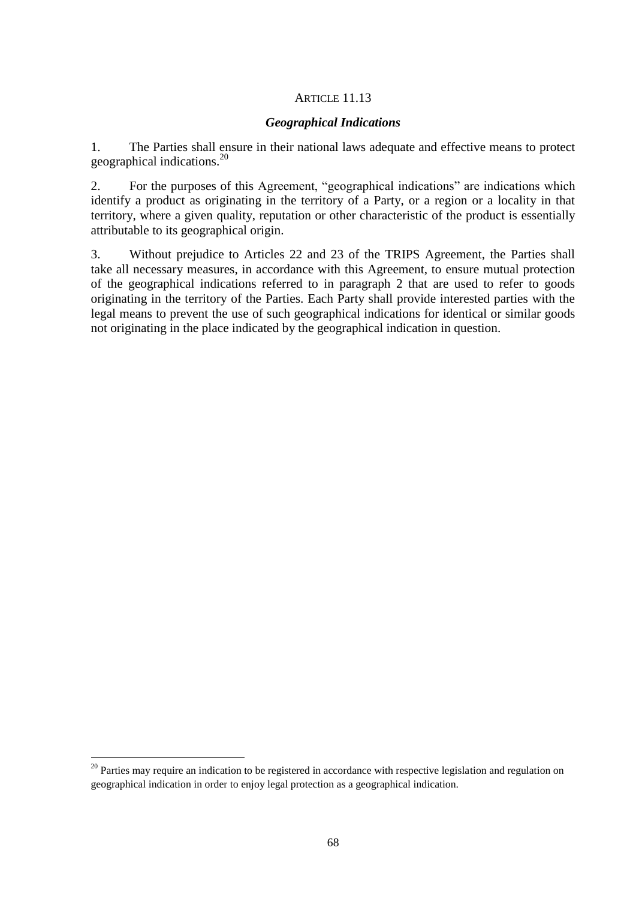ARTICLE 11.13

### *Geographical Indications*

1. The Parties shall ensure in their national laws adequate and effective means to protect geographical indications.[20]

2. For the purposes of this Agreement, "geographical indications" are indications which identify a product as originating in the territory of a Party, or a region or a locality in that territory, where a given quality, reputation or other characteristic of the product is essentially attributable to its geographical origin.

3. Without prejudice to Articles 22 and 23 of the TRIPS Agreement, the Parties shall take all necessary measures, in accordance with this Agreement, to ensure mutual protection of the geographical indications referred to in paragraph 2 that are used to refer to goods originating in the territory of the Parties. Each Party shall provide interested parties with the legal means to prevent the use of such geographical indications for identical or similar goods not originating in the place indicated by the geographical indication in question.

---

[20] Parties may require an indication to be registered in accordance with respective legislation and regulation on geographical indication in order to enjoy legal protection as a geographical indication.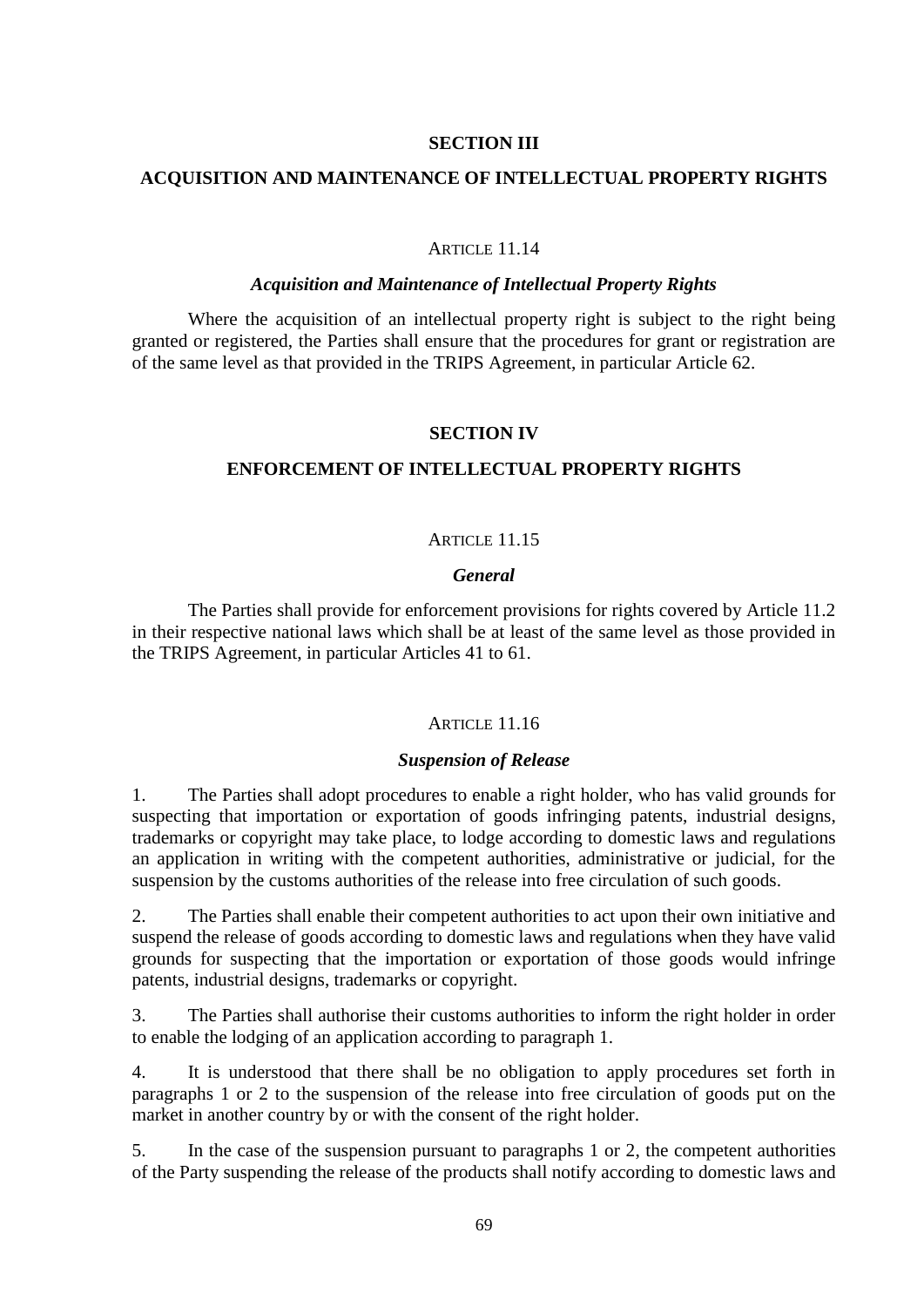## SECTION III

## ACQUISITION AND MAINTENANCE OF INTELLECTUAL PROPERTY RIGHTS

ARTICLE 11.14

***Acquisition and Maintenance of Intellectual Property Rights***

Where the acquisition of an intellectual property right is subject to the right being granted or registered, the Parties shall ensure that the procedures for grant or registration are of the same level as that provided in the TRIPS Agreement, in particular Article 62.

## SECTION IV

## ENFORCEMENT OF INTELLECTUAL PROPERTY RIGHTS

ARTICLE 11.15

***General***

The Parties shall provide for enforcement provisions for rights covered by Article 11.2 in their respective national laws which shall be at least of the same level as those provided in the TRIPS Agreement, in particular Articles 41 to 61.

ARTICLE 11.16

***Suspension of Release***

1. The Parties shall adopt procedures to enable a right holder, who has valid grounds for suspecting that importation or exportation of goods infringing patents, industrial designs, trademarks or copyright may take place, to lodge according to domestic laws and regulations an application in writing with the competent authorities, administrative or judicial, for the suspension by the customs authorities of the release into free circulation of such goods.

2. The Parties shall enable their competent authorities to act upon their own initiative and suspend the release of goods according to domestic laws and regulations when they have valid grounds for suspecting that the importation or exportation of those goods would infringe patents, industrial designs, trademarks or copyright.

3. The Parties shall authorise their customs authorities to inform the right holder in order to enable the lodging of an application according to paragraph 1.

4. It is understood that there shall be no obligation to apply procedures set forth in paragraphs 1 or 2 to the suspension of the release into free circulation of goods put on the market in another country by or with the consent of the right holder.

5. In the case of the suspension pursuant to paragraphs 1 or 2, the competent authorities of the Party suspending the release of the products shall notify according to domestic laws and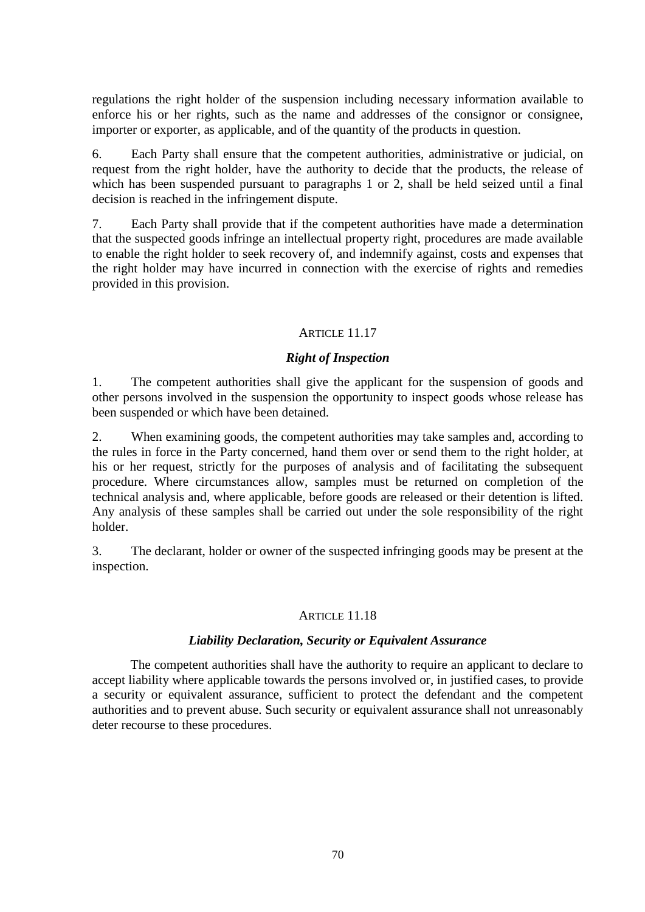regulations the right holder of the suspension including necessary information available to enforce his or her rights, such as the name and addresses of the consignor or consignee, importer or exporter, as applicable, and of the quantity of the products in question.

6. Each Party shall ensure that the competent authorities, administrative or judicial, on request from the right holder, have the authority to decide that the products, the release of which has been suspended pursuant to paragraphs 1 or 2, shall be held seized until a final decision is reached in the infringement dispute.

7. Each Party shall provide that if the competent authorities have made a determination that the suspected goods infringe an intellectual property right, procedures are made available to enable the right holder to seek recovery of, and indemnify against, costs and expenses that the right holder may have incurred in connection with the exercise of rights and remedies provided in this provision.

### ARTICLE 11.17

### *Right of Inspection*

1. The competent authorities shall give the applicant for the suspension of goods and other persons involved in the suspension the opportunity to inspect goods whose release has been suspended or which have been detained.

2. When examining goods, the competent authorities may take samples and, according to the rules in force in the Party concerned, hand them over or send them to the right holder, at his or her request, strictly for the purposes of analysis and of facilitating the subsequent procedure. Where circumstances allow, samples must be returned on completion of the technical analysis and, where applicable, before goods are released or their detention is lifted. Any analysis of these samples shall be carried out under the sole responsibility of the right holder.

3. The declarant, holder or owner of the suspected infringing goods may be present at the inspection.

### ARTICLE 11.18

### *Liability Declaration, Security or Equivalent Assurance*

The competent authorities shall have the authority to require an applicant to declare to accept liability where applicable towards the persons involved or, in justified cases, to provide a security or equivalent assurance, sufficient to protect the defendant and the competent authorities and to prevent abuse. Such security or equivalent assurance shall not unreasonably deter recourse to these procedures.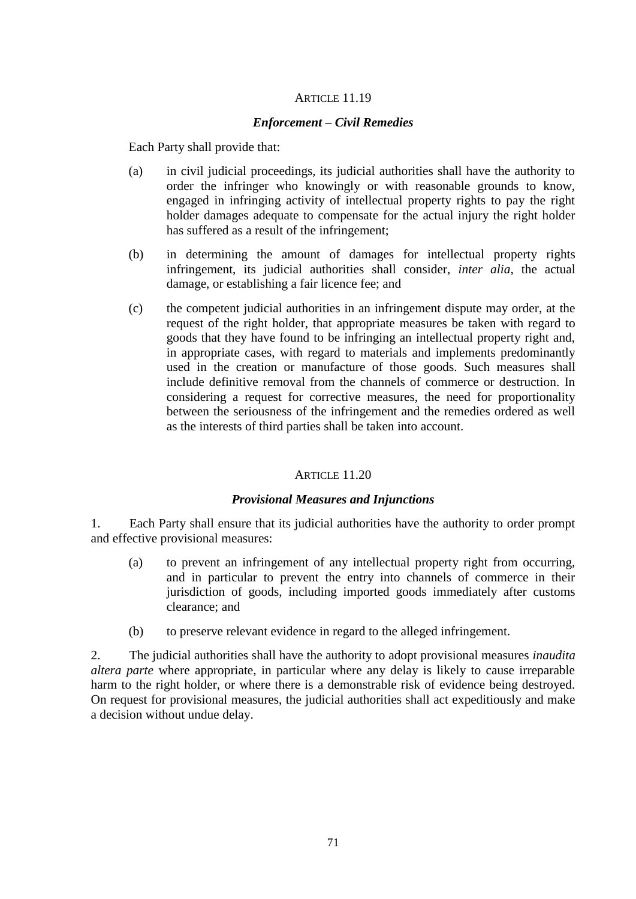### ARTICLE 11.19

### *Enforcement – Civil Remedies*

Each Party shall provide that:

(a) in civil judicial proceedings, its judicial authorities shall have the authority to order the infringer who knowingly or with reasonable grounds to know, engaged in infringing activity of intellectual property rights to pay the right holder damages adequate to compensate for the actual injury the right holder has suffered as a result of the infringement;

(b) in determining the amount of damages for intellectual property rights infringement, its judicial authorities shall consider, *inter alia*, the actual damage, or establishing a fair licence fee; and

(c) the competent judicial authorities in an infringement dispute may order, at the request of the right holder, that appropriate measures be taken with regard to goods that they have found to be infringing an intellectual property right and, in appropriate cases, with regard to materials and implements predominantly used in the creation or manufacture of those goods. Such measures shall include definitive removal from the channels of commerce or destruction. In considering a request for corrective measures, the need for proportionality between the seriousness of the infringement and the remedies ordered as well as the interests of third parties shall be taken into account.

### ARTICLE 11.20

### *Provisional Measures and Injunctions*

1. Each Party shall ensure that its judicial authorities have the authority to order prompt and effective provisional measures:

(a) to prevent an infringement of any intellectual property right from occurring, and in particular to prevent the entry into channels of commerce in their jurisdiction of goods, including imported goods immediately after customs clearance; and

(b) to preserve relevant evidence in regard to the alleged infringement.

2. The judicial authorities shall have the authority to adopt provisional measures *inaudita altera parte* where appropriate, in particular where any delay is likely to cause irreparable harm to the right holder, or where there is a demonstrable risk of evidence being destroyed. On request for provisional measures, the judicial authorities shall act expeditiously and make a decision without undue delay.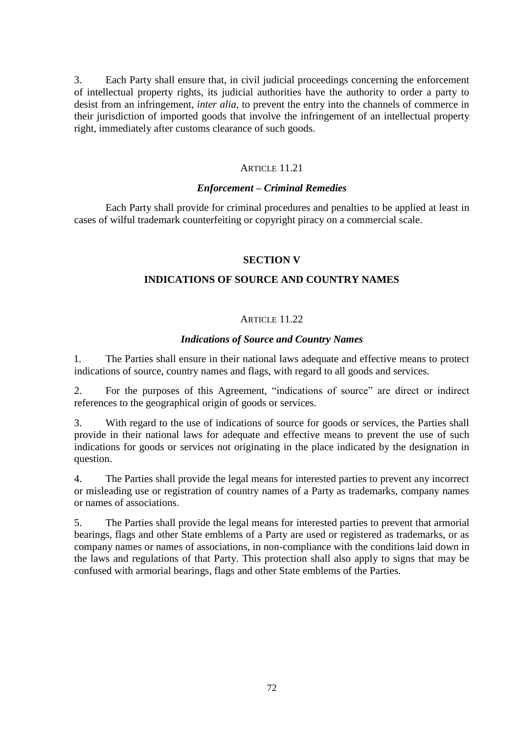3. Each Party shall ensure that, in civil judicial proceedings concerning the enforcement of intellectual property rights, its judicial authorities have the authority to order a party to desist from an infringement, *inter alia*, to prevent the entry into the channels of commerce in their jurisdiction of imported goods that involve the infringement of an intellectual property right, immediately after customs clearance of such goods.

ARTICLE 11.21

***Enforcement – Criminal Remedies***

Each Party shall provide for criminal procedures and penalties to be applied at least in cases of wilful trademark counterfeiting or copyright piracy on a commercial scale.

## SECTION V

## INDICATIONS OF SOURCE AND COUNTRY NAMES

ARTICLE 11.22

***Indications of Source and Country Names***

1. The Parties shall ensure in their national laws adequate and effective means to protect indications of source, country names and flags, with regard to all goods and services.

2. For the purposes of this Agreement, "indications of source" are direct or indirect references to the geographical origin of goods or services.

3. With regard to the use of indications of source for goods or services, the Parties shall provide in their national laws for adequate and effective means to prevent the use of such indications for goods or services not originating in the place indicated by the designation in question.

4. The Parties shall provide the legal means for interested parties to prevent any incorrect or misleading use or registration of country names of a Party as trademarks, company names or names of associations.

5. The Parties shall provide the legal means for interested parties to prevent that armorial bearings, flags and other State emblems of a Party are used or registered as trademarks, or as company names or names of associations, in non-compliance with the conditions laid down in the laws and regulations of that Party. This protection shall also apply to signs that may be confused with armorial bearings, flags and other State emblems of the Parties.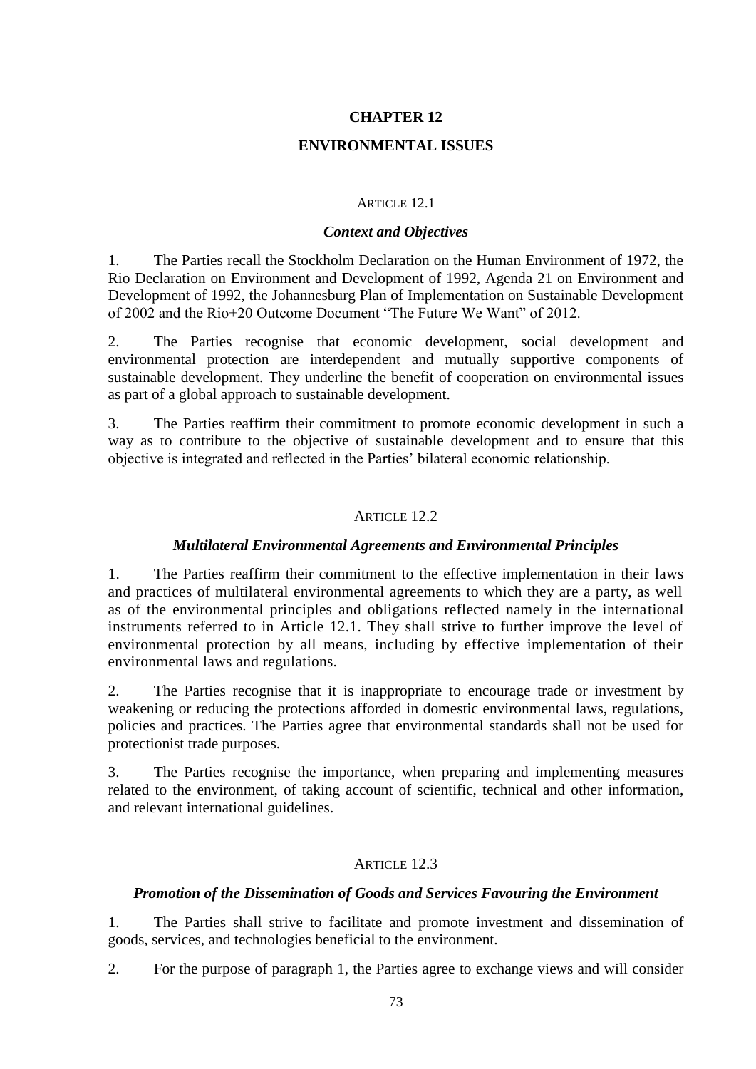# CHAPTER 12

## ENVIRONMENTAL ISSUES

ARTICLE 12.1

### *Context and Objectives*

1. The Parties recall the Stockholm Declaration on the Human Environment of 1972, the Rio Declaration on Environment and Development of 1992, Agenda 21 on Environment and Development of 1992, the Johannesburg Plan of Implementation on Sustainable Development of 2002 and the Rio+20 Outcome Document "The Future We Want" of 2012.

2. The Parties recognise that economic development, social development and environmental protection are interdependent and mutually supportive components of sustainable development. They underline the benefit of cooperation on environmental issues as part of a global approach to sustainable development.

3. The Parties reaffirm their commitment to promote economic development in such a way as to contribute to the objective of sustainable development and to ensure that this objective is integrated and reflected in the Parties' bilateral economic relationship.

ARTICLE 12.2

### *Multilateral Environmental Agreements and Environmental Principles*

1. The Parties reaffirm their commitment to the effective implementation in their laws and practices of multilateral environmental agreements to which they are a party, as well as of the environmental principles and obligations reflected namely in the international instruments referred to in Article 12.1. They shall strive to further improve the level of environmental protection by all means, including by effective implementation of their environmental laws and regulations.

2. The Parties recognise that it is inappropriate to encourage trade or investment by weakening or reducing the protections afforded in domestic environmental laws, regulations, policies and practices. The Parties agree that environmental standards shall not be used for protectionist trade purposes.

3. The Parties recognise the importance, when preparing and implementing measures related to the environment, of taking account of scientific, technical and other information, and relevant international guidelines.

ARTICLE 12.3

### *Promotion of the Dissemination of Goods and Services Favouring the Environment*

1. The Parties shall strive to facilitate and promote investment and dissemination of goods, services, and technologies beneficial to the environment.

2. For the purpose of paragraph 1, the Parties agree to exchange views and will consider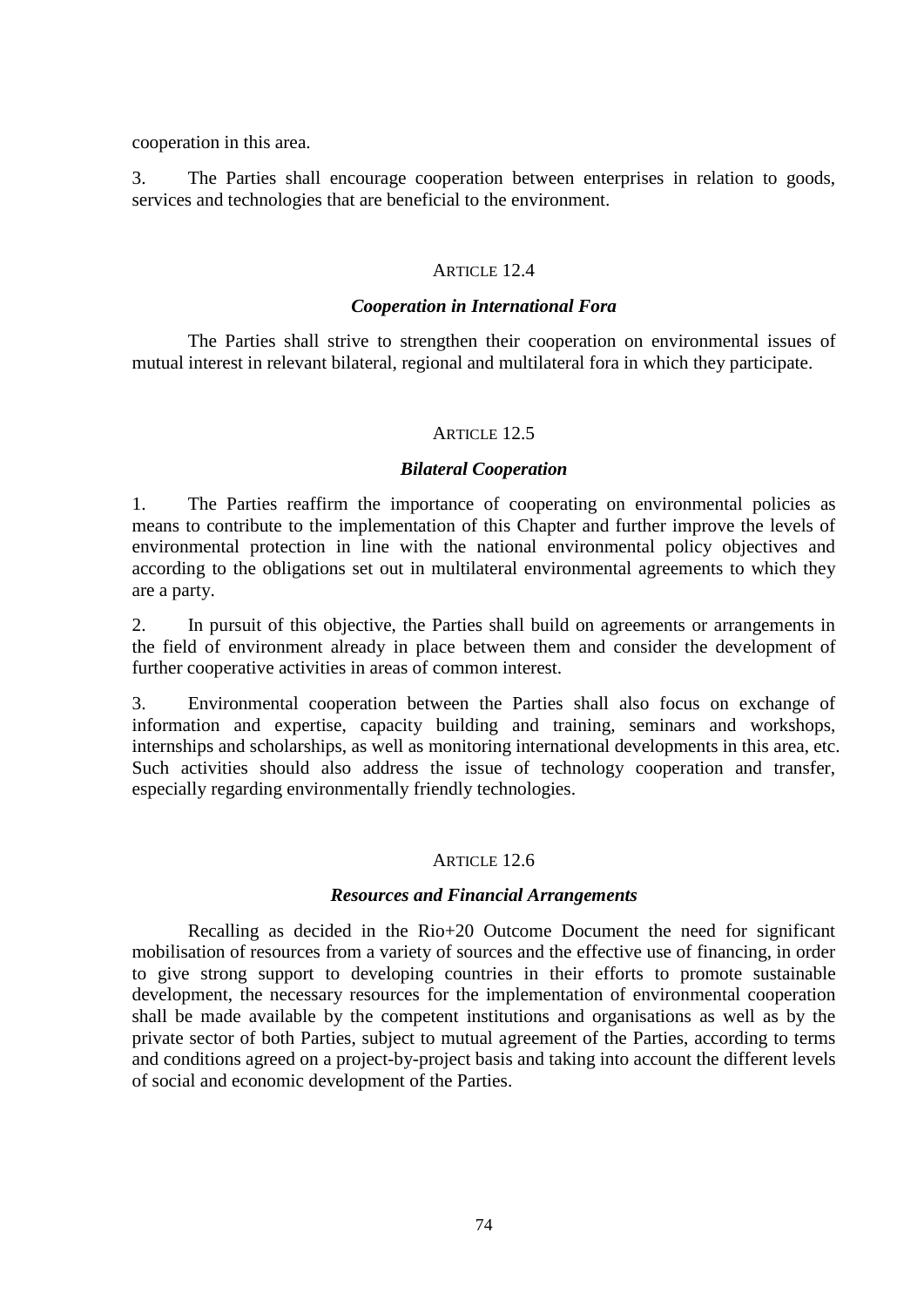cooperation in this area.

3. The Parties shall encourage cooperation between enterprises in relation to goods, services and technologies that are beneficial to the environment.

### ARTICLE 12.4

#### *Cooperation in International Fora*

The Parties shall strive to strengthen their cooperation on environmental issues of mutual interest in relevant bilateral, regional and multilateral fora in which they participate.

### ARTICLE 12.5

#### *Bilateral Cooperation*

1. The Parties reaffirm the importance of cooperating on environmental policies as means to contribute to the implementation of this Chapter and further improve the levels of environmental protection in line with the national environmental policy objectives and according to the obligations set out in multilateral environmental agreements to which they are a party.

2. In pursuit of this objective, the Parties shall build on agreements or arrangements in the field of environment already in place between them and consider the development of further cooperative activities in areas of common interest.

3. Environmental cooperation between the Parties shall also focus on exchange of information and expertise, capacity building and training, seminars and workshops, internships and scholarships, as well as monitoring international developments in this area, etc. Such activities should also address the issue of technology cooperation and transfer, especially regarding environmentally friendly technologies.

### ARTICLE 12.6

#### *Resources and Financial Arrangements*

Recalling as decided in the Rio+20 Outcome Document the need for significant mobilisation of resources from a variety of sources and the effective use of financing, in order to give strong support to developing countries in their efforts to promote sustainable development, the necessary resources for the implementation of environmental cooperation shall be made available by the competent institutions and organisations as well as by the private sector of both Parties, subject to mutual agreement of the Parties, according to terms and conditions agreed on a project-by-project basis and taking into account the different levels of social and economic development of the Parties.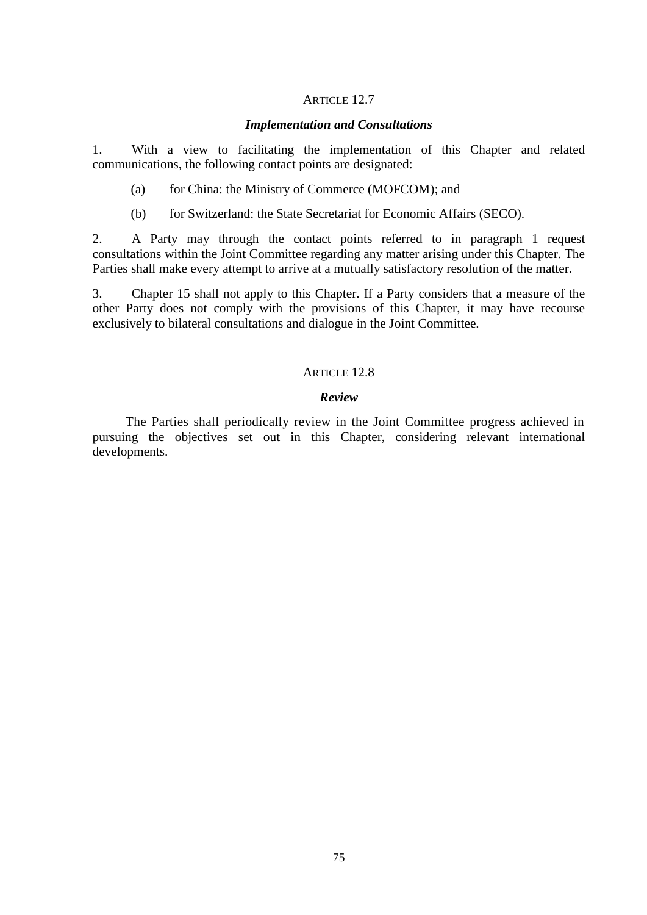### ARTICLE 12.7

### *Implementation and Consultations*

1. With a view to facilitating the implementation of this Chapter and related communications, the following contact points are designated:

   (a) for China: the Ministry of Commerce (MOFCOM); and

   (b) for Switzerland: the State Secretariat for Economic Affairs (SECO).

2. A Party may through the contact points referred to in paragraph 1 request consultations within the Joint Committee regarding any matter arising under this Chapter. The Parties shall make every attempt to arrive at a mutually satisfactory resolution of the matter.

3. Chapter 15 shall not apply to this Chapter. If a Party considers that a measure of the other Party does not comply with the provisions of this Chapter, it may have recourse exclusively to bilateral consultations and dialogue in the Joint Committee.

### ARTICLE 12.8

### *Review*

The Parties shall periodically review in the Joint Committee progress achieved in pursuing the objectives set out in this Chapter, considering relevant international developments.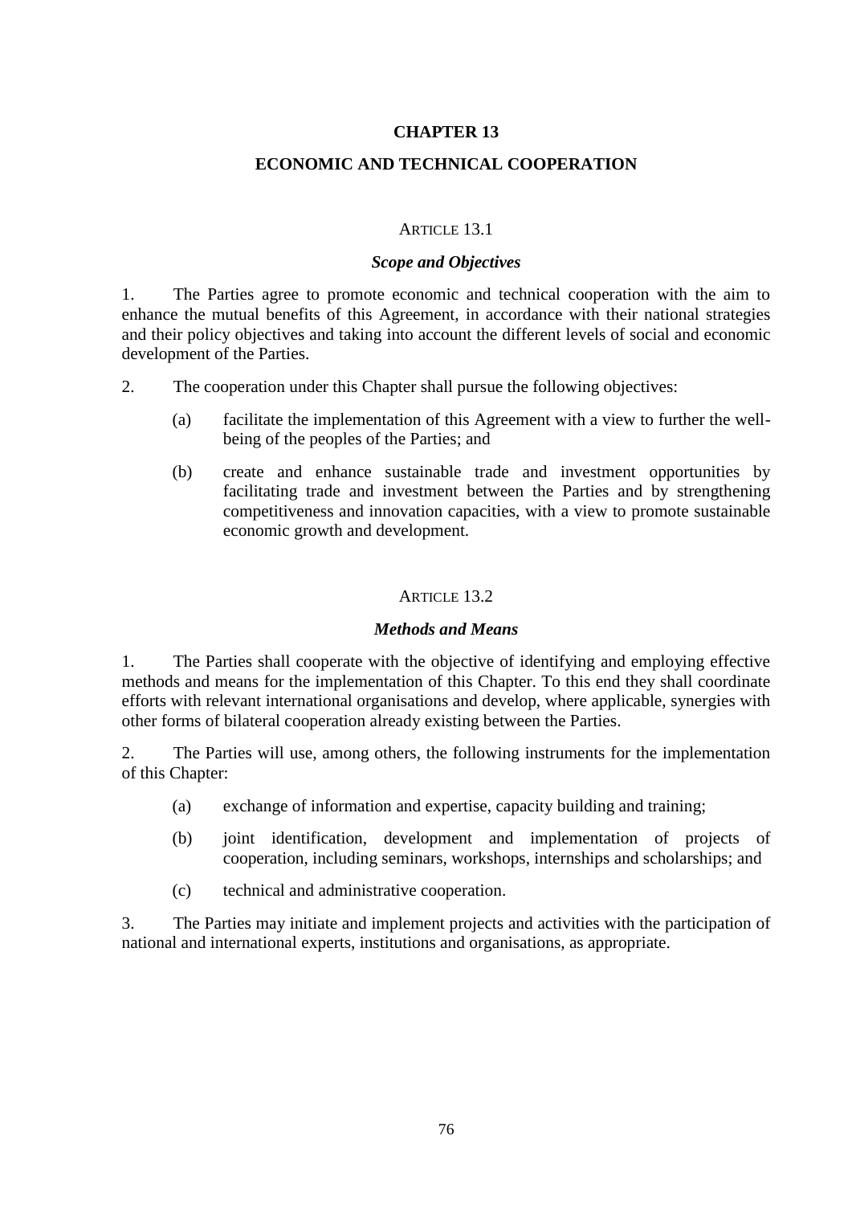# CHAPTER 13

## ECONOMIC AND TECHNICAL COOPERATION

### ARTICLE 13.1

#### *Scope and Objectives*

1. The Parties agree to promote economic and technical cooperation with the aim to enhance the mutual benefits of this Agreement, in accordance with their national strategies and their policy objectives and taking into account the different levels of social and economic development of the Parties.

2. The cooperation under this Chapter shall pursue the following objectives:

   (a) facilitate the implementation of this Agreement with a view to further the well-being of the peoples of the Parties; and

   (b) create and enhance sustainable trade and investment opportunities by facilitating trade and investment between the Parties and by strengthening competitiveness and innovation capacities, with a view to promote sustainable economic growth and development.

### ARTICLE 13.2

#### *Methods and Means*

1. The Parties shall cooperate with the objective of identifying and employing effective methods and means for the implementation of this Chapter. To this end they shall coordinate efforts with relevant international organisations and develop, where applicable, synergies with other forms of bilateral cooperation already existing between the Parties.

2. The Parties will use, among others, the following instruments for the implementation of this Chapter:

   (a) exchange of information and expertise, capacity building and training;

   (b) joint identification, development and implementation of projects of cooperation, including seminars, workshops, internships and scholarships; and

   (c) technical and administrative cooperation.

3. The Parties may initiate and implement projects and activities with the participation of national and international experts, institutions and organisations, as appropriate.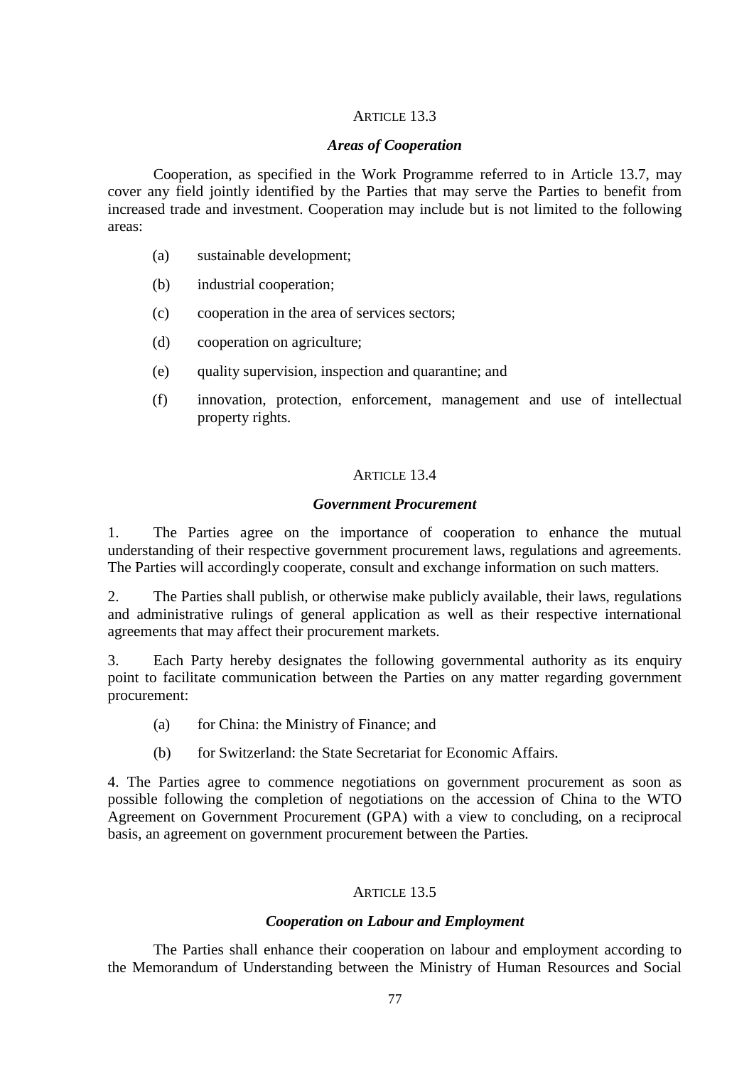### Article 13.3

#### *Areas of Cooperation*

Cooperation, as specified in the Work Programme referred to in Article 13.7, may cover any field jointly identified by the Parties that may serve the Parties to benefit from increased trade and investment. Cooperation may include but is not limited to the following areas:

(a) sustainable development;

(b) industrial cooperation;

(c) cooperation in the area of services sectors;

(d) cooperation on agriculture;

(e) quality supervision, inspection and quarantine; and

(f) innovation, protection, enforcement, management and use of intellectual property rights.

### Article 13.4

#### *Government Procurement*

1. The Parties agree on the importance of cooperation to enhance the mutual understanding of their respective government procurement laws, regulations and agreements. The Parties will accordingly cooperate, consult and exchange information on such matters.

2. The Parties shall publish, or otherwise make publicly available, their laws, regulations and administrative rulings of general application as well as their respective international agreements that may affect their procurement markets.

3. Each Party hereby designates the following governmental authority as its enquiry point to facilitate communication between the Parties on any matter regarding government procurement:

(a) for China: the Ministry of Finance; and

(b) for Switzerland: the State Secretariat for Economic Affairs.

4. The Parties agree to commence negotiations on government procurement as soon as possible following the completion of negotiations on the accession of China to the WTO Agreement on Government Procurement (GPA) with a view to concluding, on a reciprocal basis, an agreement on government procurement between the Parties.

### Article 13.5

#### *Cooperation on Labour and Employment*

The Parties shall enhance their cooperation on labour and employment according to the Memorandum of Understanding between the Ministry of Human Resources and Social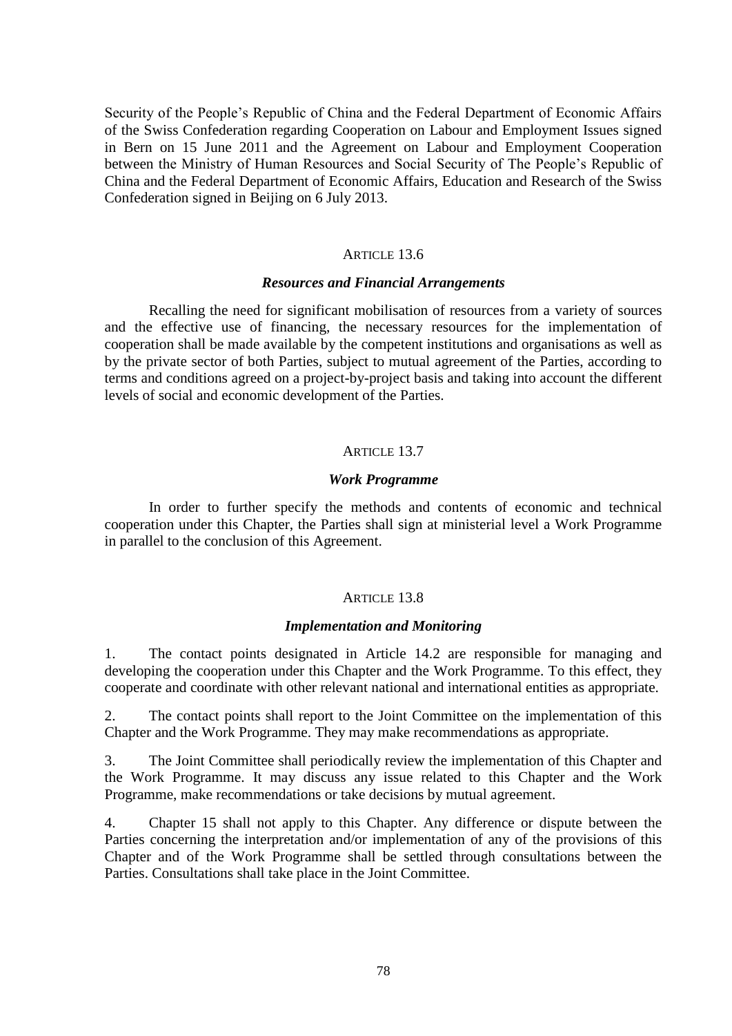Security of the People's Republic of China and the Federal Department of Economic Affairs of the Swiss Confederation regarding Cooperation on Labour and Employment Issues signed in Bern on 15 June 2011 and the Agreement on Labour and Employment Cooperation between the Ministry of Human Resources and Social Security of The People's Republic of China and the Federal Department of Economic Affairs, Education and Research of the Swiss Confederation signed in Beijing on 6 July 2013.

### ARTICLE 13.6

#### *Resources and Financial Arrangements*

Recalling the need for significant mobilisation of resources from a variety of sources and the effective use of financing, the necessary resources for the implementation of cooperation shall be made available by the competent institutions and organisations as well as by the private sector of both Parties, subject to mutual agreement of the Parties, according to terms and conditions agreed on a project-by-project basis and taking into account the different levels of social and economic development of the Parties.

### ARTICLE 13.7

#### *Work Programme*

In order to further specify the methods and contents of economic and technical cooperation under this Chapter, the Parties shall sign at ministerial level a Work Programme in parallel to the conclusion of this Agreement.

### ARTICLE 13.8

#### *Implementation and Monitoring*

1. The contact points designated in Article 14.2 are responsible for managing and developing the cooperation under this Chapter and the Work Programme. To this effect, they cooperate and coordinate with other relevant national and international entities as appropriate.

2. The contact points shall report to the Joint Committee on the implementation of this Chapter and the Work Programme. They may make recommendations as appropriate.

3. The Joint Committee shall periodically review the implementation of this Chapter and the Work Programme. It may discuss any issue related to this Chapter and the Work Programme, make recommendations or take decisions by mutual agreement.

4. Chapter 15 shall not apply to this Chapter. Any difference or dispute between the Parties concerning the interpretation and/or implementation of any of the provisions of this Chapter and of the Work Programme shall be settled through consultations between the Parties. Consultations shall take place in the Joint Committee.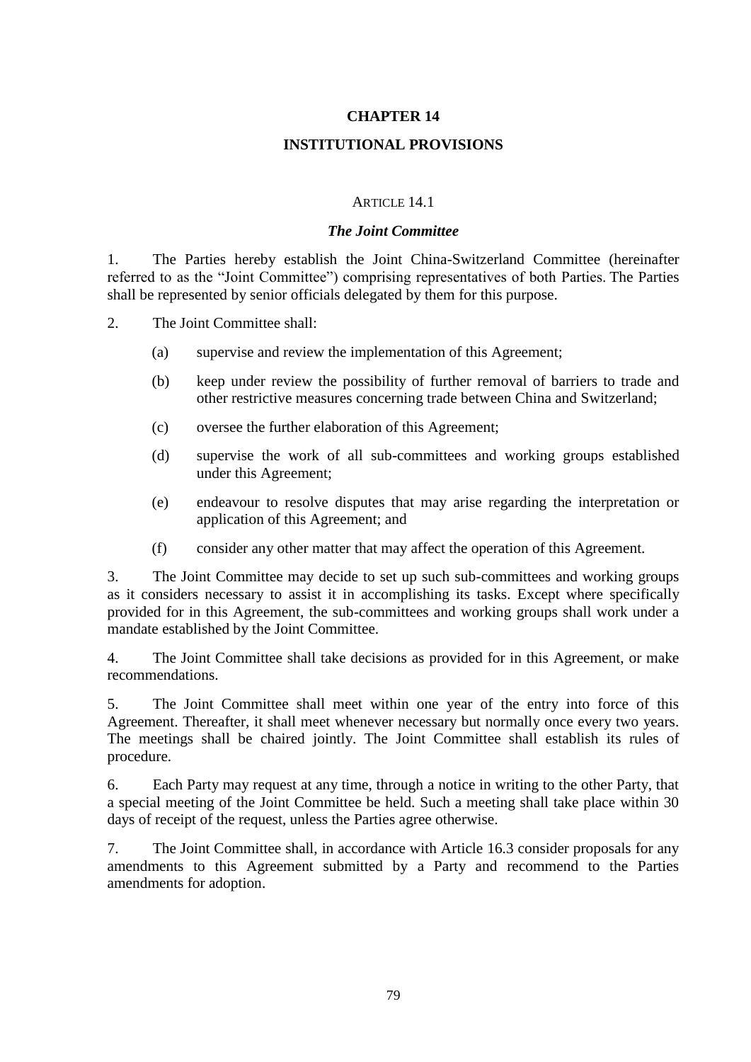# CHAPTER 14

# INSTITUTIONAL PROVISIONS

## ARTICLE 14.1

### *The Joint Committee*

1. The Parties hereby establish the Joint China-Switzerland Committee (hereinafter referred to as the "Joint Committee") comprising representatives of both Parties. The Parties shall be represented by senior officials delegated by them for this purpose.

2. The Joint Committee shall:

   (a) supervise and review the implementation of this Agreement;

   (b) keep under review the possibility of further removal of barriers to trade and other restrictive measures concerning trade between China and Switzerland;

   (c) oversee the further elaboration of this Agreement;

   (d) supervise the work of all sub-committees and working groups established under this Agreement;

   (e) endeavour to resolve disputes that may arise regarding the interpretation or application of this Agreement; and

   (f) consider any other matter that may affect the operation of this Agreement.

3. The Joint Committee may decide to set up such sub-committees and working groups as it considers necessary to assist it in accomplishing its tasks. Except where specifically provided for in this Agreement, the sub-committees and working groups shall work under a mandate established by the Joint Committee.

4. The Joint Committee shall take decisions as provided for in this Agreement, or make recommendations.

5. The Joint Committee shall meet within one year of the entry into force of this Agreement. Thereafter, it shall meet whenever necessary but normally once every two years. The meetings shall be chaired jointly. The Joint Committee shall establish its rules of procedure.

6. Each Party may request at any time, through a notice in writing to the other Party, that a special meeting of the Joint Committee be held. Such a meeting shall take place within 30 days of receipt of the request, unless the Parties agree otherwise.

7. The Joint Committee shall, in accordance with Article 16.3 consider proposals for any amendments to this Agreement submitted by a Party and recommend to the Parties amendments for adoption.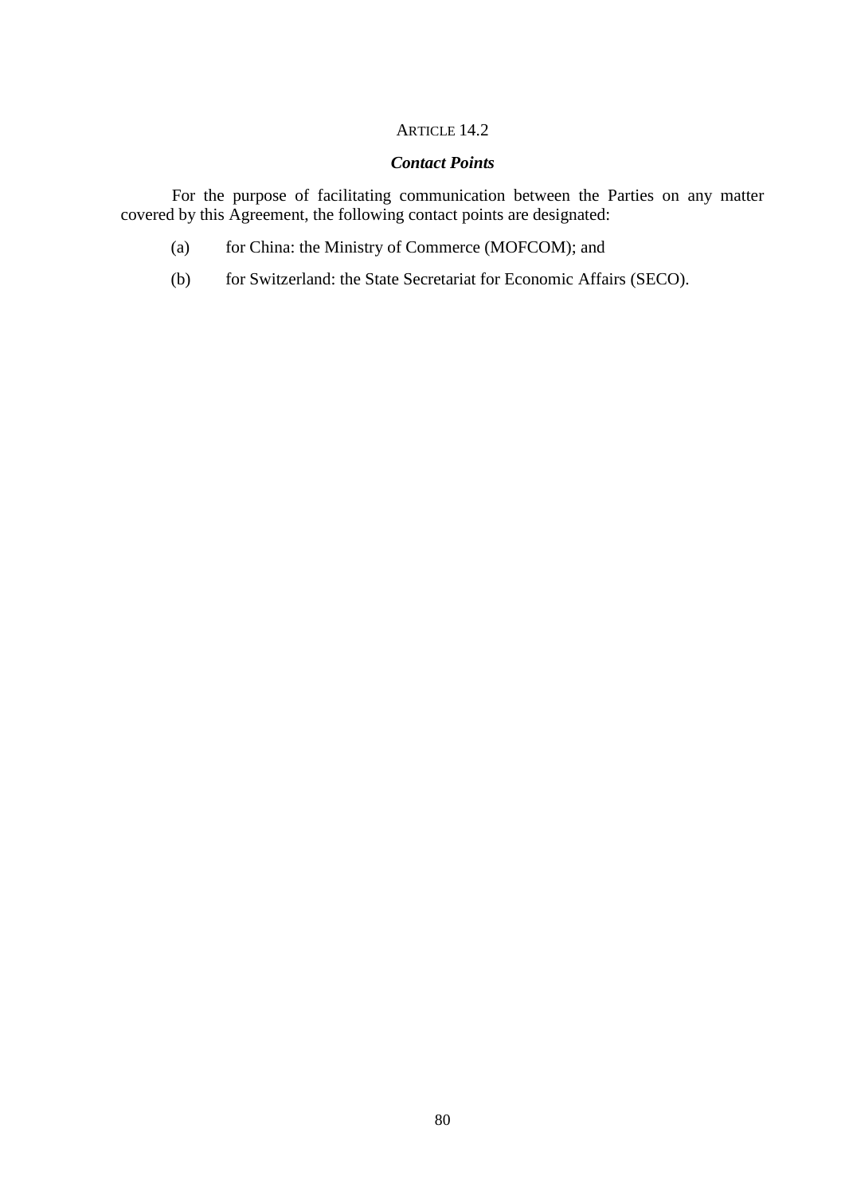ARTICLE 14.2

***Contact Points***

For the purpose of facilitating communication between the Parties on any matter covered by this Agreement, the following contact points are designated:

(a) for China: the Ministry of Commerce (MOFCOM); and

(b) for Switzerland: the State Secretariat for Economic Affairs (SECO).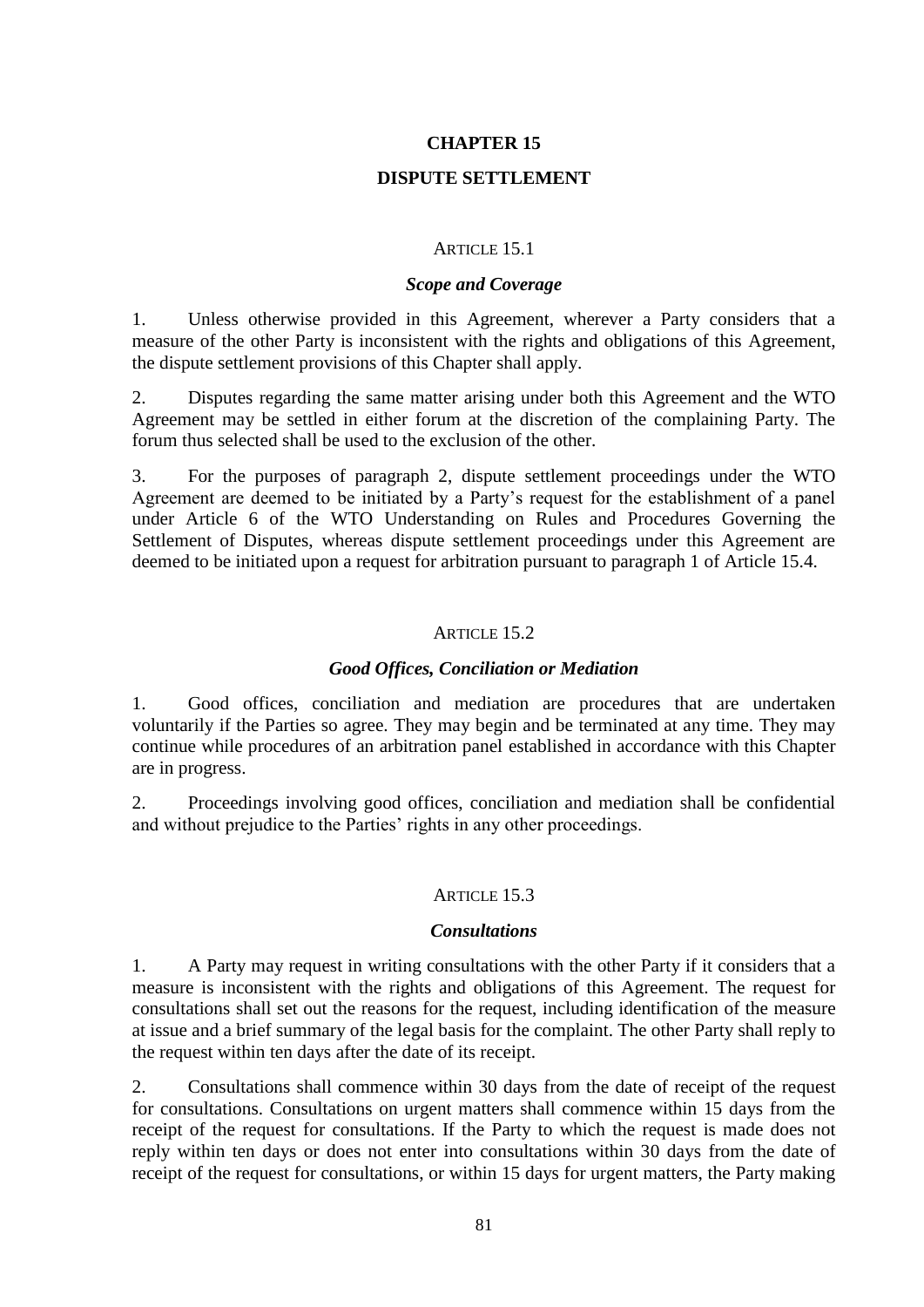# CHAPTER 15

# DISPUTE SETTLEMENT

## ARTICLE 15.1

### *Scope and Coverage*

1. Unless otherwise provided in this Agreement, wherever a Party considers that a measure of the other Party is inconsistent with the rights and obligations of this Agreement, the dispute settlement provisions of this Chapter shall apply.

2. Disputes regarding the same matter arising under both this Agreement and the WTO Agreement may be settled in either forum at the discretion of the complaining Party. The forum thus selected shall be used to the exclusion of the other.

3. For the purposes of paragraph 2, dispute settlement proceedings under the WTO Agreement are deemed to be initiated by a Party's request for the establishment of a panel under Article 6 of the WTO Understanding on Rules and Procedures Governing the Settlement of Disputes, whereas dispute settlement proceedings under this Agreement are deemed to be initiated upon a request for arbitration pursuant to paragraph 1 of Article 15.4.

## ARTICLE 15.2

### *Good Offices, Conciliation or Mediation*

1. Good offices, conciliation and mediation are procedures that are undertaken voluntarily if the Parties so agree. They may begin and be terminated at any time. They may continue while procedures of an arbitration panel established in accordance with this Chapter are in progress.

2. Proceedings involving good offices, conciliation and mediation shall be confidential and without prejudice to the Parties' rights in any other proceedings.

## ARTICLE 15.3

### *Consultations*

1. A Party may request in writing consultations with the other Party if it considers that a measure is inconsistent with the rights and obligations of this Agreement. The request for consultations shall set out the reasons for the request, including identification of the measure at issue and a brief summary of the legal basis for the complaint. The other Party shall reply to the request within ten days after the date of its receipt.

2. Consultations shall commence within 30 days from the date of receipt of the request for consultations. Consultations on urgent matters shall commence within 15 days from the receipt of the request for consultations. If the Party to which the request is made does not reply within ten days or does not enter into consultations within 30 days from the date of receipt of the request for consultations, or within 15 days for urgent matters, the Party making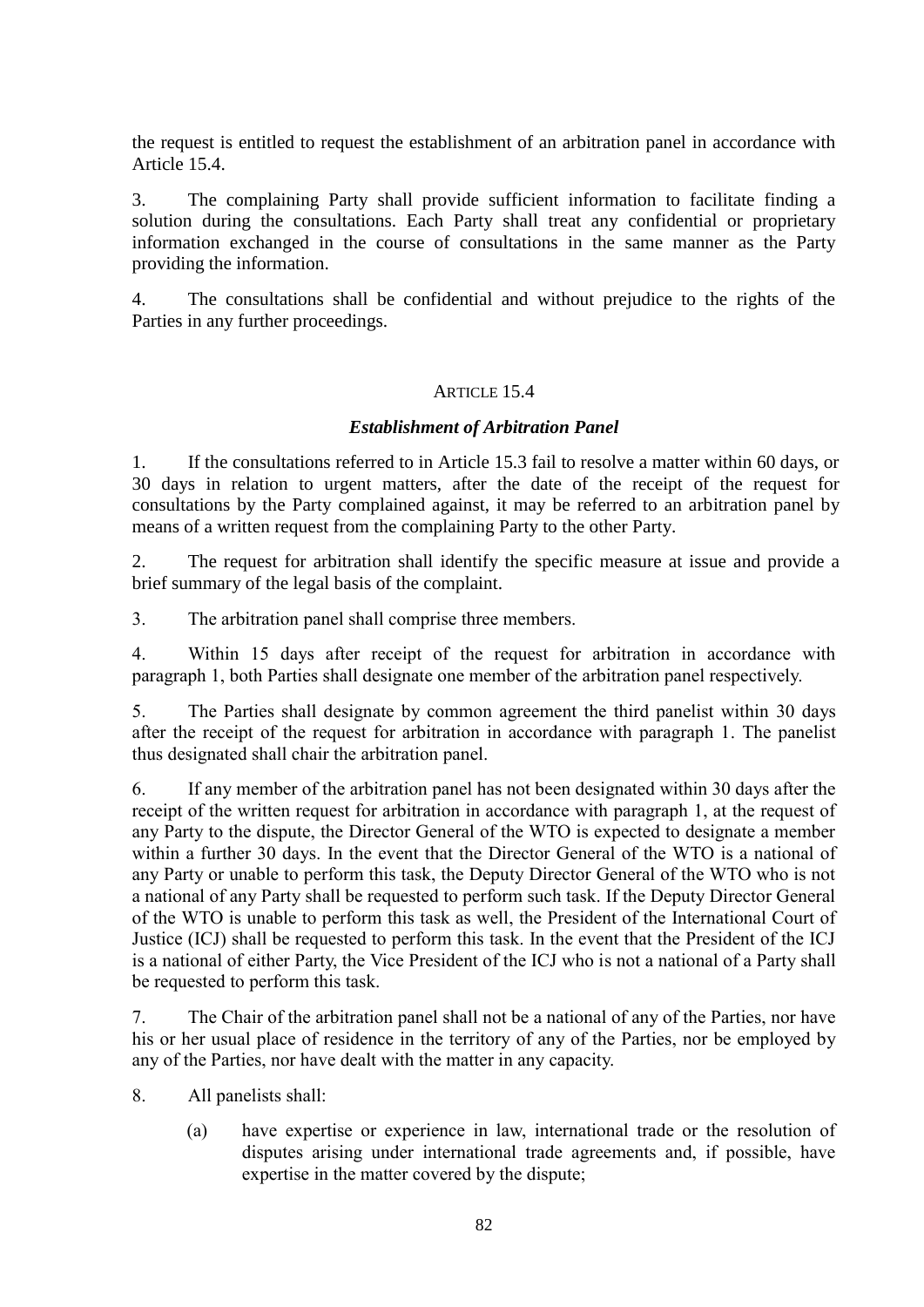the request is entitled to request the establishment of an arbitration panel in accordance with Article 15.4.

3. The complaining Party shall provide sufficient information to facilitate finding a solution during the consultations. Each Party shall treat any confidential or proprietary information exchanged in the course of consultations in the same manner as the Party providing the information.

4. The consultations shall be confidential and without prejudice to the rights of the Parties in any further proceedings.

ARTICLE 15.4

***Establishment of Arbitration Panel***

1. If the consultations referred to in Article 15.3 fail to resolve a matter within 60 days, or 30 days in relation to urgent matters, after the date of the receipt of the request for consultations by the Party complained against, it may be referred to an arbitration panel by means of a written request from the complaining Party to the other Party.

2. The request for arbitration shall identify the specific measure at issue and provide a brief summary of the legal basis of the complaint.

3. The arbitration panel shall comprise three members.

4. Within 15 days after receipt of the request for arbitration in accordance with paragraph 1, both Parties shall designate one member of the arbitration panel respectively.

5. The Parties shall designate by common agreement the third panelist within 30 days after the receipt of the request for arbitration in accordance with paragraph 1. The panelist thus designated shall chair the arbitration panel.

6. If any member of the arbitration panel has not been designated within 30 days after the receipt of the written request for arbitration in accordance with paragraph 1, at the request of any Party to the dispute, the Director General of the WTO is expected to designate a member within a further 30 days. In the event that the Director General of the WTO is a national of any Party or unable to perform this task, the Deputy Director General of the WTO who is not a national of any Party shall be requested to perform such task. If the Deputy Director General of the WTO is unable to perform this task as well, the President of the International Court of Justice (ICJ) shall be requested to perform this task. In the event that the President of the ICJ is a national of either Party, the Vice President of the ICJ who is not a national of a Party shall be requested to perform this task.

7. The Chair of the arbitration panel shall not be a national of any of the Parties, nor have his or her usual place of residence in the territory of any of the Parties, nor be employed by any of the Parties, nor have dealt with the matter in any capacity.

8. All panelists shall:

   (a) have expertise or experience in law, international trade or the resolution of disputes arising under international trade agreements and, if possible, have expertise in the matter covered by the dispute;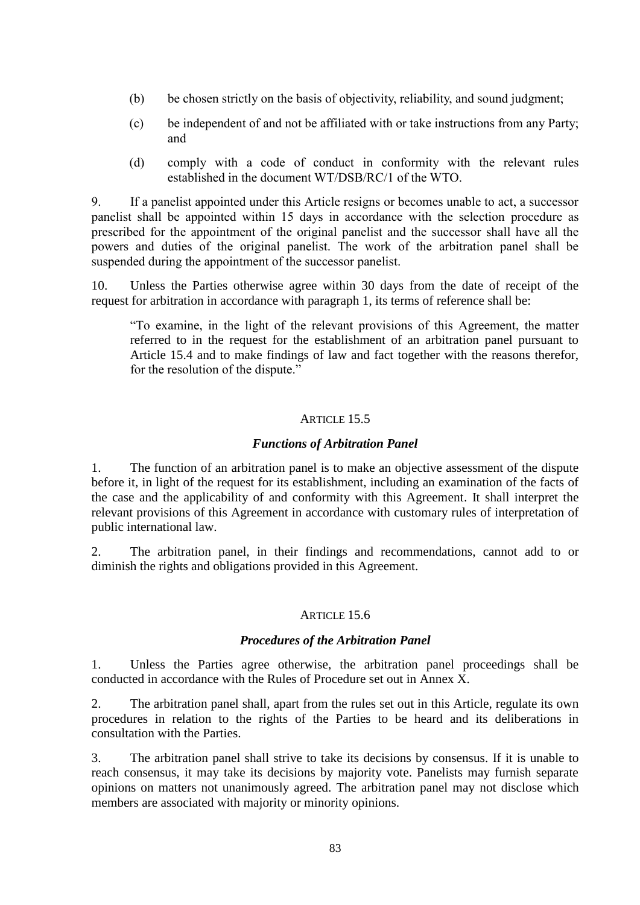(b) be chosen strictly on the basis of objectivity, reliability, and sound judgment;

(c) be independent of and not be affiliated with or take instructions from any Party; and

(d) comply with a code of conduct in conformity with the relevant rules established in the document WT/DSB/RC/1 of the WTO.

9. If a panelist appointed under this Article resigns or becomes unable to act, a successor panelist shall be appointed within 15 days in accordance with the selection procedure as prescribed for the appointment of the original panelist and the successor shall have all the powers and duties of the original panelist. The work of the arbitration panel shall be suspended during the appointment of the successor panelist.

10. Unless the Parties otherwise agree within 30 days from the date of receipt of the request for arbitration in accordance with paragraph 1, its terms of reference shall be:

> "To examine, in the light of the relevant provisions of this Agreement, the matter referred to in the request for the establishment of an arbitration panel pursuant to Article 15.4 and to make findings of law and fact together with the reasons therefor, for the resolution of the dispute."

## ARTICLE 15.5

### *Functions of Arbitration Panel*

1. The function of an arbitration panel is to make an objective assessment of the dispute before it, in light of the request for its establishment, including an examination of the facts of the case and the applicability of and conformity with this Agreement. It shall interpret the relevant provisions of this Agreement in accordance with customary rules of interpretation of public international law.

2. The arbitration panel, in their findings and recommendations, cannot add to or diminish the rights and obligations provided in this Agreement.

## ARTICLE 15.6

### *Procedures of the Arbitration Panel*

1. Unless the Parties agree otherwise, the arbitration panel proceedings shall be conducted in accordance with the Rules of Procedure set out in Annex X.

2. The arbitration panel shall, apart from the rules set out in this Article, regulate its own procedures in relation to the rights of the Parties to be heard and its deliberations in consultation with the Parties.

3. The arbitration panel shall strive to take its decisions by consensus. If it is unable to reach consensus, it may take its decisions by majority vote. Panelists may furnish separate opinions on matters not unanimously agreed. The arbitration panel may not disclose which members are associated with majority or minority opinions.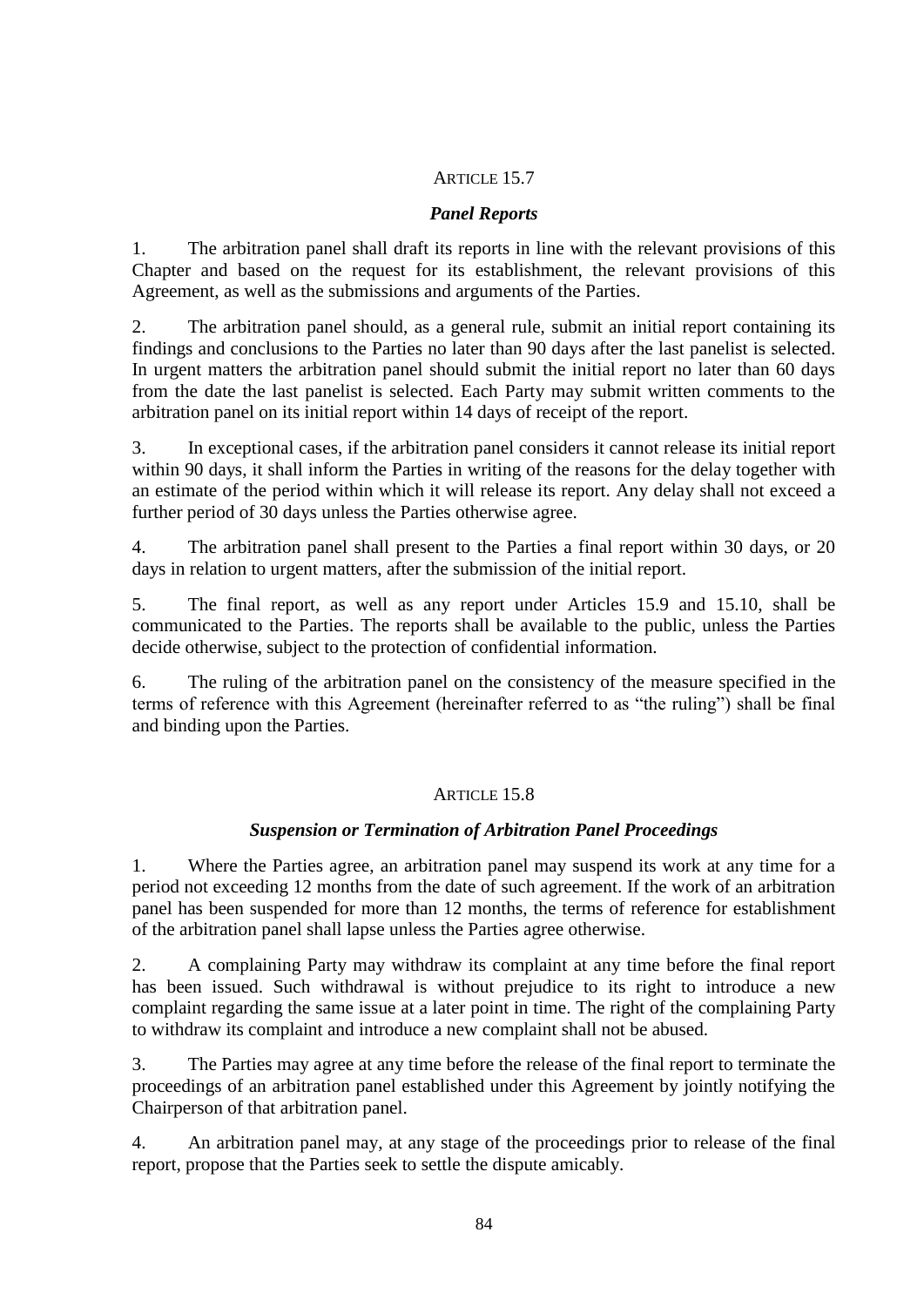## ARTICLE 15.7

### *Panel Reports*

1. The arbitration panel shall draft its reports in line with the relevant provisions of this Chapter and based on the request for its establishment, the relevant provisions of this Agreement, as well as the submissions and arguments of the Parties.

2. The arbitration panel should, as a general rule, submit an initial report containing its findings and conclusions to the Parties no later than 90 days after the last panelist is selected. In urgent matters the arbitration panel should submit the initial report no later than 60 days from the date the last panelist is selected. Each Party may submit written comments to the arbitration panel on its initial report within 14 days of receipt of the report.

3. In exceptional cases, if the arbitration panel considers it cannot release its initial report within 90 days, it shall inform the Parties in writing of the reasons for the delay together with an estimate of the period within which it will release its report. Any delay shall not exceed a further period of 30 days unless the Parties otherwise agree.

4. The arbitration panel shall present to the Parties a final report within 30 days, or 20 days in relation to urgent matters, after the submission of the initial report.

5. The final report, as well as any report under Articles 15.9 and 15.10, shall be communicated to the Parties. The reports shall be available to the public, unless the Parties decide otherwise, subject to the protection of confidential information.

6. The ruling of the arbitration panel on the consistency of the measure specified in the terms of reference with this Agreement (hereinafter referred to as "the ruling") shall be final and binding upon the Parties.

## ARTICLE 15.8

### *Suspension or Termination of Arbitration Panel Proceedings*

1. Where the Parties agree, an arbitration panel may suspend its work at any time for a period not exceeding 12 months from the date of such agreement. If the work of an arbitration panel has been suspended for more than 12 months, the terms of reference for establishment of the arbitration panel shall lapse unless the Parties agree otherwise.

2. A complaining Party may withdraw its complaint at any time before the final report has been issued. Such withdrawal is without prejudice to its right to introduce a new complaint regarding the same issue at a later point in time. The right of the complaining Party to withdraw its complaint and introduce a new complaint shall not be abused.

3. The Parties may agree at any time before the release of the final report to terminate the proceedings of an arbitration panel established under this Agreement by jointly notifying the Chairperson of that arbitration panel.

4. An arbitration panel may, at any stage of the proceedings prior to release of the final report, propose that the Parties seek to settle the dispute amicably.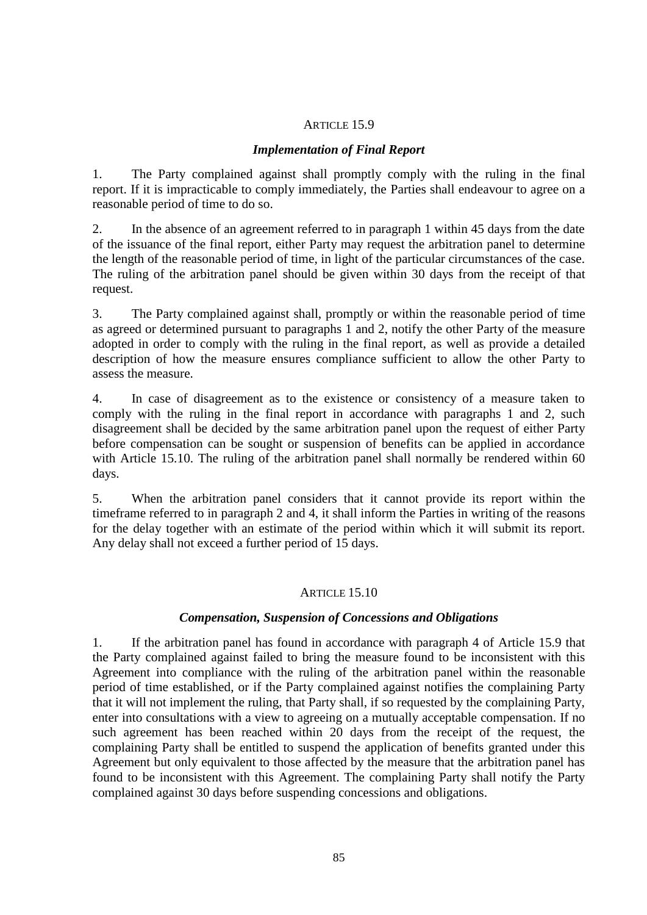ARTICLE 15.9

***Implementation of Final Report***

1. The Party complained against shall promptly comply with the ruling in the final report. If it is impracticable to comply immediately, the Parties shall endeavour to agree on a reasonable period of time to do so.

2. In the absence of an agreement referred to in paragraph 1 within 45 days from the date of the issuance of the final report, either Party may request the arbitration panel to determine the length of the reasonable period of time, in light of the particular circumstances of the case. The ruling of the arbitration panel should be given within 30 days from the receipt of that request.

3. The Party complained against shall, promptly or within the reasonable period of time as agreed or determined pursuant to paragraphs 1 and 2, notify the other Party of the measure adopted in order to comply with the ruling in the final report, as well as provide a detailed description of how the measure ensures compliance sufficient to allow the other Party to assess the measure.

4. In case of disagreement as to the existence or consistency of a measure taken to comply with the ruling in the final report in accordance with paragraphs 1 and 2, such disagreement shall be decided by the same arbitration panel upon the request of either Party before compensation can be sought or suspension of benefits can be applied in accordance with Article 15.10. The ruling of the arbitration panel shall normally be rendered within 60 days.

5. When the arbitration panel considers that it cannot provide its report within the timeframe referred to in paragraph 2 and 4, it shall inform the Parties in writing of the reasons for the delay together with an estimate of the period within which it will submit its report. Any delay shall not exceed a further period of 15 days.

ARTICLE 15.10

***Compensation, Suspension of Concessions and Obligations***

1. If the arbitration panel has found in accordance with paragraph 4 of Article 15.9 that the Party complained against failed to bring the measure found to be inconsistent with this Agreement into compliance with the ruling of the arbitration panel within the reasonable period of time established, or if the Party complained against notifies the complaining Party that it will not implement the ruling, that Party shall, if so requested by the complaining Party, enter into consultations with a view to agreeing on a mutually acceptable compensation. If no such agreement has been reached within 20 days from the receipt of the request, the complaining Party shall be entitled to suspend the application of benefits granted under this Agreement but only equivalent to those affected by the measure that the arbitration panel has found to be inconsistent with this Agreement. The complaining Party shall notify the Party complained against 30 days before suspending concessions and obligations.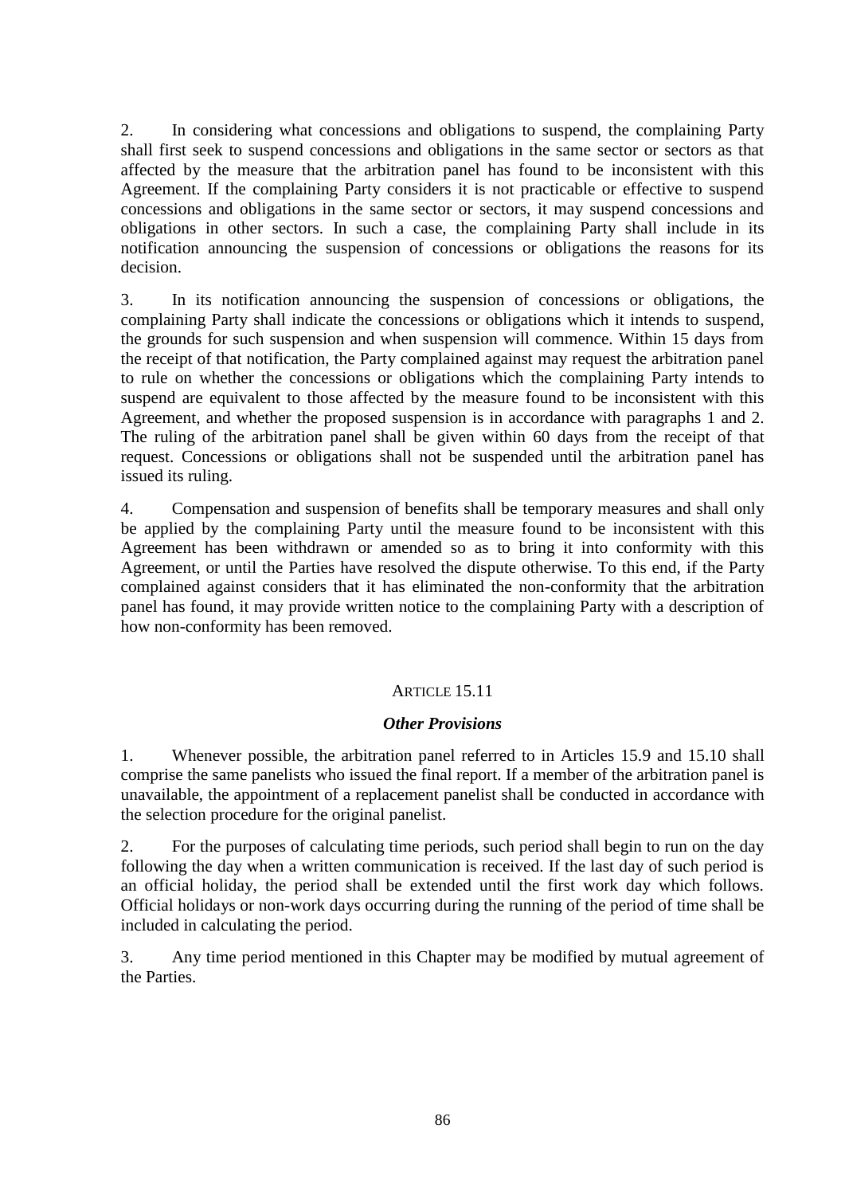2. In considering what concessions and obligations to suspend, the complaining Party shall first seek to suspend concessions and obligations in the same sector or sectors as that affected by the measure that the arbitration panel has found to be inconsistent with this Agreement. If the complaining Party considers it is not practicable or effective to suspend concessions and obligations in the same sector or sectors, it may suspend concessions and obligations in other sectors. In such a case, the complaining Party shall include in its notification announcing the suspension of concessions or obligations the reasons for its decision.

3. In its notification announcing the suspension of concessions or obligations, the complaining Party shall indicate the concessions or obligations which it intends to suspend, the grounds for such suspension and when suspension will commence. Within 15 days from the receipt of that notification, the Party complained against may request the arbitration panel to rule on whether the concessions or obligations which the complaining Party intends to suspend are equivalent to those affected by the measure found to be inconsistent with this Agreement, and whether the proposed suspension is in accordance with paragraphs 1 and 2. The ruling of the arbitration panel shall be given within 60 days from the receipt of that request. Concessions or obligations shall not be suspended until the arbitration panel has issued its ruling.

4. Compensation and suspension of benefits shall be temporary measures and shall only be applied by the complaining Party until the measure found to be inconsistent with this Agreement has been withdrawn or amended so as to bring it into conformity with this Agreement, or until the Parties have resolved the dispute otherwise. To this end, if the Party complained against considers that it has eliminated the non-conformity that the arbitration panel has found, it may provide written notice to the complaining Party with a description of how non-conformity has been removed.

## ARTICLE 15.11

### *Other Provisions*

1. Whenever possible, the arbitration panel referred to in Articles 15.9 and 15.10 shall comprise the same panelists who issued the final report. If a member of the arbitration panel is unavailable, the appointment of a replacement panelist shall be conducted in accordance with the selection procedure for the original panelist.

2. For the purposes of calculating time periods, such period shall begin to run on the day following the day when a written communication is received. If the last day of such period is an official holiday, the period shall be extended until the first work day which follows. Official holidays or non-work days occurring during the running of the period of time shall be included in calculating the period.

3. Any time period mentioned in this Chapter may be modified by mutual agreement of the Parties.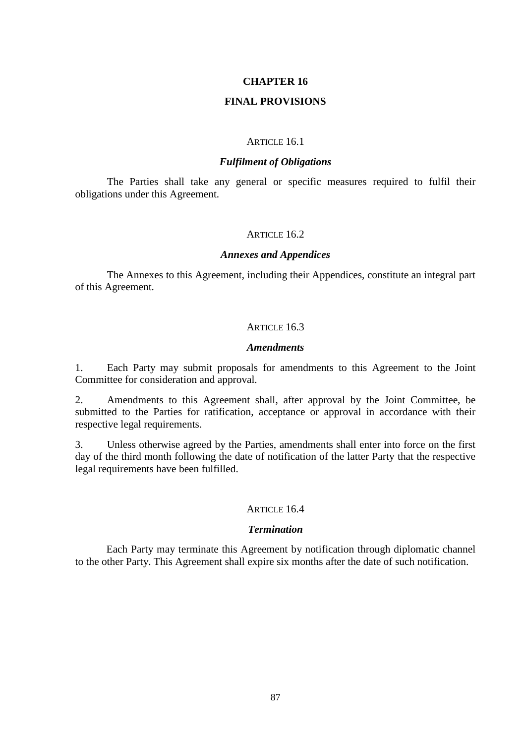# CHAPTER 16

# FINAL PROVISIONS

## ARTICLE 16.1

### *Fulfilment of Obligations*

The Parties shall take any general or specific measures required to fulfil their obligations under this Agreement.

## ARTICLE 16.2

### *Annexes and Appendices*

The Annexes to this Agreement, including their Appendices, constitute an integral part of this Agreement.

## ARTICLE 16.3

### *Amendments*

1. Each Party may submit proposals for amendments to this Agreement to the Joint Committee for consideration and approval.

2. Amendments to this Agreement shall, after approval by the Joint Committee, be submitted to the Parties for ratification, acceptance or approval in accordance with their respective legal requirements.

3. Unless otherwise agreed by the Parties, amendments shall enter into force on the first day of the third month following the date of notification of the latter Party that the respective legal requirements have been fulfilled.

## ARTICLE 16.4

### *Termination*

Each Party may terminate this Agreement by notification through diplomatic channel to the other Party. This Agreement shall expire six months after the date of such notification.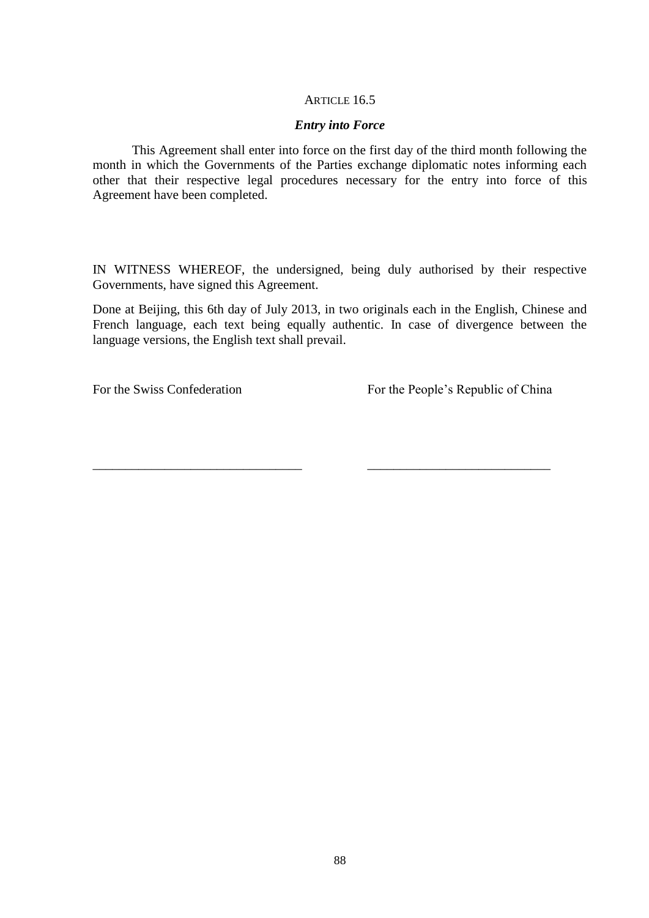ARTICLE 16.5

***Entry into Force***

This Agreement shall enter into force on the first day of the third month following the month in which the Governments of the Parties exchange diplomatic notes informing each other that their respective legal procedures necessary for the entry into force of this Agreement have been completed.

IN WITNESS WHEREOF, the undersigned, being duly authorised by their respective Governments, have signed this Agreement.

Done at Beijing, this 6th day of July 2013, in two originals each in the English, Chinese and French language, each text being equally authentic. In case of divergence between the language versions, the English text shall prevail.

| For the Swiss Confederation | For the People's Republic of China |
| --- | --- |
| _______________________________ | ___________________________ |